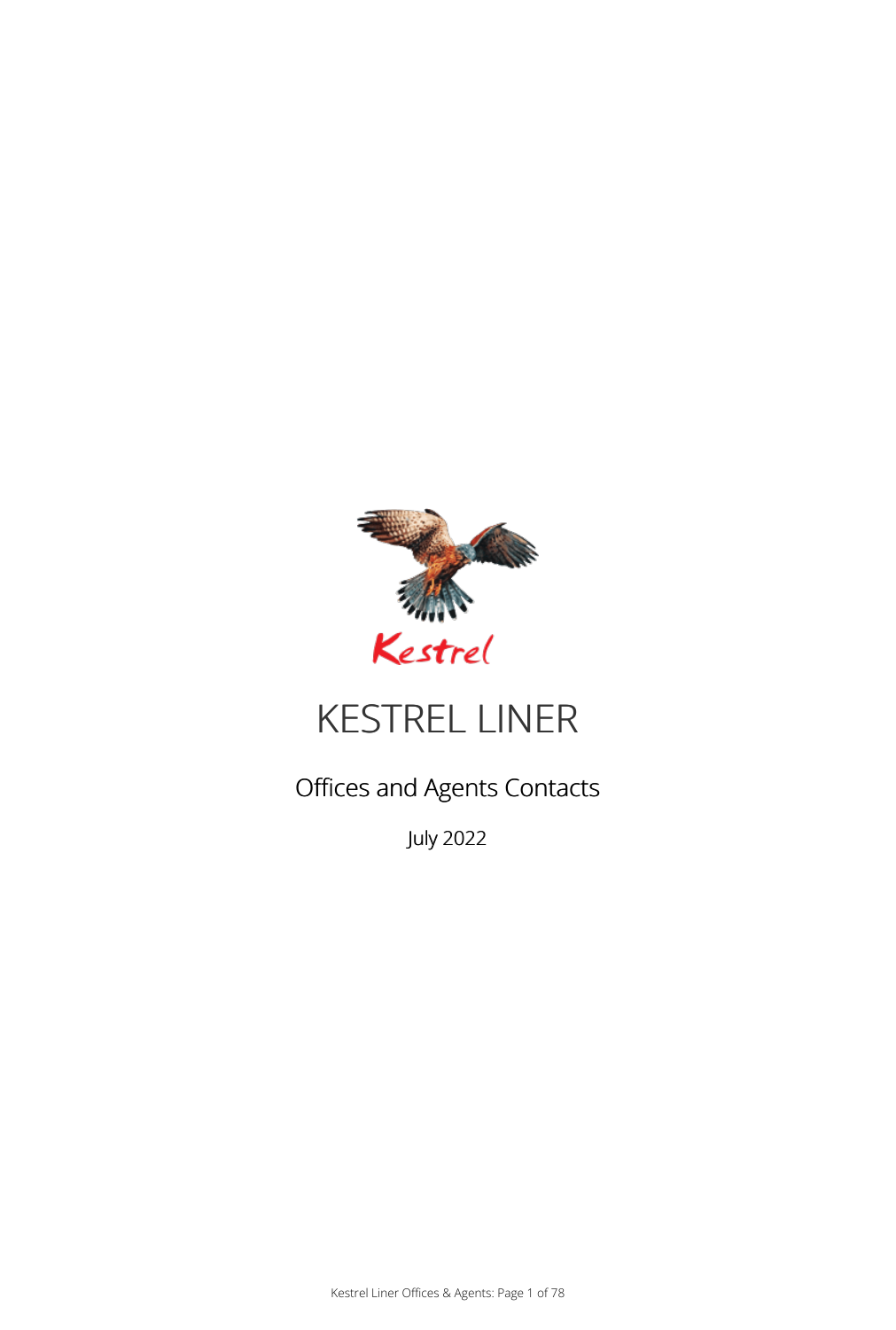Kestrel

# KESTREL LINER

## Offices and Agents Contacts

July 2022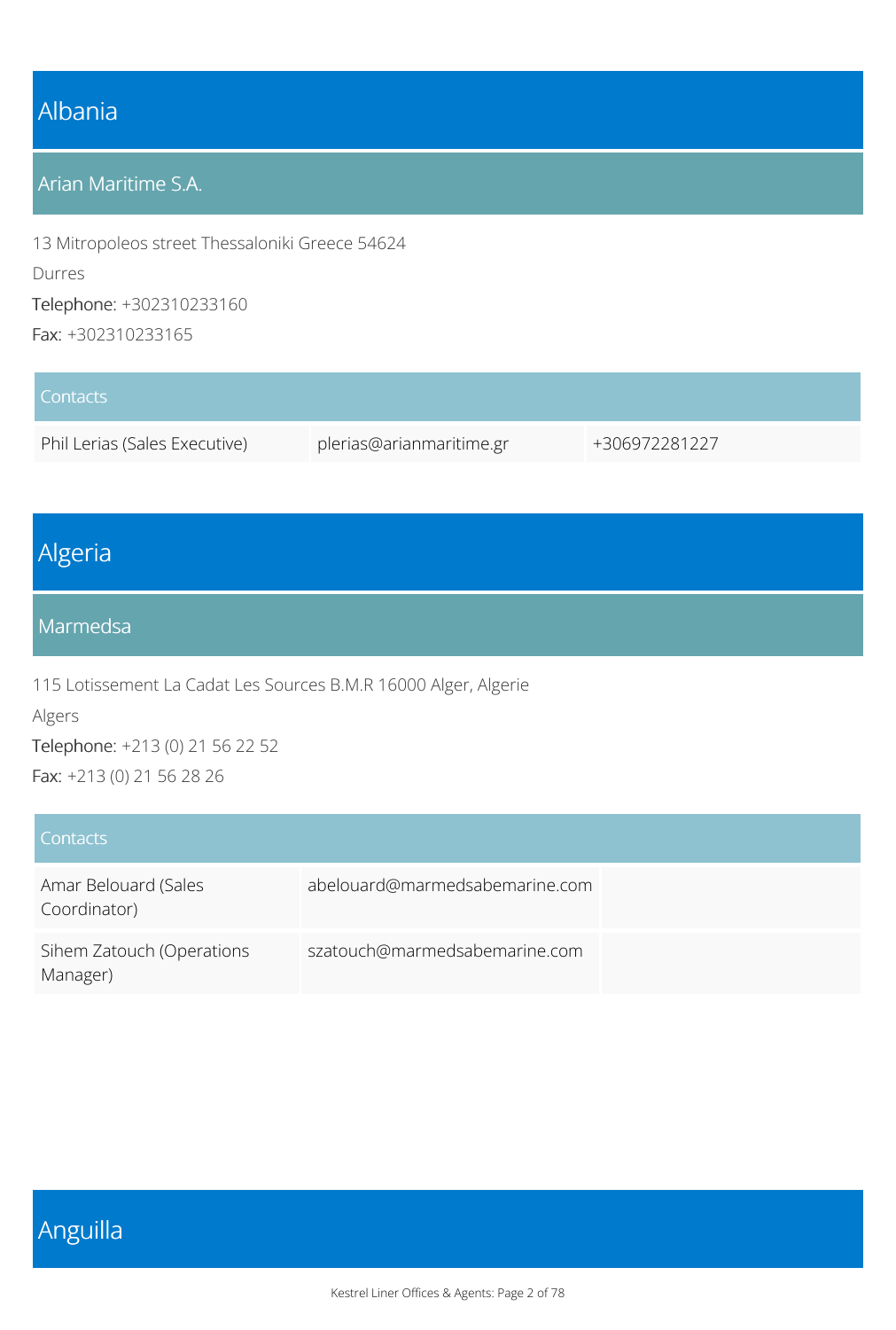# Albania

## Arian Maritime S.A.

13 Mitropoleos street Thessaloniki Greece 54624

Durres

Telephone: +302310233160

Fax: +302310233165

| Contacts | | |
|---|---|---|
| Phil Lerias (Sales Executive) | plerias@arianmaritime.gr | +306972281227 |

# Algeria

## Marmedsa

115 Lotissement La Cadat Les Sources B.M.R 16000 Alger, Algerie

Algers

Telephone: +213 (0) 21 56 22 52

Fax: +213 (0) 21 56 28 26

| Contacts | | |
|---|---|---|
| Amar Belouard (Sales Coordinator) | abelouard@marmedsabemarine.com | |
| Sihem Zatouch (Operations Manager) | szatouch@marmedsabemarine.com | |

# Anguilla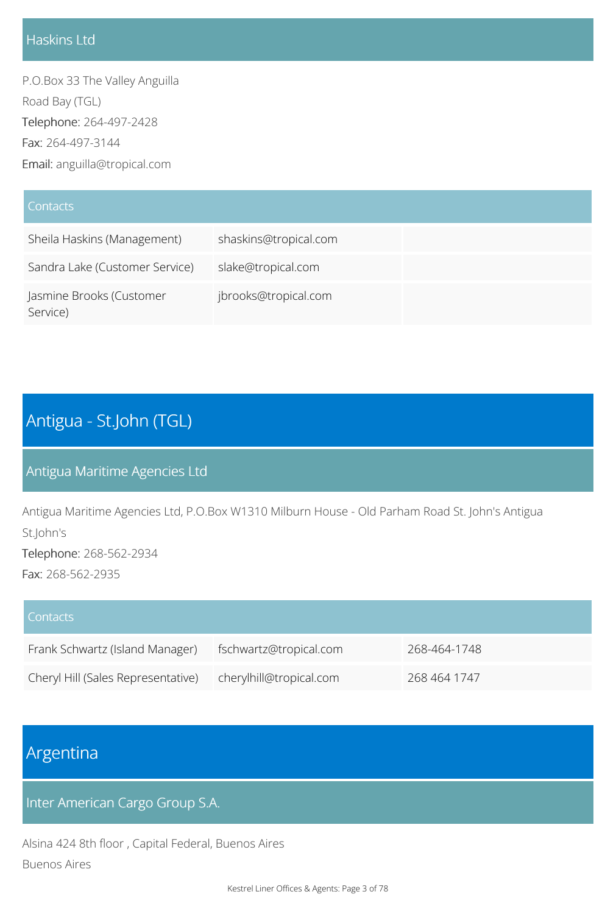### Haskins Ltd

P.O.Box 33 The Valley Anguilla

Road Bay (TGL)

Telephone: 264-497-2428

Fax: 264-497-3144

Email: anguilla@tropical.com

| Contacts | | |
|---|---|---|
| Sheila Haskins (Management) | shaskins@tropical.com | |
| Sandra Lake (Customer Service) | slake@tropical.com | |
| Jasmine Brooks (Customer Service) | jbrooks@tropical.com | |

## Antigua - St.John (TGL)

### Antigua Maritime Agencies Ltd

Antigua Maritime Agencies Ltd, P.O.Box W1310 Milburn House - Old Parham Road St. John's Antigua

St.John's

Telephone: 268-562-2934

Fax: 268-562-2935

| Contacts | | |
|---|---|---|
| Frank Schwartz (Island Manager) | fschwartz@tropical.com | 268-464-1748 |
| Cheryl Hill (Sales Representative) | cherylhill@tropical.com | 268 464 1747 |

## Argentina

### Inter American Cargo Group S.A.

Alsina 424 8th floor , Capital Federal, Buenos Aires

Buenos Aires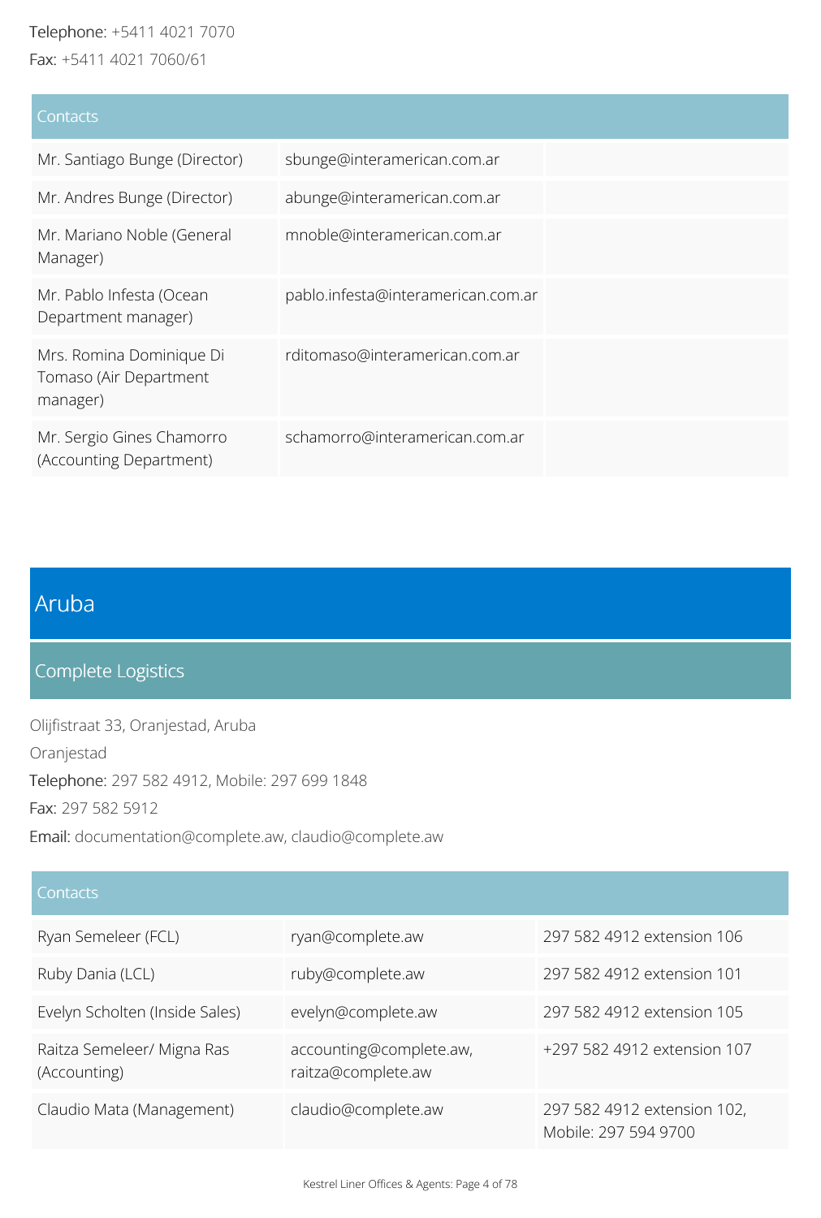Telephone: +5411 4021 7070

Fax: +5411 4021 7060/61

| Contacts | | |
| --- | --- | --- |
| Mr. Santiago Bunge (Director) | sbunge@interamerican.com.ar | |
| Mr. Andres Bunge (Director) | abunge@interamerican.com.ar | |
| Mr. Mariano Noble (General Manager) | mnoble@interamerican.com.ar | |
| Mr. Pablo Infesta (Ocean Department manager) | pablo.infesta@interamerican.com.ar | |
| Mrs. Romina Dominique Di Tomaso (Air Department manager) | rditomaso@interamerican.com.ar | |
| Mr. Sergio Gines Chamorro (Accounting Department) | schamorro@interamerican.com.ar | |

# Aruba

## Complete Logistics

Olijfistraat 33, Oranjestad, Aruba

Oranjestad

Telephone: 297 582 4912, Mobile: 297 699 1848

Fax: 297 582 5912

Email: documentation@complete.aw, claudio@complete.aw

| Contacts | | |
| --- | --- | --- |
| Ryan Semeleer (FCL) | ryan@complete.aw | 297 582 4912 extension 106 |
| Ruby Dania (LCL) | ruby@complete.aw | 297 582 4912 extension 101 |
| Evelyn Scholten (Inside Sales) | evelyn@complete.aw | 297 582 4912 extension 105 |
| Raitza Semeleer/ Migna Ras (Accounting) | accounting@complete.aw, raitza@complete.aw | +297 582 4912 extension 107 |
| Claudio Mata (Management) | claudio@complete.aw | 297 582 4912 extension 102, Mobile: 297 594 9700 |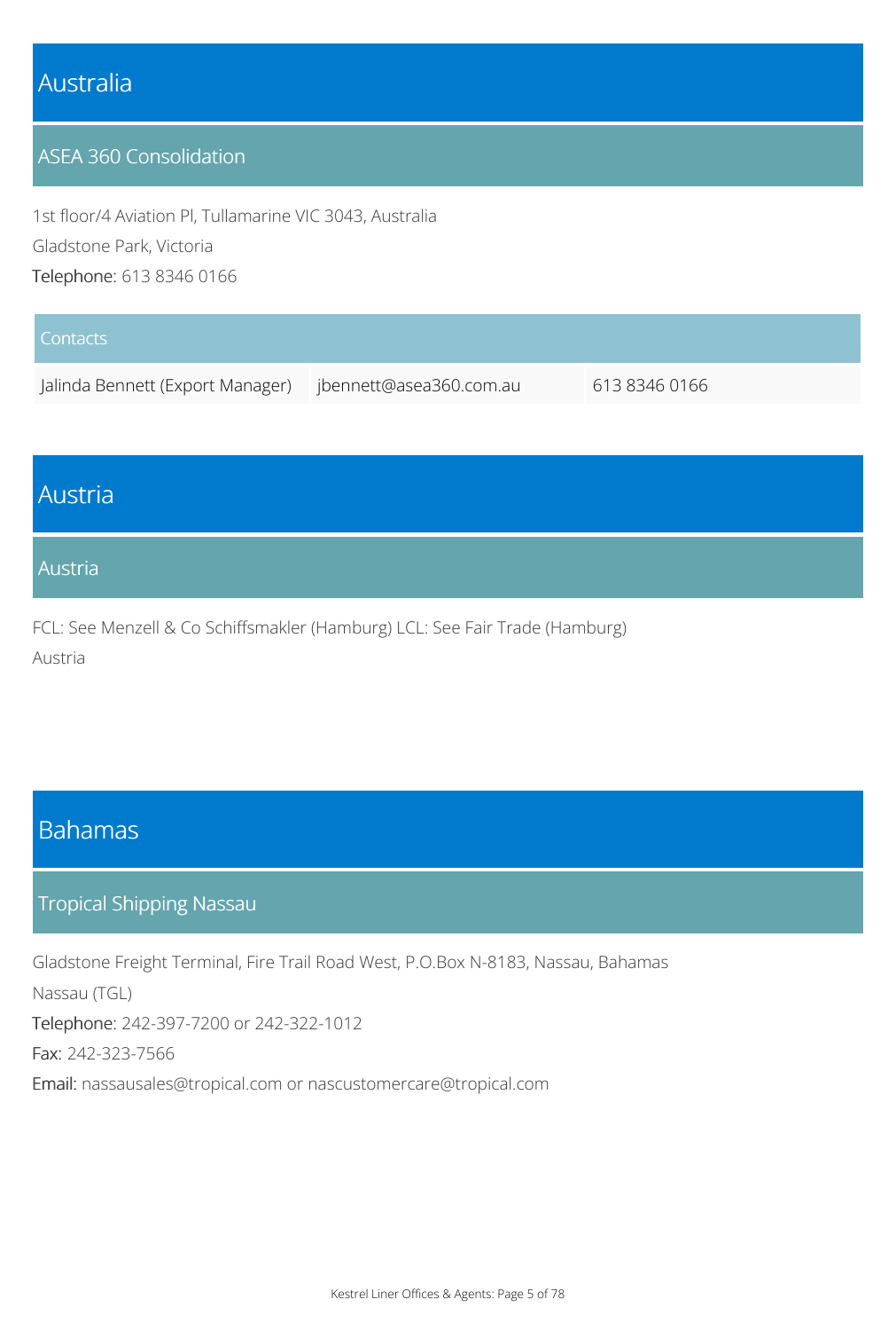# Australia

## ASEA 360 Consolidation

1st floor/4 Aviation Pl, Tullamarine VIC 3043, Australia

Gladstone Park, Victoria

Telephone: 613 8346 0166

| Contacts | | |
| --- | --- | --- |
| Jalinda Bennett (Export Manager) | jbennett@asea360.com.au | 613 8346 0166 |

# Austria

## Austria

FCL: See Menzell & Co Schiffsmakler (Hamburg) LCL: See Fair Trade (Hamburg)

Austria

# Bahamas

## Tropical Shipping Nassau

Gladstone Freight Terminal, Fire Trail Road West, P.O.Box N-8183, Nassau, Bahamas

Nassau (TGL)

Telephone: 242-397-7200 or 242-322-1012

Fax: 242-323-7566

Email: nassausales@tropical.com or nascustomercare@tropical.com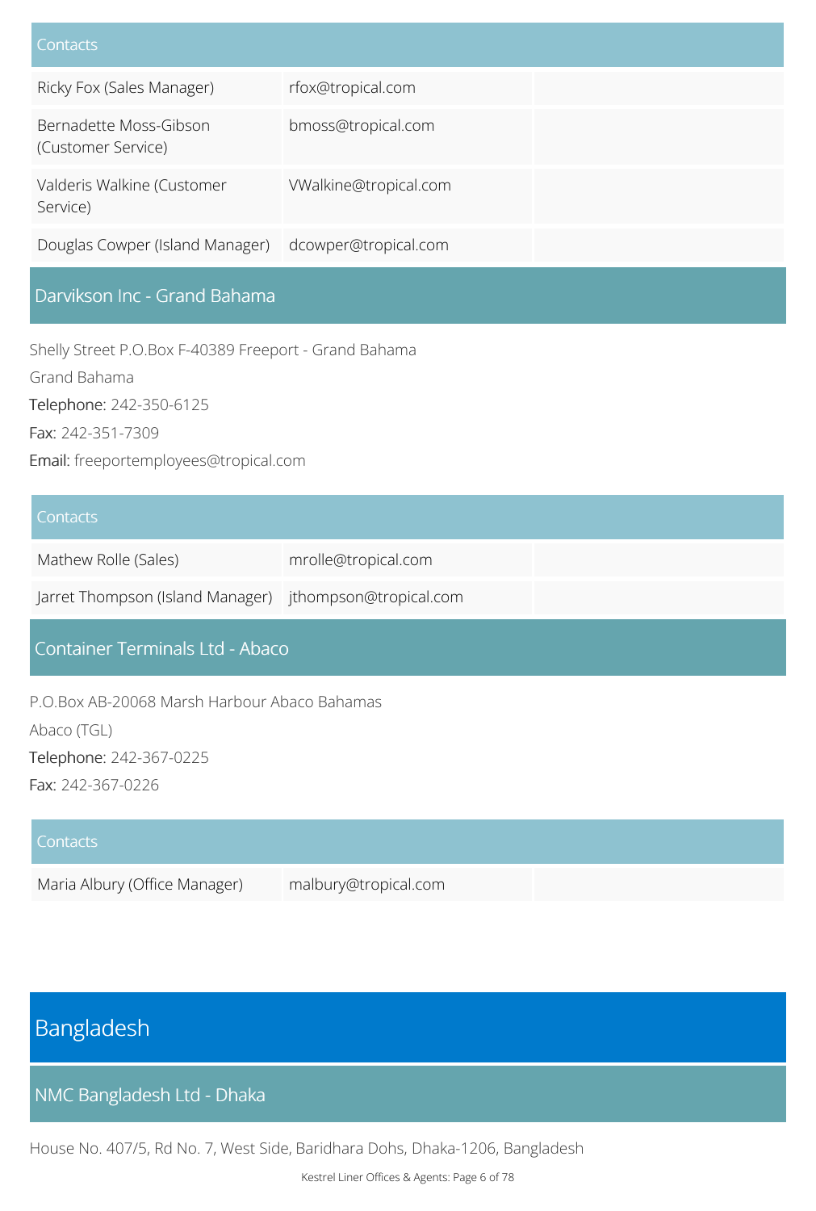| Contacts | | |
|---|---|---|
| Ricky Fox (Sales Manager) | rfox@tropical.com | |
| Bernadette Moss-Gibson (Customer Service) | bmoss@tropical.com | |
| Valderis Walkine (Customer Service) | VWalkine@tropical.com | |
| Douglas Cowper (Island Manager) | dcowper@tropical.com | |

### Darvikson Inc - Grand Bahama

Shelly Street P.O.Box F-40389 Freeport - Grand Bahama

Grand Bahama

Telephone: 242-350-6125

Fax: 242-351-7309

Email: freeportemployees@tropical.com

| Contacts | | |
|---|---|---|
| Mathew Rolle (Sales) | mrolle@tropical.com | |
| Jarret Thompson (Island Manager) | jthompson@tropical.com | |

### Container Terminals Ltd - Abaco

P.O.Box AB-20068 Marsh Harbour Abaco Bahamas

Abaco (TGL)

Telephone: 242-367-0225

Fax: 242-367-0226

| Contacts | | |
|---|---|---|
| Maria Albury (Office Manager) | malbury@tropical.com | |

## Bangladesh

### NMC Bangladesh Ltd - Dhaka

House No. 407/5, Rd No. 7, West Side, Baridhara Dohs, Dhaka-1206, Bangladesh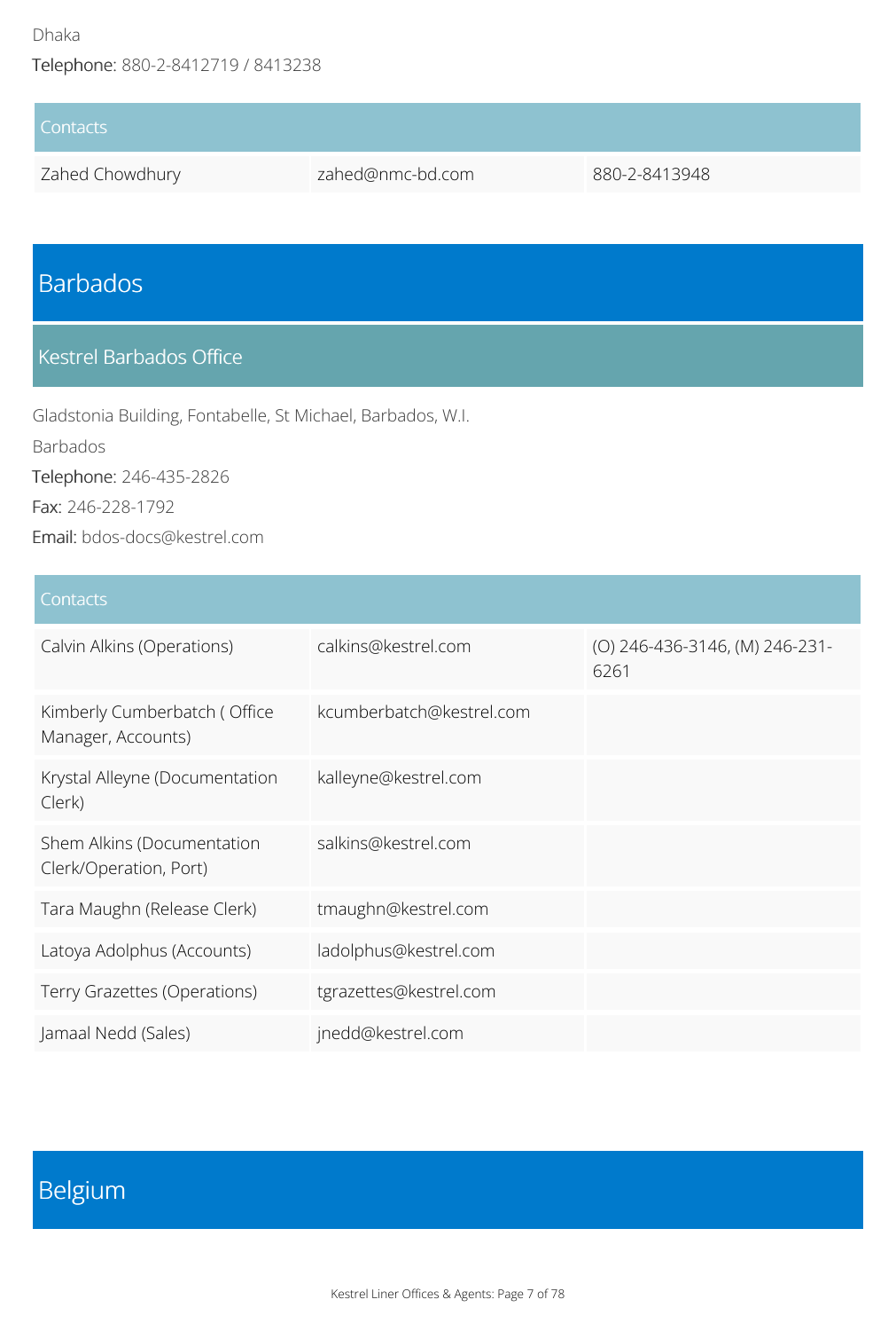Dhaka

Telephone: 880-2-8412719 / 8413238

| Contacts | | |
|---|---|---|
| Zahed Chowdhury | zahed@nmc-bd.com | 880-2-8413948 |

# Barbados

## Kestrel Barbados Office

Gladstonia Building, Fontabelle, St Michael, Barbados, W.I.

Barbados

Telephone: 246-435-2826

Fax: 246-228-1792

Email: bdos-docs@kestrel.com

| Contacts | | |
|---|---|---|
| Calvin Alkins (Operations) | calkins@kestrel.com | (O) 246-436-3146, (M) 246-231-6261 |
| Kimberly Cumberbatch ( Office Manager, Accounts) | kcumberbatch@kestrel.com | |
| Krystal Alleyne (Documentation Clerk) | kalleyne@kestrel.com | |
| Shem Alkins (Documentation Clerk/Operation, Port) | salkins@kestrel.com | |
| Tara Maughn (Release Clerk) | tmaughn@kestrel.com | |
| Latoya Adolphus (Accounts) | ladolphus@kestrel.com | |
| Terry Grazettes (Operations) | tgrazettes@kestrel.com | |
| Jamaal Nedd (Sales) | jnedd@kestrel.com | |

# Belgium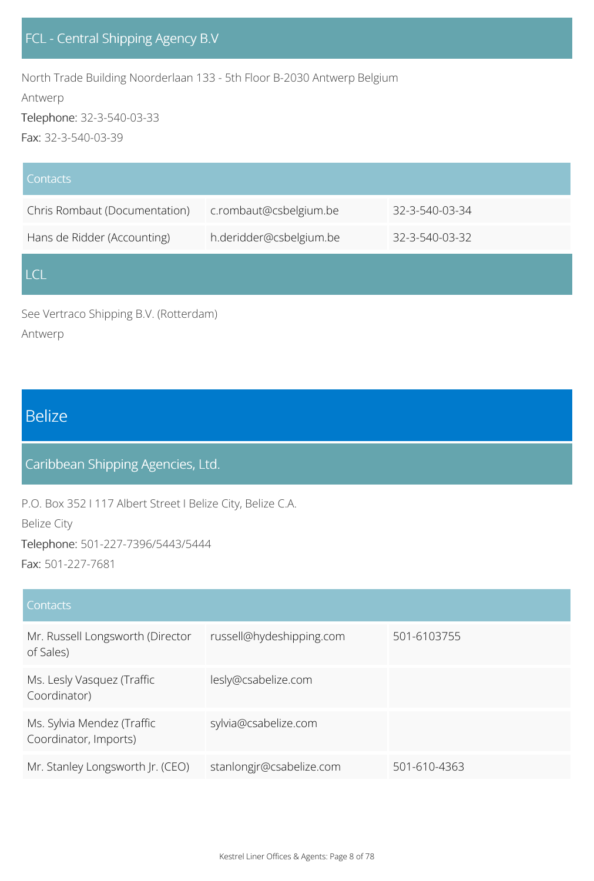### FCL - Central Shipping Agency B.V

North Trade Building Noorderlaan 133 - 5th Floor B-2030 Antwerp Belgium

Antwerp

Telephone: 32-3-540-03-33

Fax: 32-3-540-03-39

| Contacts | | |
|---|---|---|
| Chris Rombaut (Documentation) | c.rombaut@csbelgium.be | 32-3-540-03-34 |
| Hans de Ridder (Accounting) | h.deridder@csbelgium.be | 32-3-540-03-32 |

### LCL

See Vertraco Shipping B.V. (Rotterdam)

Antwerp

## Belize

### Caribbean Shipping Agencies, Ltd.

P.O. Box 352 I 117 Albert Street I Belize City, Belize C.A.

Belize City

Telephone: 501-227-7396/5443/5444

Fax: 501-227-7681

| Contacts | | |
|---|---|---|
| Mr. Russell Longsworth (Director of Sales) | russell@hydeshipping.com | 501-6103755 |
| Ms. Lesly Vasquez (Traffic Coordinator) | lesly@csabelize.com | |
| Ms. Sylvia Mendez (Traffic Coordinator, Imports) | sylvia@csabelize.com | |
| Mr. Stanley Longsworth Jr. (CEO) | stanlongjr@csabelize.com | 501-610-4363 |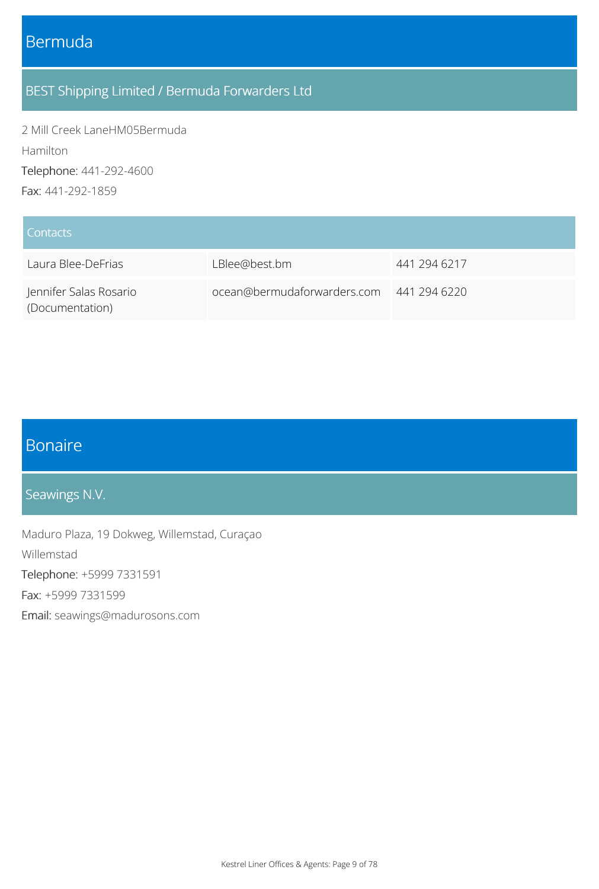# Bermuda

## BEST Shipping Limited / Bermuda Forwarders Ltd

2 Mill Creek LaneHM05Bermuda

Hamilton

Telephone: 441-292-4600

Fax: 441-292-1859

| Contacts | | |
|---|---|---|
| Laura Blee-DeFrias | LBlee@best.bm | 441 294 6217 |
| Jennifer Salas Rosario (Documentation) | ocean@bermudaforwarders.com | 441 294 6220 |

# Bonaire

## Seawings N.V.

Maduro Plaza, 19 Dokweg, Willemstad, Curaçao

Willemstad

Telephone: +5999 7331591

Fax: +5999 7331599

Email: seawings@madurosons.com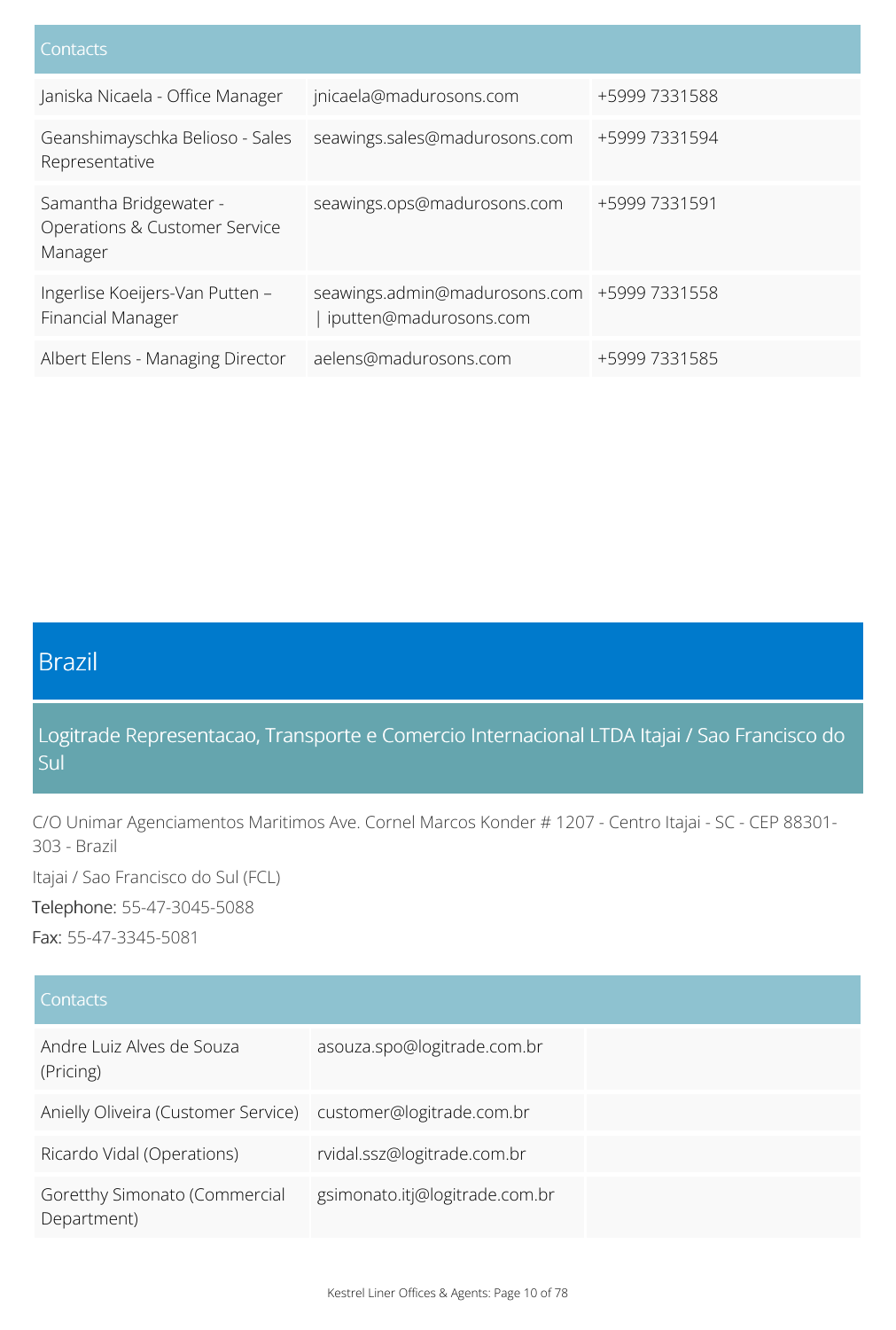| Contacts | | |
|---|---|---|
| Janiska Nicaela - Office Manager | jnicaela@madurosons.com | +5999 7331588 |
| Geanshimayschka Belioso - Sales Representative | seawings.sales@madurosons.com | +5999 7331594 |
| Samantha Bridgewater - Operations & Customer Service Manager | seawings.ops@madurosons.com | +5999 7331591 |
| Ingerlise Koeijers-Van Putten – Financial Manager | seawings.admin@madurosons.com \| iputten@madurosons.com | +5999 7331558 |
| Albert Elens - Managing Director | aelens@madurosons.com | +5999 7331585 |

# Brazil

## Logitrade Representacao, Transporte e Comercio Internacional LTDA Itajai / Sao Francisco do Sul

C/O Unimar Agenciamentos Maritimos Ave. Cornel Marcos Konder # 1207 - Centro Itajai - SC - CEP 88301-303 - Brazil

Itajai / Sao Francisco do Sul (FCL)

Telephone: 55-47-3045-5088

Fax: 55-47-3345-5081

| Contacts | | |
|---|---|---|
| Andre Luiz Alves de Souza (Pricing) | asouza.spo@logitrade.com.br | |
| Anielly Oliveira (Customer Service) | customer@logitrade.com.br | |
| Ricardo Vidal (Operations) | rvidal.ssz@logitrade.com.br | |
| Goretthy Simonato (Commercial Department) | gsimonato.itj@logitrade.com.br | |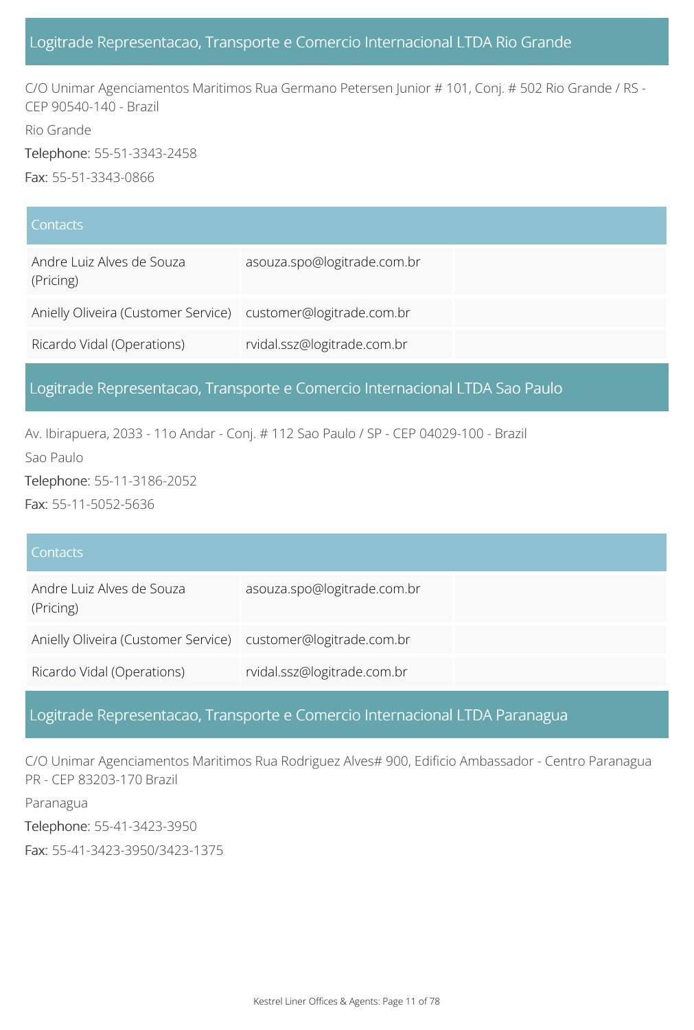## Logitrade Representacao, Transporte e Comercio Internacional LTDA Rio Grande

C/O Unimar Agenciamentos Maritimos Rua Germano Petersen Junior # 101, Conj. # 502 Rio Grande / RS - CEP 90540-140 - Brazil

Rio Grande

Telephone: 55-51-3343-2458

Fax: 55-51-3343-0866

| Contacts | | |
|---|---|---|
| Andre Luiz Alves de Souza (Pricing) | asouza.spo@logitrade.com.br | |
| Anielly Oliveira (Customer Service) | customer@logitrade.com.br | |
| Ricardo Vidal (Operations) | rvidal.ssz@logitrade.com.br | |

## Logitrade Representacao, Transporte e Comercio Internacional LTDA Sao Paulo

Av. Ibirapuera, 2033 - 11o Andar - Conj. # 112 Sao Paulo / SP - CEP 04029-100 - Brazil

Sao Paulo

Telephone: 55-11-3186-2052

Fax: 55-11-5052-5636

| Contacts | | |
|---|---|---|
| Andre Luiz Alves de Souza (Pricing) | asouza.spo@logitrade.com.br | |
| Anielly Oliveira (Customer Service) | customer@logitrade.com.br | |
| Ricardo Vidal (Operations) | rvidal.ssz@logitrade.com.br | |

## Logitrade Representacao, Transporte e Comercio Internacional LTDA Paranagua

C/O Unimar Agenciamentos Maritimos Rua Rodriguez Alves# 900, Edificio Ambassador - Centro Paranagua PR - CEP 83203-170 Brazil

Paranagua

Telephone: 55-41-3423-3950

Fax: 55-41-3423-3950/3423-1375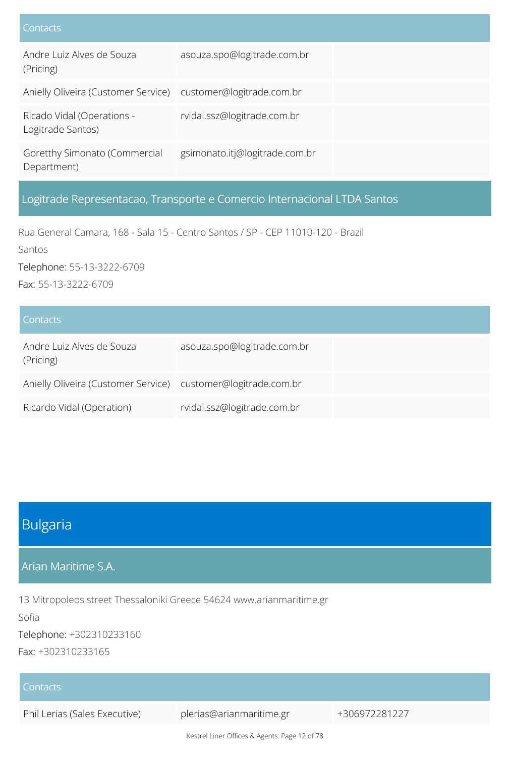| Contacts | | |
|---|---|---|
| Andre Luiz Alves de Souza (Pricing) | asouza.spo@logitrade.com.br | |
| Anielly Oliveira (Customer Service) | customer@logitrade.com.br | |
| Ricado Vidal (Operations - Logitrade Santos) | rvidal.ssz@logitrade.com.br | |
| Goretthy Simonato (Commercial Department) | gsimonato.itj@logitrade.com.br | |

### Logitrade Representacao, Transporte e Comercio Internacional LTDA Santos

Rua General Camara, 168 - Sala 15 - Centro Santos / SP - CEP 11010-120 - Brazil

Santos

Telephone: 55-13-3222-6709

Fax: 55-13-3222-6709

| Contacts | | |
|---|---|---|
| Andre Luiz Alves de Souza (Pricing) | asouza.spo@logitrade.com.br | |
| Anielly Oliveira (Customer Service) | customer@logitrade.com.br | |
| Ricardo Vidal (Operation) | rvidal.ssz@logitrade.com.br | |

## Bulgaria

### Arian Maritime S.A.

13 Mitropoleos street Thessaloniki Greece 54624 www.arianmaritime.gr

Sofia

Telephone: +302310233160

Fax: +302310233165

| Contacts | | |
|---|---|---|
| Phil Lerias (Sales Executive) | plerias@arianmaritime.gr | +306972281227 |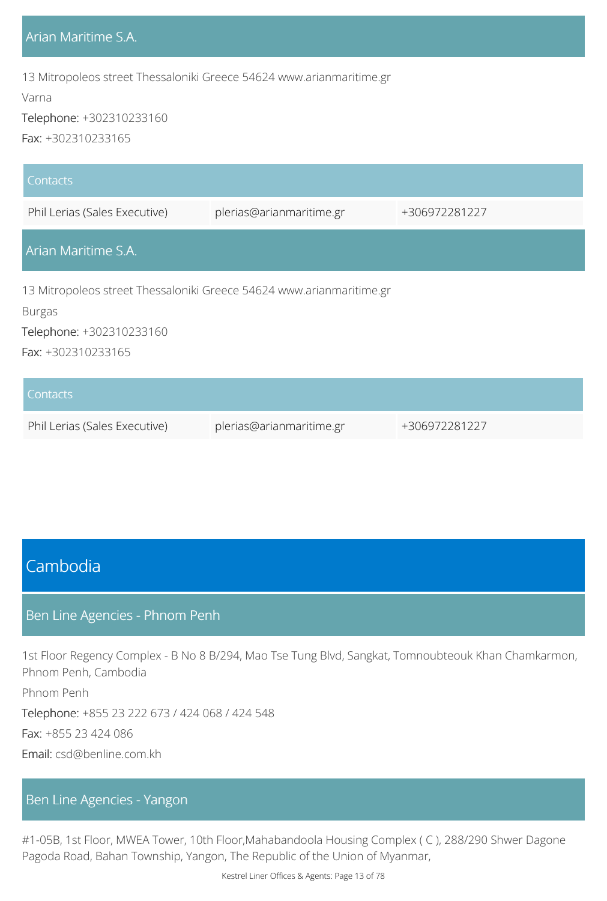### Arian Maritime S.A.

13 Mitropoleos street Thessaloniki Greece 54624 www.arianmaritime.gr

Varna

Telephone: +302310233160

Fax: +302310233165

| Contacts | | |
|---|---|---|
| Phil Lerias (Sales Executive) | plerias@arianmaritime.gr | +306972281227 |

### Arian Maritime S.A.

13 Mitropoleos street Thessaloniki Greece 54624 www.arianmaritime.gr

Burgas

Telephone: +302310233160

Fax: +302310233165

| Contacts | | |
|---|---|---|
| Phil Lerias (Sales Executive) | plerias@arianmaritime.gr | +306972281227 |

## Cambodia

### Ben Line Agencies - Phnom Penh

1st Floor Regency Complex - B No 8 B/294, Mao Tse Tung Blvd, Sangkat, Tomnoubteouk Khan Chamkarmon, Phnom Penh, Cambodia

Phnom Penh

Telephone: +855 23 222 673 / 424 068 / 424 548

Fax: +855 23 424 086

Email: csd@benline.com.kh

### Ben Line Agencies - Yangon

#1-05B, 1st Floor, MWEA Tower, 10th Floor,Mahabandoola Housing Complex ( C ), 288/290 Shwer Dagone Pagoda Road, Bahan Township, Yangon, The Republic of the Union of Myanmar,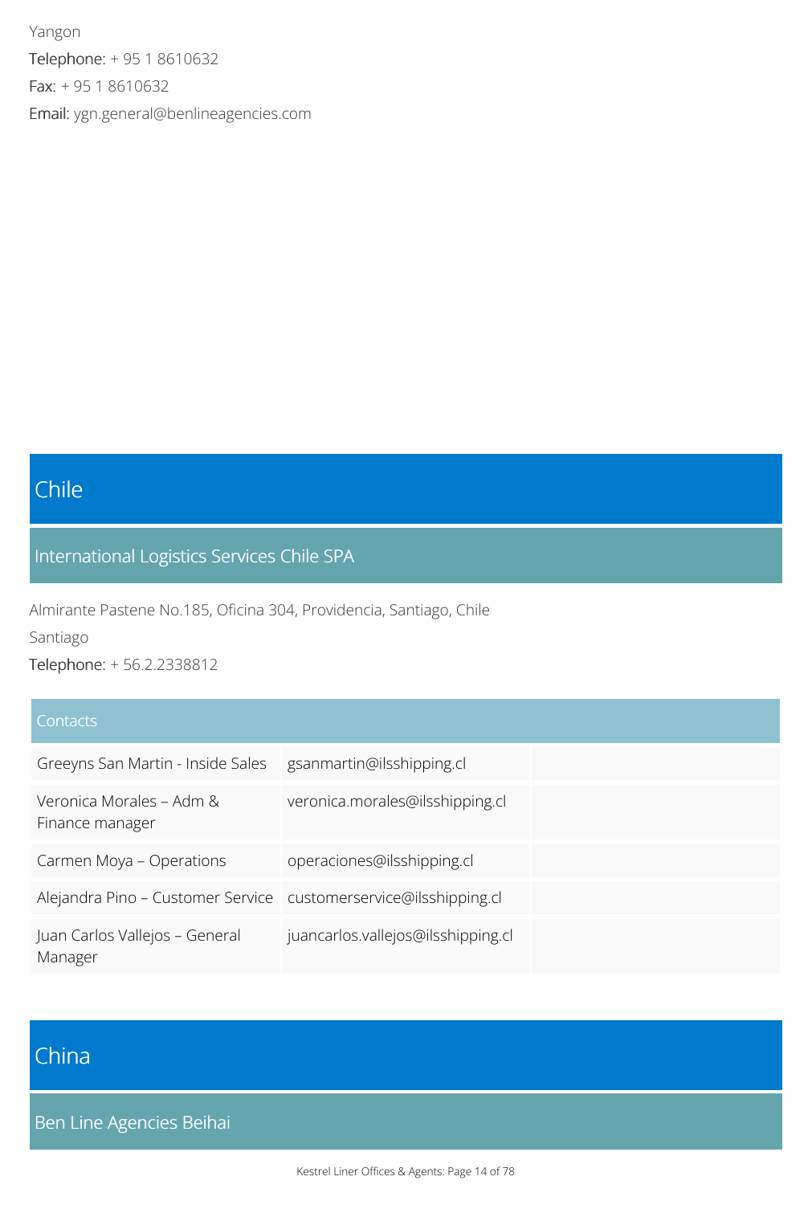Yangon

Telephone: + 95 1 8610632

Fax: + 95 1 8610632

Email: ygn.general@benlineagencies.com

# Chile

## International Logistics Services Chile SPA

Almirante Pastene No.185, Oficina 304, Providencia, Santiago, Chile

Santiago

Telephone: + 56.2.2338812

| Contacts | | |
| --- | --- | --- |
| Greeyns San Martin - Inside Sales | gsanmartin@ilsshipping.cl | |
| Veronica Morales – Adm & Finance manager | veronica.morales@ilsshipping.cl | |
| Carmen Moya – Operations | operaciones@ilsshipping.cl | |
| Alejandra Pino – Customer Service | customerservice@ilsshipping.cl | |
| Juan Carlos Vallejos – General Manager | juancarlos.vallejos@ilsshipping.cl | |

# China

## Ben Line Agencies Beihai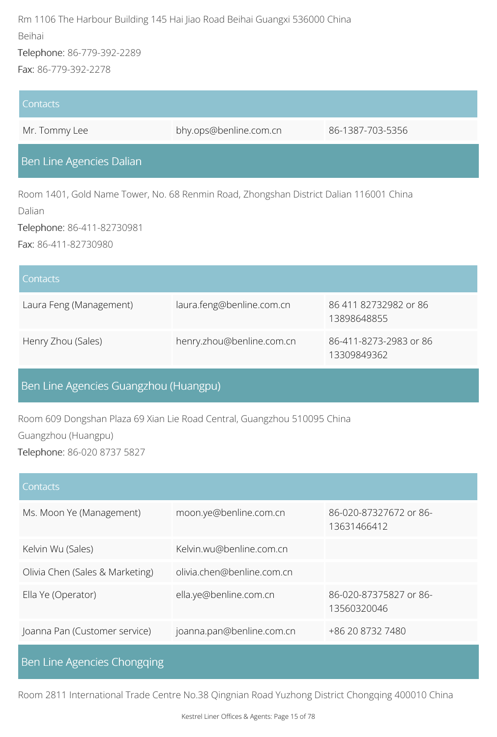Rm 1106 The Harbour Building 145 Hai Jiao Road Beihai Guangxi 536000 China

Beihai

Telephone: 86-779-392-2289

Fax: 86-779-392-2278

| Contacts | | |
|---|---|---|
| Mr. Tommy Lee | bhy.ops@benline.com.cn | 86-1387-703-5356 |

## Ben Line Agencies Dalian

Room 1401, Gold Name Tower, No. 68 Renmin Road, Zhongshan District Dalian 116001 China

Dalian

Telephone: 86-411-82730981

Fax: 86-411-82730980

| Contacts | | |
|---|---|---|
| Laura Feng (Management) | laura.feng@benline.com.cn | 86 411 82732982 or 86 13898648855 |
| Henry Zhou (Sales) | henry.zhou@benline.com.cn | 86-411-8273-2983 or 86 13309849362 |

## Ben Line Agencies Guangzhou (Huangpu)

Room 609 Dongshan Plaza 69 Xian Lie Road Central, Guangzhou 510095 China

Guangzhou (Huangpu)

Telephone: 86-020 8737 5827

| Contacts | | |
|---|---|---|
| Ms. Moon Ye (Management) | moon.ye@benline.com.cn | 86-020-87327672 or 86-13631466412 |
| Kelvin Wu (Sales) | Kelvin.wu@benline.com.cn | |
| Olivia Chen (Sales & Marketing) | olivia.chen@benline.com.cn | |
| Ella Ye (Operator) | ella.ye@benline.com.cn | 86-020-87375827 or 86-13560320046 |
| Joanna Pan (Customer service) | joanna.pan@benline.com.cn | +86 20 8732 7480 |

## Ben Line Agencies Chongqing

Room 2811 International Trade Centre No.38 Qingnian Road Yuzhong District Chongqing 400010 China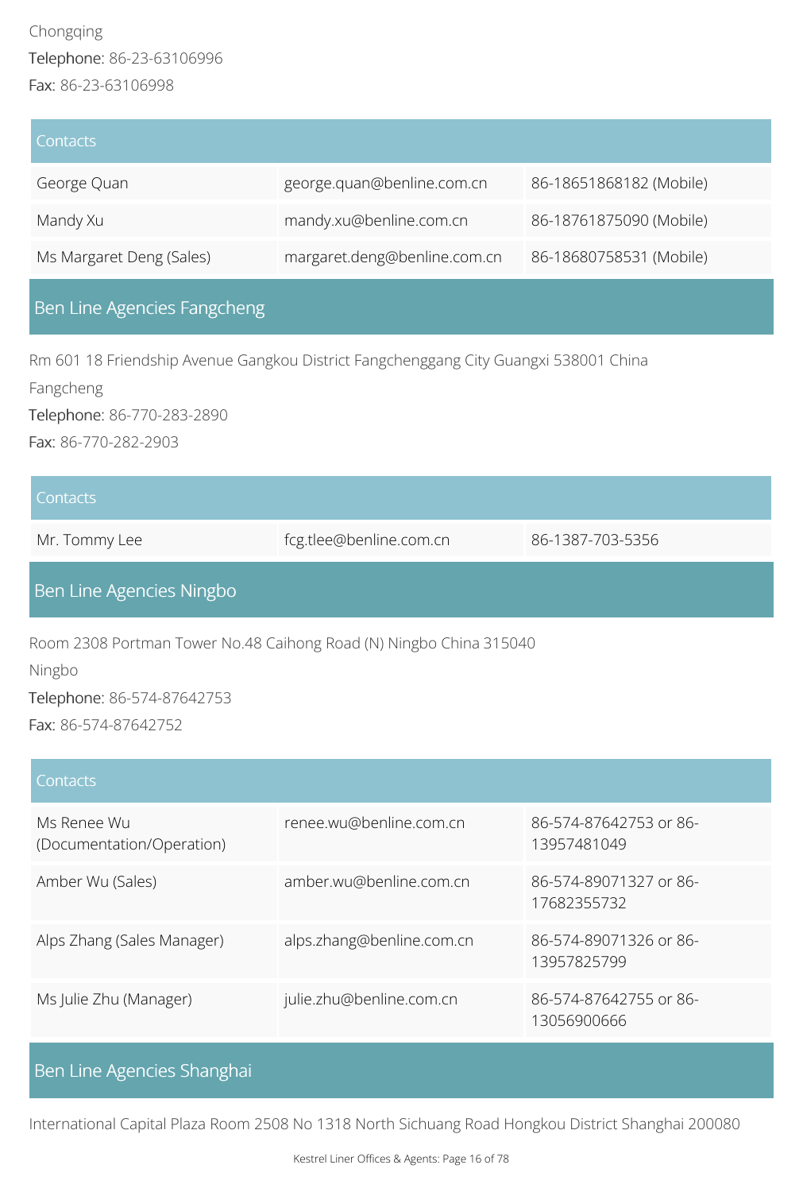Chongqing

Telephone: 86-23-63106996

Fax: 86-23-63106998

| Contacts | | |
|---|---|---|
| George Quan | george.quan@benline.com.cn | 86-18651868182 (Mobile) |
| Mandy Xu | mandy.xu@benline.com.cn | 86-18761875090 (Mobile) |
| Ms Margaret Deng (Sales) | margaret.deng@benline.com.cn | 86-18680758531 (Mobile) |

## Ben Line Agencies Fangcheng

Rm 601 18 Friendship Avenue Gangkou District Fangchenggang City Guangxi 538001 China

Fangcheng

Telephone: 86-770-283-2890

Fax: 86-770-282-2903

| Contacts | | |
|---|---|---|
| Mr. Tommy Lee | fcg.tlee@benline.com.cn | 86-1387-703-5356 |

## Ben Line Agencies Ningbo

Room 2308 Portman Tower No.48 Caihong Road (N) Ningbo China 315040

Ningbo

Telephone: 86-574-87642753

Fax: 86-574-87642752

| Contacts | | |
|---|---|---|
| Ms Renee Wu (Documentation/Operation) | renee.wu@benline.com.cn | 86-574-87642753 or 86-13957481049 |
| Amber Wu (Sales) | amber.wu@benline.com.cn | 86-574-89071327 or 86-17682355732 |
| Alps Zhang (Sales Manager) | alps.zhang@benline.com.cn | 86-574-89071326 or 86-13957825799 |
| Ms Julie Zhu (Manager) | julie.zhu@benline.com.cn | 86-574-87642755 or 86-13056900666 |

## Ben Line Agencies Shanghai

International Capital Plaza Room 2508 No 1318 North Sichuang Road Hongkou District Shanghai 200080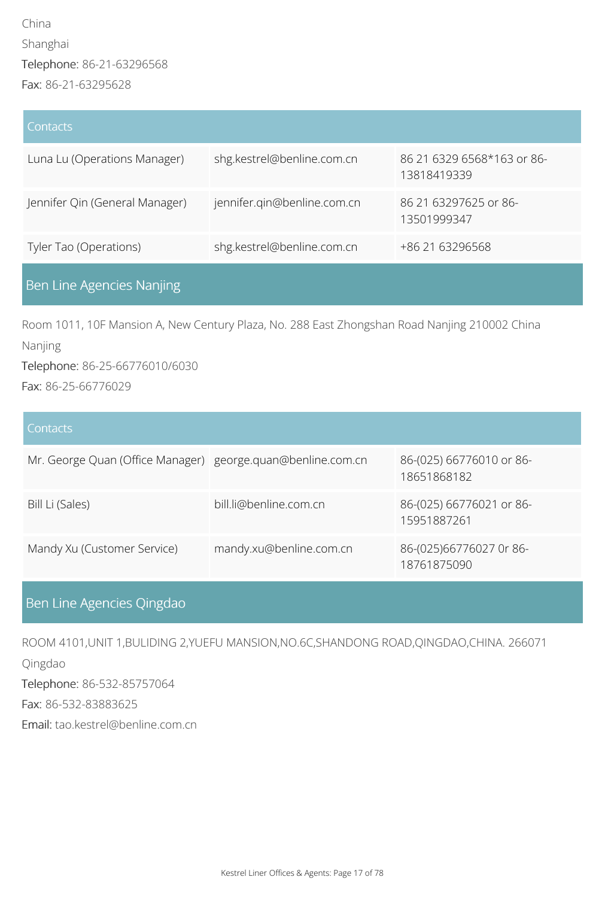China

Shanghai

Telephone: 86-21-63296568

Fax: 86-21-63295628

| Contacts | | |
|---|---|---|
| Luna Lu (Operations Manager) | shg.kestrel@benline.com.cn | 86 21 6329 6568*163 or 86-13818419339 |
| Jennifer Qin (General Manager) | jennifer.qin@benline.com.cn | 86 21 63297625 or 86-13501999347 |
| Tyler Tao (Operations) | shg.kestrel@benline.com.cn | +86 21 63296568 |

## Ben Line Agencies Nanjing

Room 1011, 10F Mansion A, New Century Plaza, No. 288 East Zhongshan Road Nanjing 210002 China

Nanjing

Telephone: 86-25-66776010/6030

Fax: 86-25-66776029

| Contacts | | |
|---|---|---|
| Mr. George Quan (Office Manager) | george.quan@benline.com.cn | 86-(025) 66776010 or 86-18651868182 |
| Bill Li (Sales) | bill.li@benline.com.cn | 86-(025) 66776021 or 86-15951887261 |
| Mandy Xu (Customer Service) | mandy.xu@benline.com.cn | 86-(025)66776027 0r 86-18761875090 |

## Ben Line Agencies Qingdao

ROOM 4101,UNIT 1,BULIDING 2,YUEFU MANSION,NO.6C,SHANDONG ROAD,QINGDAO,CHINA. 266071

Qingdao

Telephone: 86-532-85757064

Fax: 86-532-83883625

Email: tao.kestrel@benline.com.cn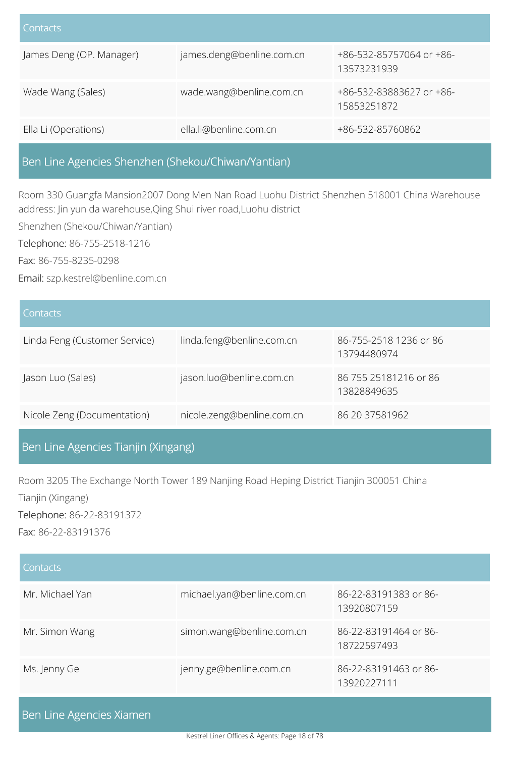| Contacts | | |
|---|---|---|
| James Deng (OP. Manager) | james.deng@benline.com.cn | +86-532-85757064 or +86-13573231939 |
| Wade Wang (Sales) | wade.wang@benline.com.cn | +86-532-83883627 or +86-15853251872 |
| Ella Li (Operations) | ella.li@benline.com.cn | +86-532-85760862 |

## Ben Line Agencies Shenzhen (Shekou/Chiwan/Yantian)

Room 330 Guangfa Mansion2007 Dong Men Nan Road Luohu District Shenzhen 518001 China Warehouse address: Jin yun da warehouse,Qing Shui river road,Luohu district

Shenzhen (Shekou/Chiwan/Yantian)

Telephone: 86-755-2518-1216

Fax: 86-755-8235-0298

Email: szp.kestrel@benline.com.cn

| Contacts | | |
|---|---|---|
| Linda Feng (Customer Service) | linda.feng@benline.com.cn | 86-755-2518 1236 or 86 13794480974 |
| Jason Luo (Sales) | jason.luo@benline.com.cn | 86 755 25181216 or 86 13828849635 |
| Nicole Zeng (Documentation) | nicole.zeng@benline.com.cn | 86 20 37581962 |

## Ben Line Agencies Tianjin (Xingang)

Room 3205 The Exchange North Tower 189 Nanjing Road Heping District Tianjin 300051 China

Tianjin (Xingang)

Telephone: 86-22-83191372

Fax: 86-22-83191376

| Contacts | | |
|---|---|---|
| Mr. Michael Yan | michael.yan@benline.com.cn | 86-22-83191383 or 86-13920807159 |
| Mr. Simon Wang | simon.wang@benline.com.cn | 86-22-83191464 or 86-18722597493 |
| Ms. Jenny Ge | jenny.ge@benline.com.cn | 86-22-83191463 or 86-13920227111 |

## Ben Line Agencies Xiamen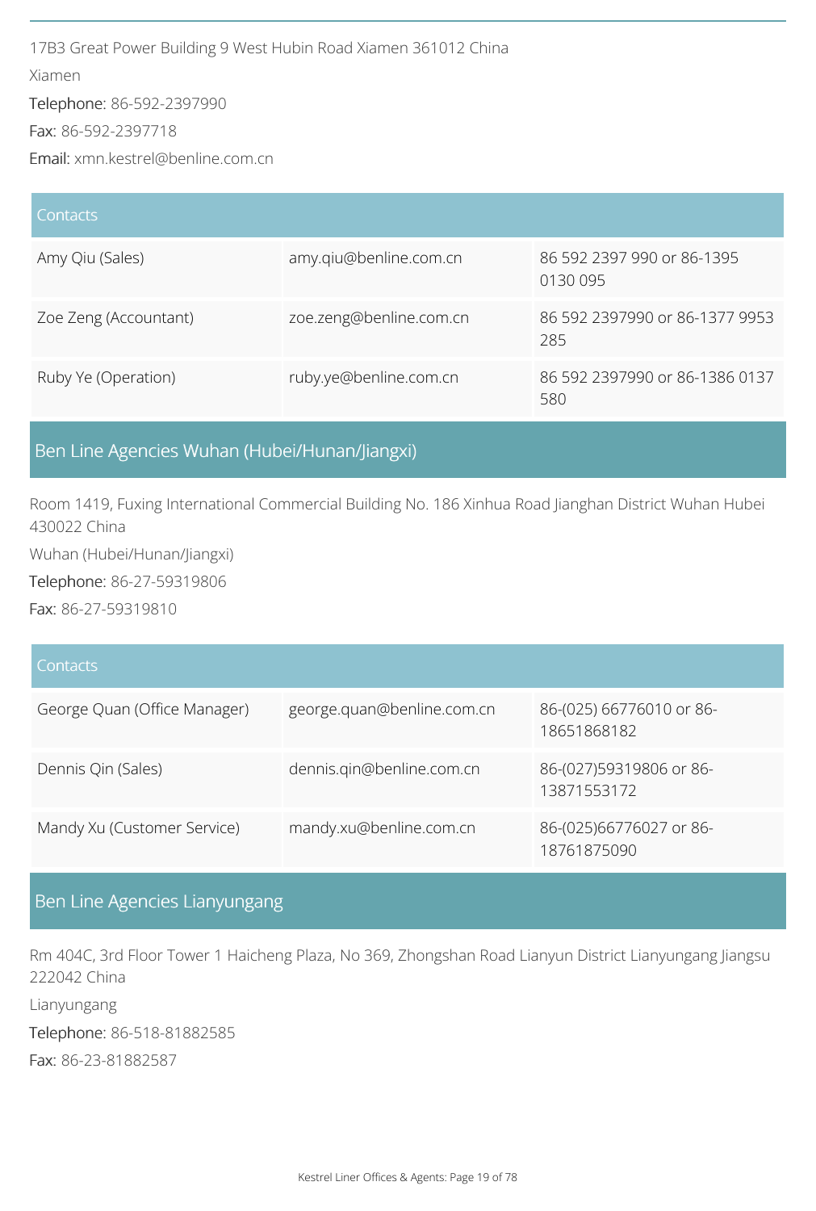17B3 Great Power Building 9 West Hubin Road Xiamen 361012 China

Xiamen

Telephone: 86-592-2397990

Fax: 86-592-2397718

Email: xmn.kestrel@benline.com.cn

| Contacts | | |
|---|---|---|
| Amy Qiu (Sales) | amy.qiu@benline.com.cn | 86 592 2397 990 or 86-1395 0130 095 |
| Zoe Zeng (Accountant) | zoe.zeng@benline.com.cn | 86 592 2397990 or 86-1377 9953 285 |
| Ruby Ye (Operation) | ruby.ye@benline.com.cn | 86 592 2397990 or 86-1386 0137 580 |

## Ben Line Agencies Wuhan (Hubei/Hunan/Jiangxi)

Room 1419, Fuxing International Commercial Building No. 186 Xinhua Road Jianghan District Wuhan Hubei 430022 China

Wuhan (Hubei/Hunan/Jiangxi)

Telephone: 86-27-59319806

Fax: 86-27-59319810

| Contacts | | |
|---|---|---|
| George Quan (Office Manager) | george.quan@benline.com.cn | 86-(025) 66776010 or 86-18651868182 |
| Dennis Qin (Sales) | dennis.qin@benline.com.cn | 86-(027)59319806 or 86-13871553172 |
| Mandy Xu (Customer Service) | mandy.xu@benline.com.cn | 86-(025)66776027 or 86-18761875090 |

## Ben Line Agencies Lianyungang

Rm 404C, 3rd Floor Tower 1 Haicheng Plaza, No 369, Zhongshan Road Lianyun District Lianyungang Jiangsu 222042 China

Lianyungang

Telephone: 86-518-81882585

Fax: 86-23-81882587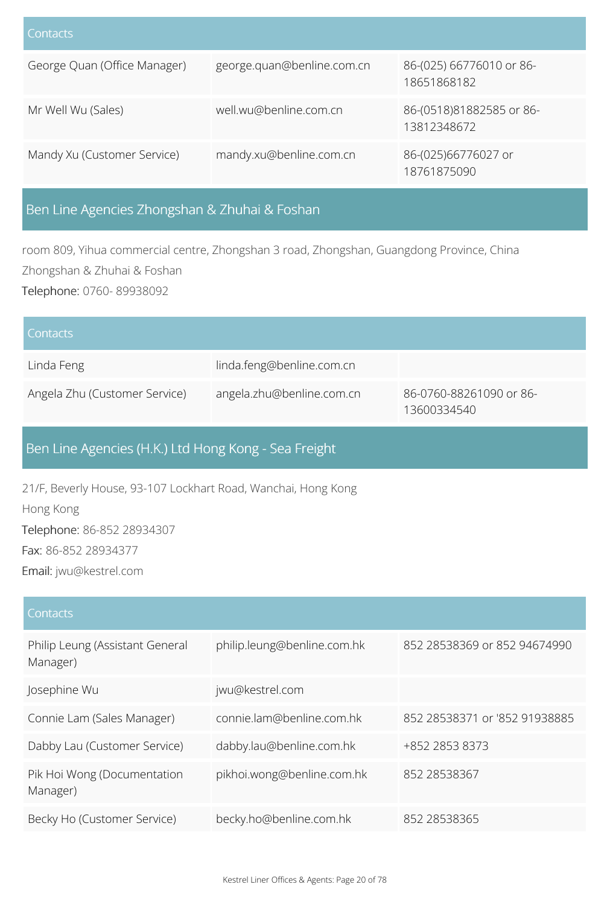| Contacts | | |
|---|---|---|
| George Quan (Office Manager) | george.quan@benline.com.cn | 86-(025) 66776010 or 86-18651868182 |
| Mr Well Wu (Sales) | well.wu@benline.com.cn | 86-(0518)81882585 or 86-13812348672 |
| Mandy Xu (Customer Service) | mandy.xu@benline.com.cn | 86-(025)66776027 or 18761875090 |

## Ben Line Agencies Zhongshan & Zhuhai & Foshan

room 809, Yihua commercial centre, Zhongshan 3 road, Zhongshan, Guangdong Province, China

Zhongshan & Zhuhai & Foshan

Telephone: 0760- 89938092

| Contacts | | |
|---|---|---|
| Linda Feng | linda.feng@benline.com.cn | |
| Angela Zhu (Customer Service) | angela.zhu@benline.com.cn | 86-0760-88261090 or 86-13600334540 |

## Ben Line Agencies (H.K.) Ltd Hong Kong - Sea Freight

21/F, Beverly House, 93-107 Lockhart Road, Wanchai, Hong Kong

Hong Kong

Telephone: 86-852 28934307

Fax: 86-852 28934377

Email: jwu@kestrel.com

| Contacts | | |
|---|---|---|
| Philip Leung (Assistant General Manager) | philip.leung@benline.com.hk | 852 28538369 or 852 94674990 |
| Josephine Wu | jwu@kestrel.com | |
| Connie Lam (Sales Manager) | connie.lam@benline.com.hk | 852 28538371 or '852 91938885 |
| Dabby Lau (Customer Service) | dabby.lau@benline.com.hk | +852 2853 8373 |
| Pik Hoi Wong (Documentation Manager) | pikhoi.wong@benline.com.hk | 852 28538367 |
| Becky Ho (Customer Service) | becky.ho@benline.com.hk | 852 28538365 |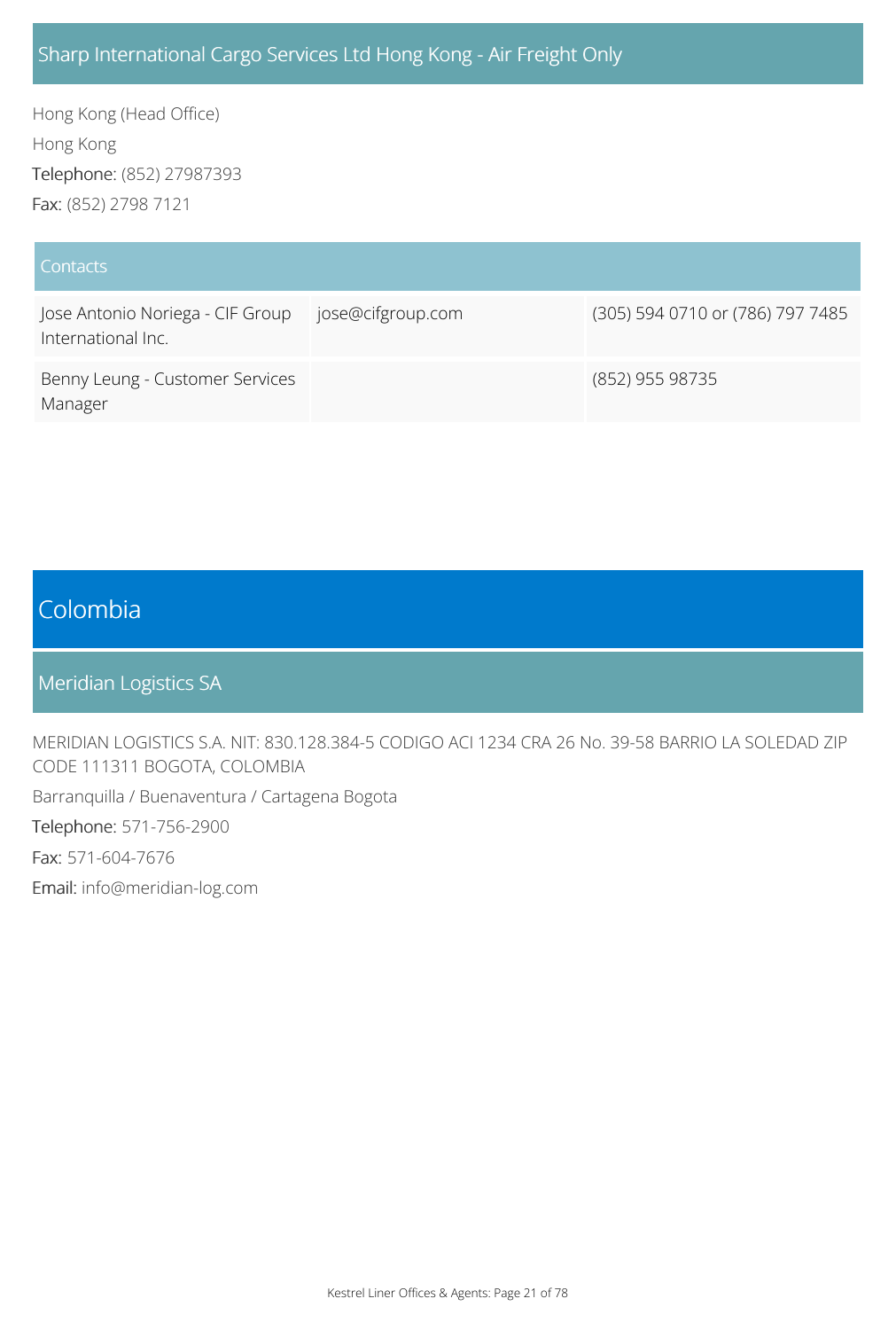### Sharp International Cargo Services Ltd Hong Kong - Air Freight Only

Hong Kong (Head Office)

Hong Kong

Telephone: (852) 27987393

Fax: (852) 2798 7121

| Contacts | | |
|---|---|---|
| Jose Antonio Noriega - CIF Group International Inc. | jose@cifgroup.com | (305) 594 0710 or (786) 797 7485 |
| Benny Leung - Customer Services Manager | | (852) 955 98735 |

## Colombia

### Meridian Logistics SA

MERIDIAN LOGISTICS S.A. NIT: 830.128.384-5 CODIGO ACI 1234 CRA 26 No. 39-58 BARRIO LA SOLEDAD ZIP CODE 111311 BOGOTA, COLOMBIA

Barranquilla / Buenaventura / Cartagena Bogota

Telephone: 571-756-2900

Fax: 571-604-7676

Email: info@meridian-log.com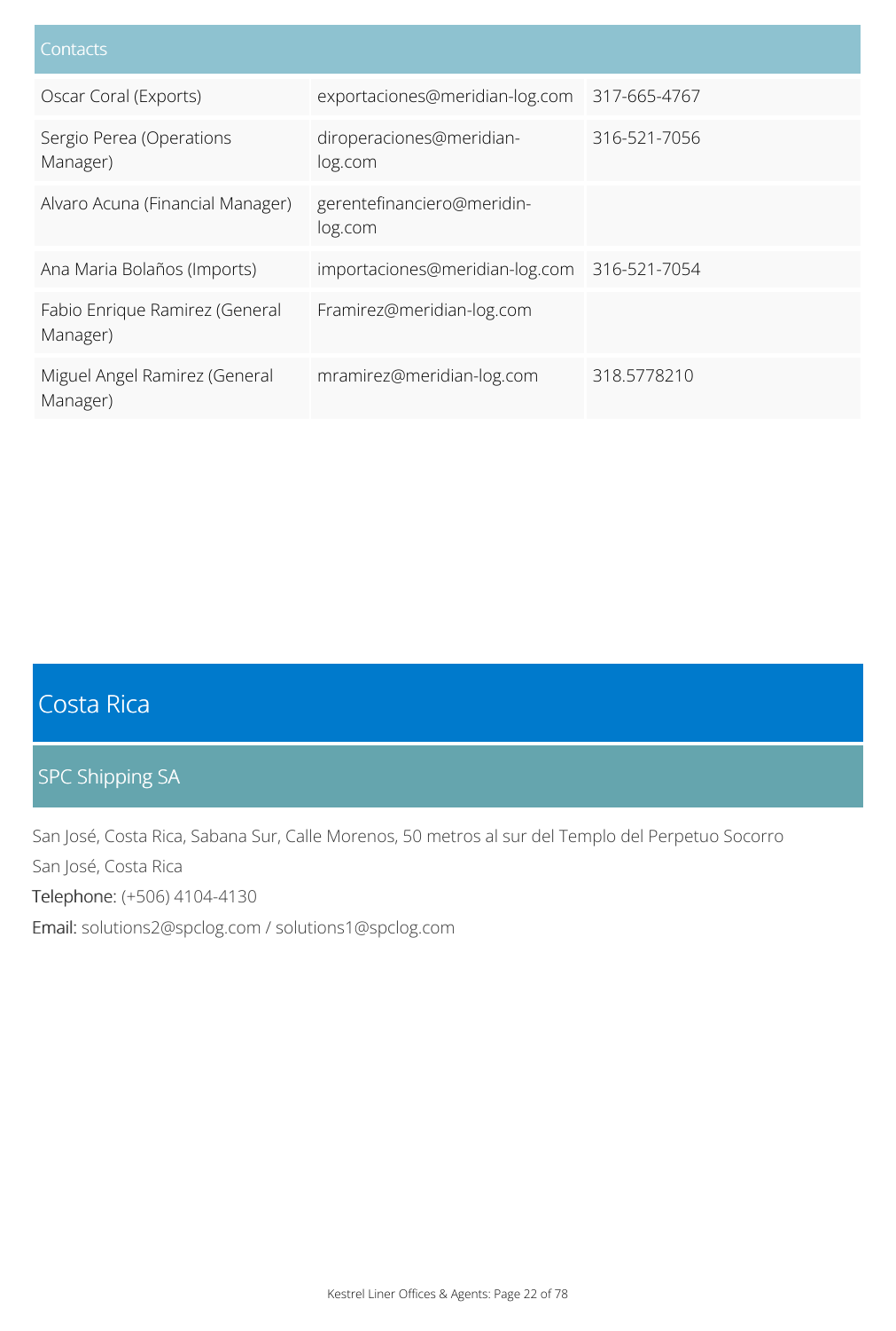| Contacts | | |
|---|---|---|
| Oscar Coral (Exports) | exportaciones@meridian-log.com | 317-665-4767 |
| Sergio Perea (Operations Manager) | diroperaciones@meridian-log.com | 316-521-7056 |
| Alvaro Acuna (Financial Manager) | gerentefinanciero@meridin-log.com | |
| Ana Maria Bolaños (Imports) | importaciones@meridian-log.com | 316-521-7054 |
| Fabio Enrique Ramirez (General Manager) | Framirez@meridian-log.com | |
| Miguel Angel Ramirez (General Manager) | mramirez@meridian-log.com | 318.5778210 |

# Costa Rica

## SPC Shipping SA

San José, Costa Rica, Sabana Sur, Calle Morenos, 50 metros al sur del Templo del Perpetuo Socorro

San José, Costa Rica

Telephone: (+506) 4104-4130

Email: solutions2@spclog.com / solutions1@spclog.com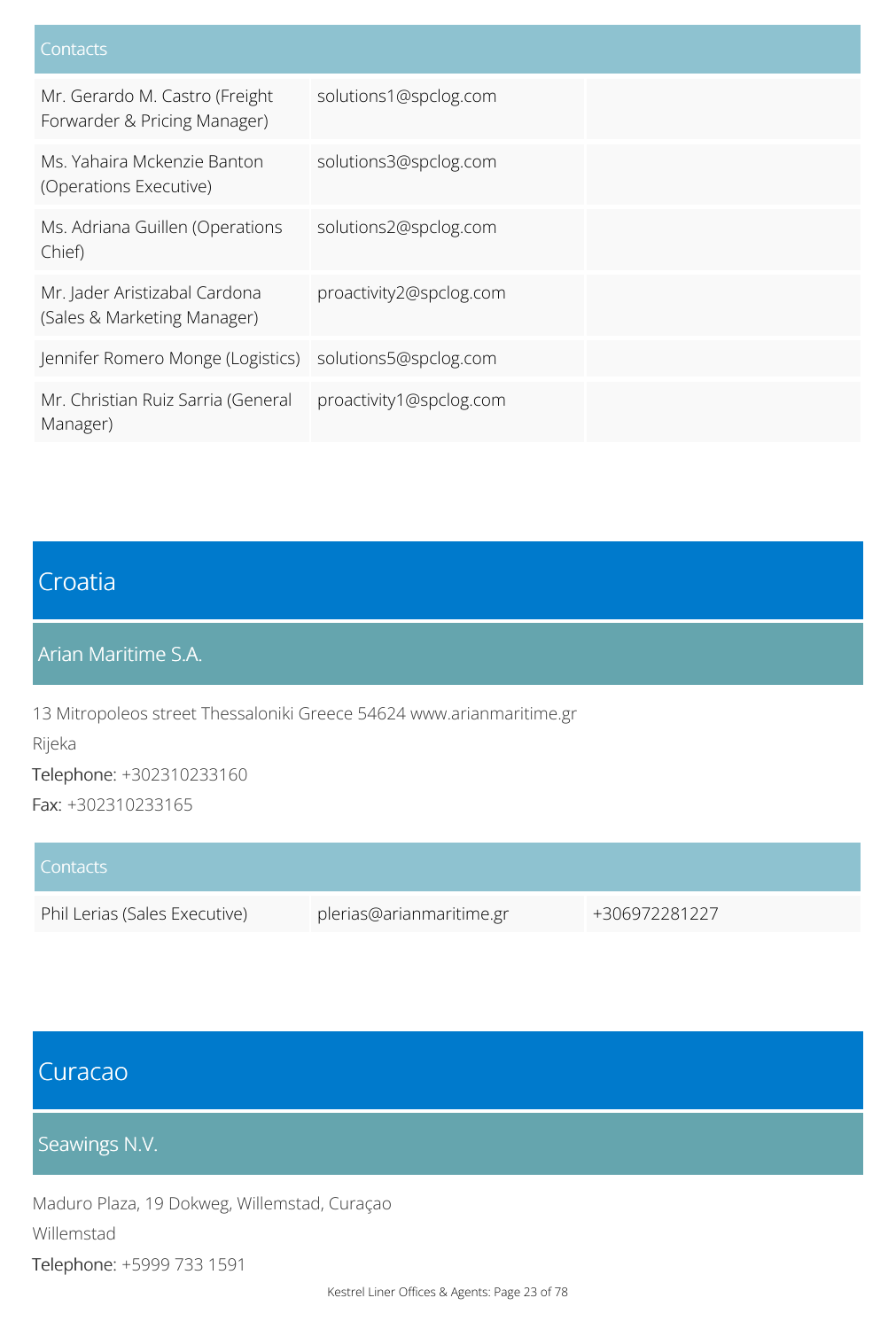| Contacts | | |
|---|---|---|
| Mr. Gerardo M. Castro (Freight Forwarder & Pricing Manager) | solutions1@spclog.com | |
| Ms. Yahaira Mckenzie Banton (Operations Executive) | solutions3@spclog.com | |
| Ms. Adriana Guillen (Operations Chief) | solutions2@spclog.com | |
| Mr. Jader Aristizabal Cardona (Sales & Marketing Manager) | proactivity2@spclog.com | |
| Jennifer Romero Monge (Logistics) | solutions5@spclog.com | |
| Mr. Christian Ruiz Sarria (General Manager) | proactivity1@spclog.com | |

## Croatia

### Arian Maritime S.A.

13 Mitropoleos street Thessaloniki Greece 54624 www.arianmaritime.gr

Rijeka

Telephone: +302310233160

Fax: +302310233165

| Contacts | | |
|---|---|---|
| Phil Lerias (Sales Executive) | plerias@arianmaritime.gr | +306972281227 |

## Curacao

### Seawings N.V.

Maduro Plaza, 19 Dokweg, Willemstad, Curaçao

Willemstad

Telephone: +5999 733 1591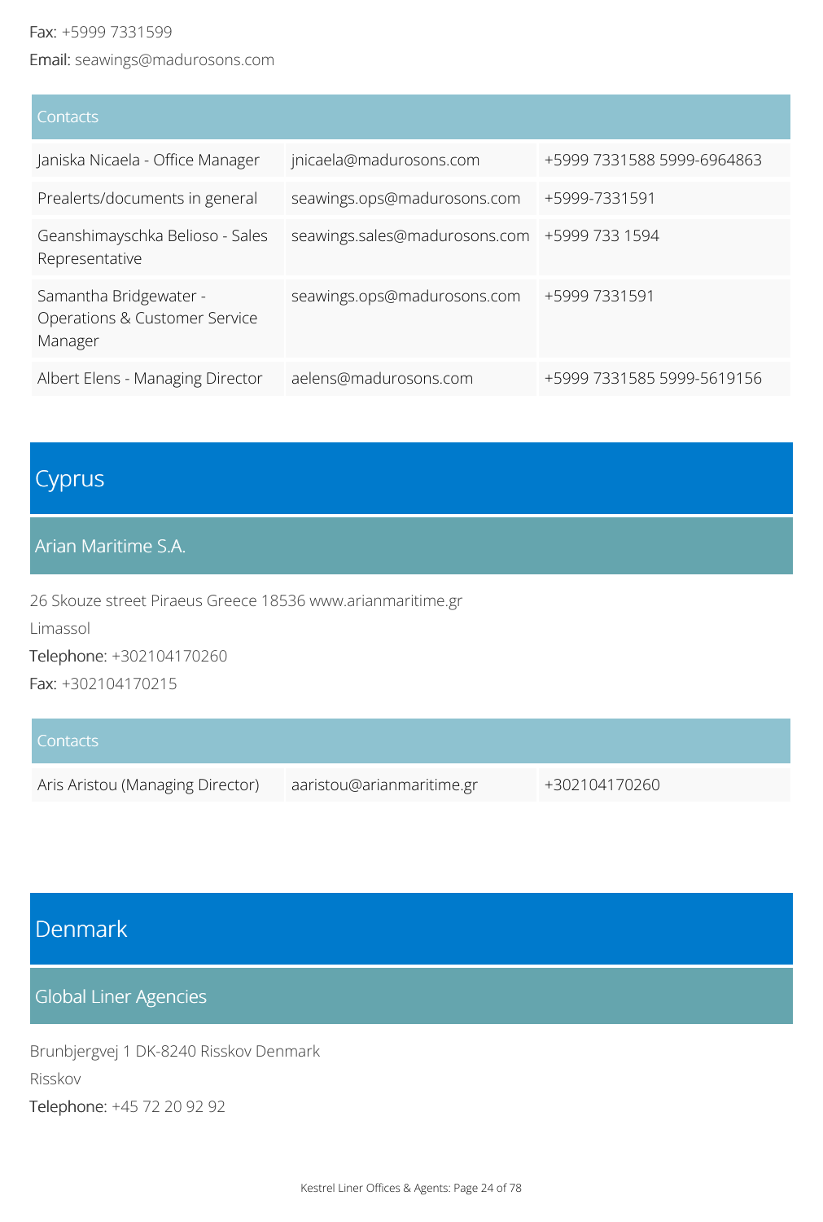Fax: +5999 7331599

Email: seawings@madurosons.com

| Contacts | | |
|---|---|---|
| Janiska Nicaela - Office Manager | jnicaela@madurosons.com | +5999 7331588 5999-6964863 |
| Prealerts/documents in general | seawings.ops@madurosons.com | +5999-7331591 |
| Geanshimayschka Belioso - Sales Representative | seawings.sales@madurosons.com | +5999 733 1594 |
| Samantha Bridgewater - Operations & Customer Service Manager | seawings.ops@madurosons.com | +5999 7331591 |
| Albert Elens - Managing Director | aelens@madurosons.com | +5999 7331585 5999-5619156 |

# Cyprus

## Arian Maritime S.A.

26 Skouze street Piraeus Greece 18536 www.arianmaritime.gr

Limassol

Telephone: +302104170260

Fax: +302104170215

| Contacts | | |
|---|---|---|
| Aris Aristou (Managing Director) | aaristou@arianmaritime.gr | +302104170260 |

# Denmark

## Global Liner Agencies

Brunbjergvej 1 DK-8240 Risskov Denmark

Risskov

Telephone: +45 72 20 92 92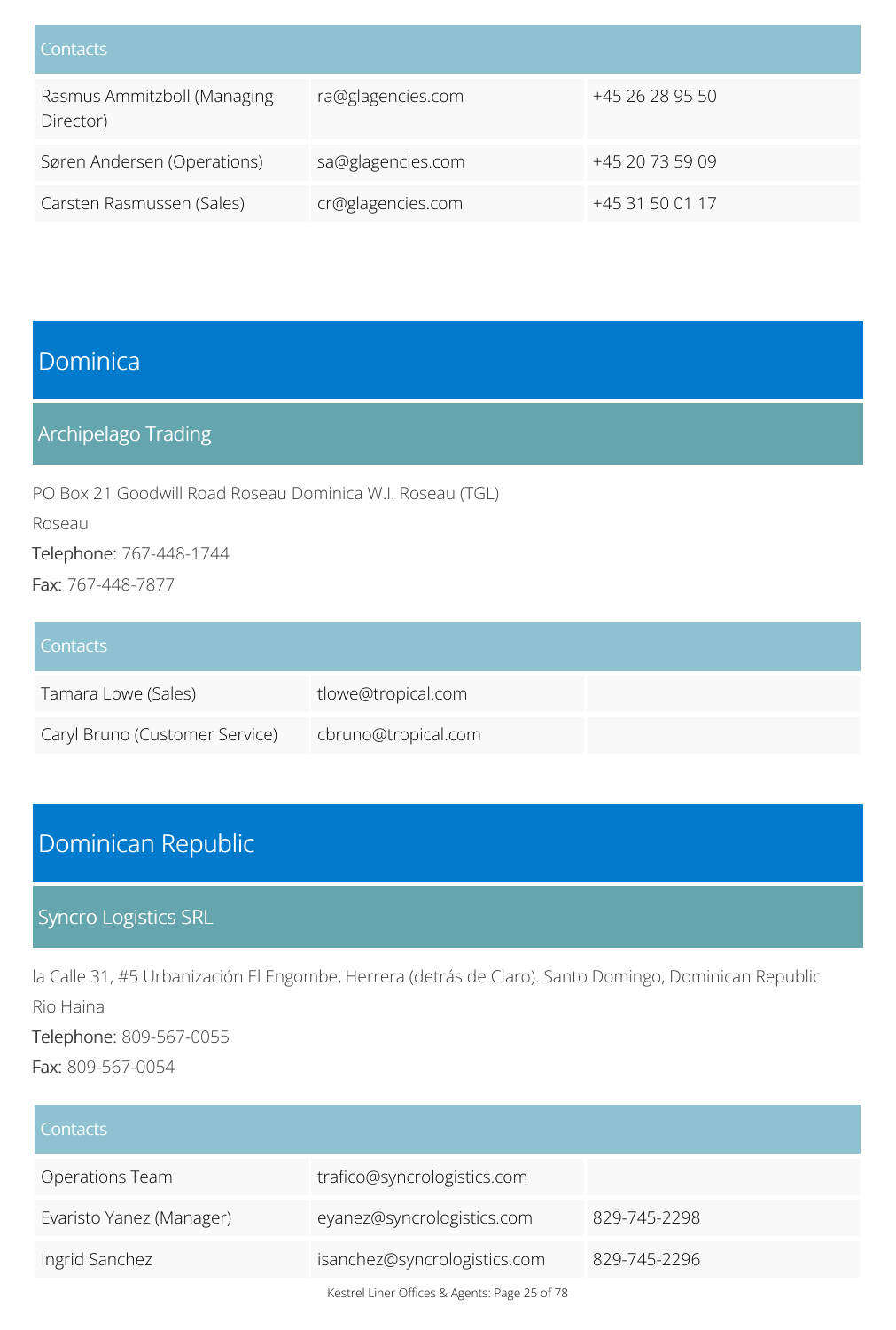| Contacts | | |
|---|---|---|
| Rasmus Ammitzboll (Managing Director) | ra@glagencies.com | +45 26 28 95 50 |
| Søren Andersen (Operations) | sa@glagencies.com | +45 20 73 59 09 |
| Carsten Rasmussen (Sales) | cr@glagencies.com | +45 31 50 01 17 |

# Dominica

## Archipelago Trading

PO Box 21 Goodwill Road Roseau Dominica W.I. Roseau (TGL)

Roseau

Telephone: 767-448-1744

Fax: 767-448-7877

| Contacts | | |
|---|---|---|
| Tamara Lowe (Sales) | tlowe@tropical.com | |
| Caryl Bruno (Customer Service) | cbruno@tropical.com | |

# Dominican Republic

## Syncro Logistics SRL

la Calle 31, #5 Urbanización El Engombe, Herrera (detrás de Claro). Santo Domingo, Dominican Republic

Rio Haina

Telephone: 809-567-0055

Fax: 809-567-0054

| Contacts | | |
|---|---|---|
| Operations Team | trafico@syncrologistics.com | |
| Evaristo Yanez (Manager) | eyanez@syncrologistics.com | 829-745-2298 |
| Ingrid Sanchez | isanchez@syncrologistics.com | 829-745-2296 |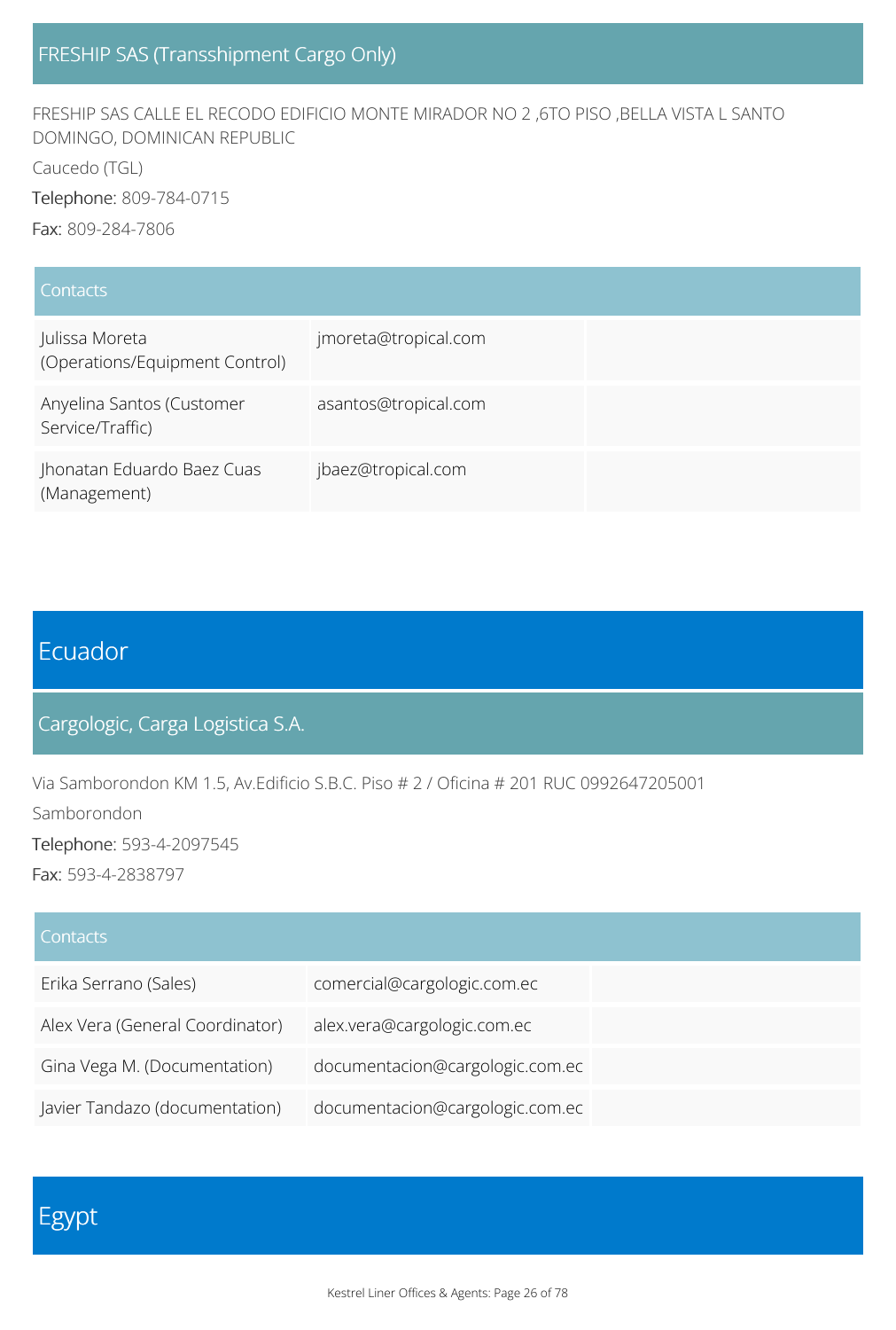### FRESHIP SAS (Transshipment Cargo Only)

FRESHIP SAS CALLE EL RECODO EDIFICIO MONTE MIRADOR NO 2 ,6TO PISO ,BELLA VISTA L SANTO DOMINGO, DOMINICAN REPUBLIC

Caucedo (TGL)

Telephone: 809-784-0715

Fax: 809-284-7806

| Contacts | | |
|---|---|---|
| Julissa Moreta (Operations/Equipment Control) | jmoreta@tropical.com | |
| Anyelina Santos (Customer Service/Traffic) | asantos@tropical.com | |
| Jhonatan Eduardo Baez Cuas (Management) | jbaez@tropical.com | |

## Ecuador

### Cargologic, Carga Logistica S.A.

Via Samborondon KM 1.5, Av.Edificio S.B.C. Piso # 2 / Oficina # 201 RUC 0992647205001

Samborondon

Telephone: 593-4-2097545

Fax: 593-4-2838797

| Contacts | | |
|---|---|---|
| Erika Serrano (Sales) | comercial@cargologic.com.ec | |
| Alex Vera (General Coordinator) | alex.vera@cargologic.com.ec | |
| Gina Vega M. (Documentation) | documentacion@cargologic.com.ec | |
| Javier Tandazo (documentation) | documentacion@cargologic.com.ec | |

## Egypt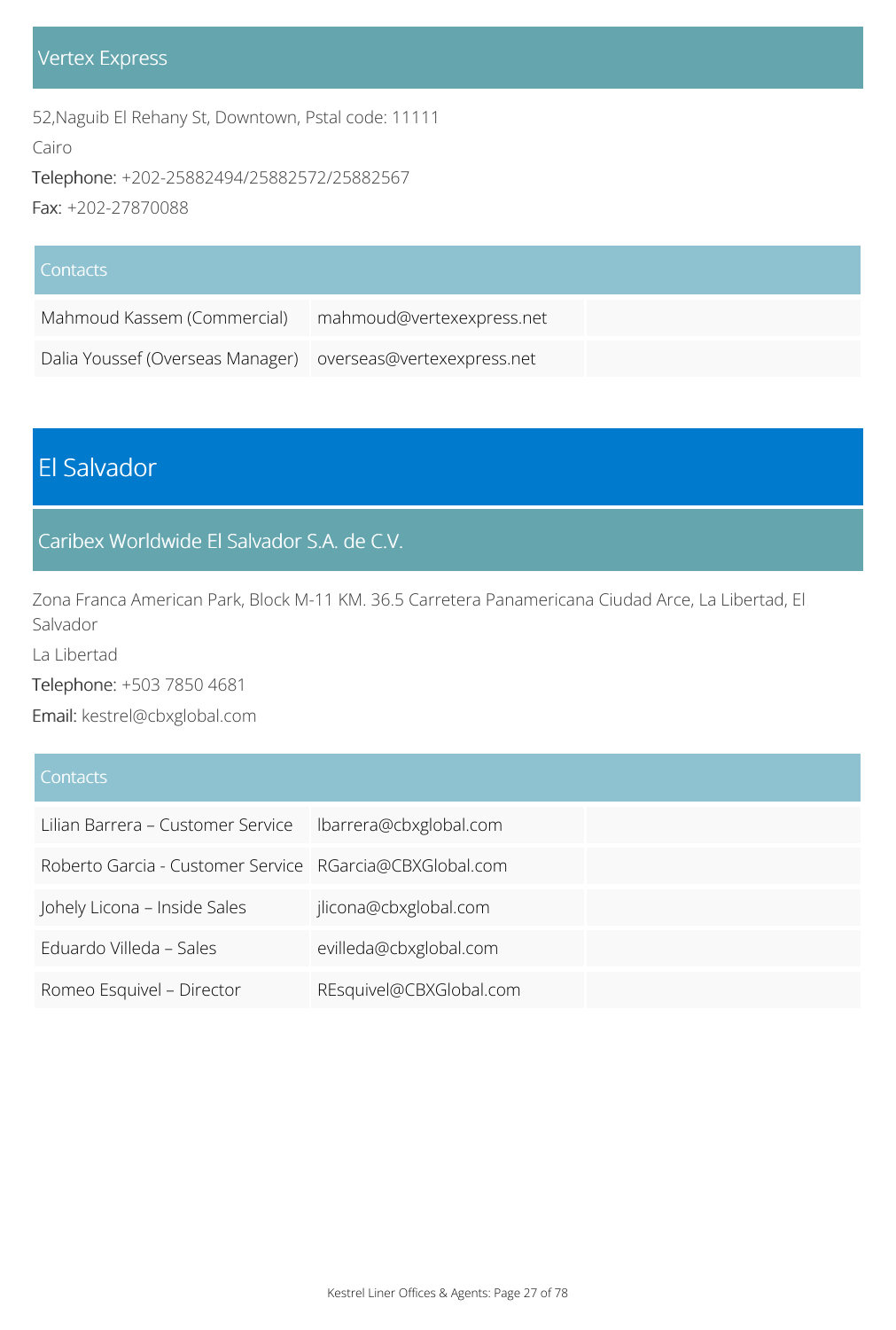### Vertex Express

52,Naguib El Rehany St, Downtown, Pstal code: 11111

Cairo

Telephone: +202-25882494/25882572/25882567

Fax: +202-27870088

| Contacts | | |
|---|---|---|
| Mahmoud Kassem (Commercial) | mahmoud@vertexexpress.net | |
| Dalia Youssef (Overseas Manager) | overseas@vertexexpress.net | |

## El Salvador

### Caribex Worldwide El Salvador S.A. de C.V.

Zona Franca American Park, Block M-11 KM. 36.5 Carretera Panamericana Ciudad Arce, La Libertad, El Salvador

La Libertad

Telephone: +503 7850 4681

Email: kestrel@cbxglobal.com

| Contacts | | |
|---|---|---|
| Lilian Barrera – Customer Service | lbarrera@cbxglobal.com | |
| Roberto Garcia - Customer Service | RGarcia@CBXGlobal.com | |
| Johely Licona – Inside Sales | jlicona@cbxglobal.com | |
| Eduardo Villeda – Sales | evilleda@cbxglobal.com | |
| Romeo Esquivel – Director | REsquivel@CBXGlobal.com | |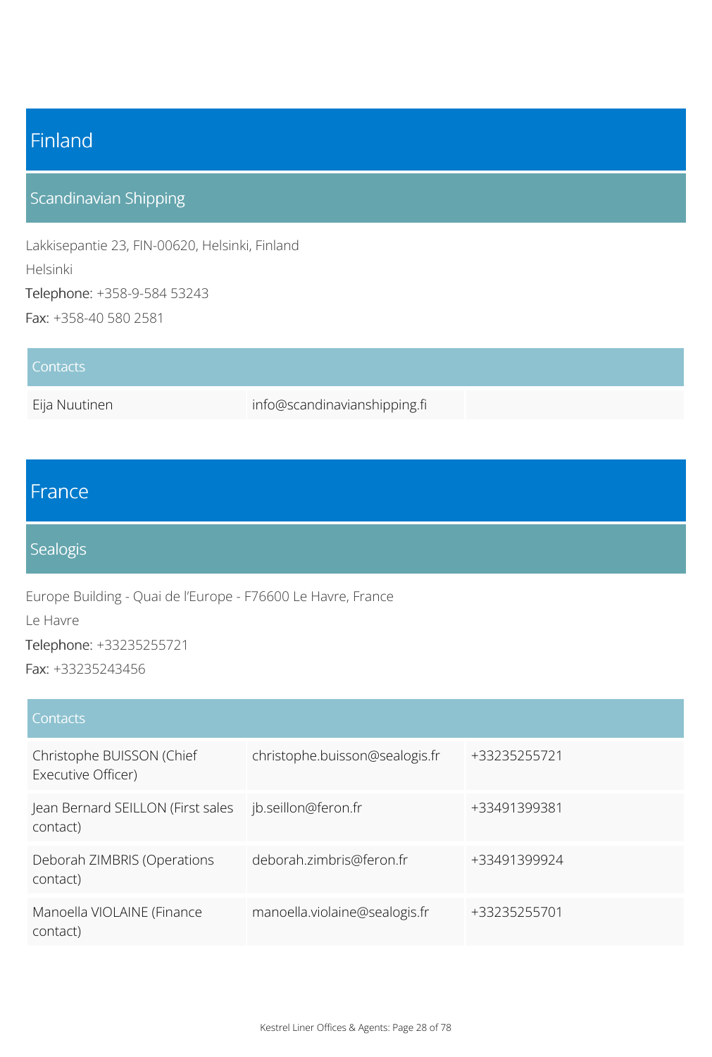# Finland

## Scandinavian Shipping

Lakkisepantie 23, FIN-00620, Helsinki, Finland

Helsinki

Telephone: +358-9-584 53243

Fax: +358-40 580 2581

| Contacts | | |
|---|---|---|
| Eija Nuutinen | info@scandinavianshipping.fi | |

# France

## Sealogis

Europe Building - Quai de l'Europe - F76600 Le Havre, France

Le Havre

Telephone: +33235255721

Fax: +33235243456

| Contacts | | |
|---|---|---|
| Christophe BUISSON (Chief Executive Officer) | christophe.buisson@sealogis.fr | +33235255721 |
| Jean Bernard SEILLON (First sales contact) | jb.seillon@feron.fr | +33491399381 |
| Deborah ZIMBRIS (Operations contact) | deborah.zimbris@feron.fr | +33491399924 |
| Manoella VIOLAINE (Finance contact) | manoella.violaine@sealogis.fr | +33235255701 |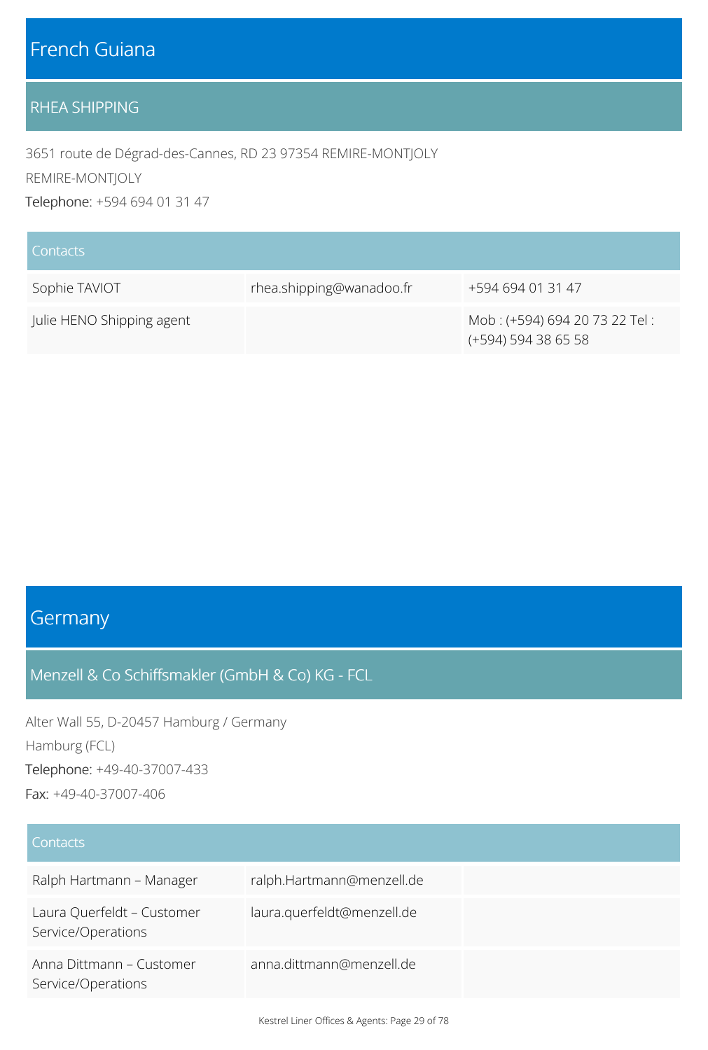# French Guiana

## RHEA SHIPPING

3651 route de Dégrad-des-Cannes, RD 23 97354 REMIRE-MONTJOLY

REMIRE-MONTJOLY

Telephone: +594 694 01 31 47

| Contacts | | |
|---|---|---|
| Sophie TAVIOT | rhea.shipping@wanadoo.fr | +594 694 01 31 47 |
| Julie HENO Shipping agent | | Mob : (+594) 694 20 73 22 Tel : (+594) 594 38 65 58 |

# Germany

## Menzell & Co Schiffsmakler (GmbH & Co) KG - FCL

Alter Wall 55, D-20457 Hamburg / Germany

Hamburg (FCL)

Telephone: +49-40-37007-433

Fax: +49-40-37007-406

| Contacts | | |
|---|---|---|
| Ralph Hartmann – Manager | ralph.Hartmann@menzell.de | |
| Laura Querfeldt – Customer Service/Operations | laura.querfeldt@menzell.de | |
| Anna Dittmann – Customer Service/Operations | anna.dittmann@menzell.de | |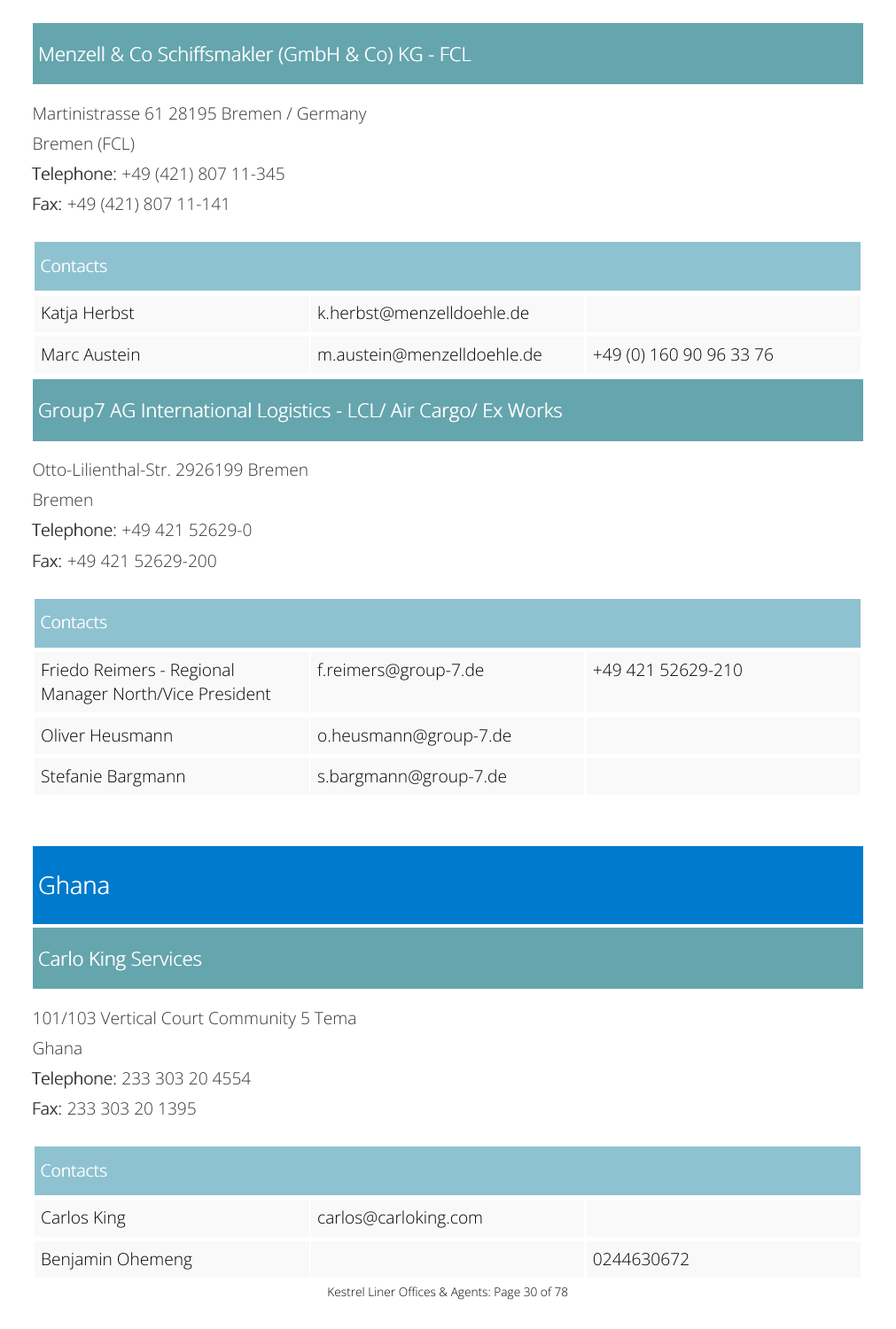### Menzell & Co Schiffsmakler (GmbH & Co) KG - FCL

Martinistrasse 61 28195 Bremen / Germany

Bremen (FCL)

Telephone: +49 (421) 807 11-345

Fax: +49 (421) 807 11-141

| Contacts | | |
| --- | --- | --- |
| Katja Herbst | k.herbst@menzelldoehle.de | |
| Marc Austein | m.austein@menzelldoehle.de | +49 (0) 160 90 96 33 76 |

### Group7 AG International Logistics - LCL/ Air Cargo/ Ex Works

Otto-Lilienthal-Str. 2926199 Bremen

Bremen

Telephone: +49 421 52629-0

Fax: +49 421 52629-200

| Contacts | | |
| --- | --- | --- |
| Friedo Reimers - Regional Manager North/Vice President | f.reimers@group-7.de | +49 421 52629-210 |
| Oliver Heusmann | o.heusmann@group-7.de | |
| Stefanie Bargmann | s.bargmann@group-7.de | |

## Ghana

### Carlo King Services

101/103 Vertical Court Community 5 Tema

Ghana

Telephone: 233 303 20 4554

Fax: 233 303 20 1395

| Contacts | | |
| --- | --- | --- |
| Carlos King | carlos@carloking.com | |
| Benjamin Ohemeng | | 0244630672 |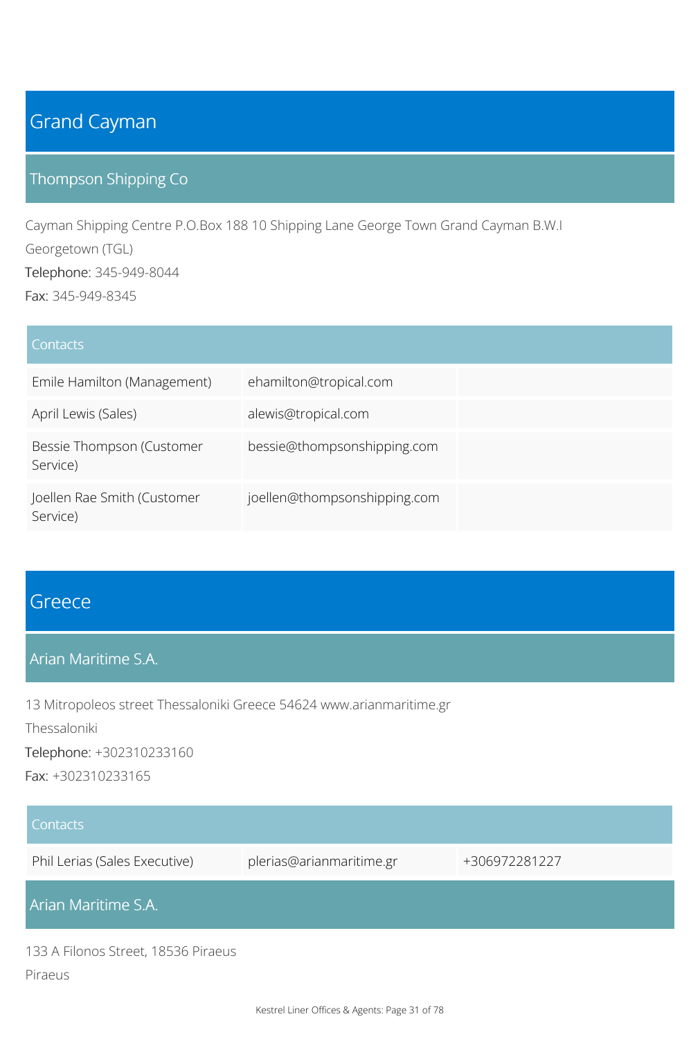# Grand Cayman

## Thompson Shipping Co

Cayman Shipping Centre P.O.Box 188 10 Shipping Lane George Town Grand Cayman B.W.I

Georgetown (TGL)

Telephone: 345-949-8044

Fax: 345-949-8345

| Contacts | | |
|---|---|---|
| Emile Hamilton (Management) | ehamilton@tropical.com | |
| April Lewis (Sales) | alewis@tropical.com | |
| Bessie Thompson (Customer Service) | bessie@thompsonshipping.com | |
| Joellen Rae Smith (Customer Service) | joellen@thompsonshipping.com | |

# Greece

## Arian Maritime S.A.

13 Mitropoleos street Thessaloniki Greece 54624 www.arianmaritime.gr

Thessaloniki

Telephone: +302310233160

Fax: +302310233165

| Contacts | | |
|---|---|---|
| Phil Lerias (Sales Executive) | plerias@arianmaritime.gr | +306972281227 |

## Arian Maritime S.A.

133 A Filonos Street, 18536 Piraeus

Piraeus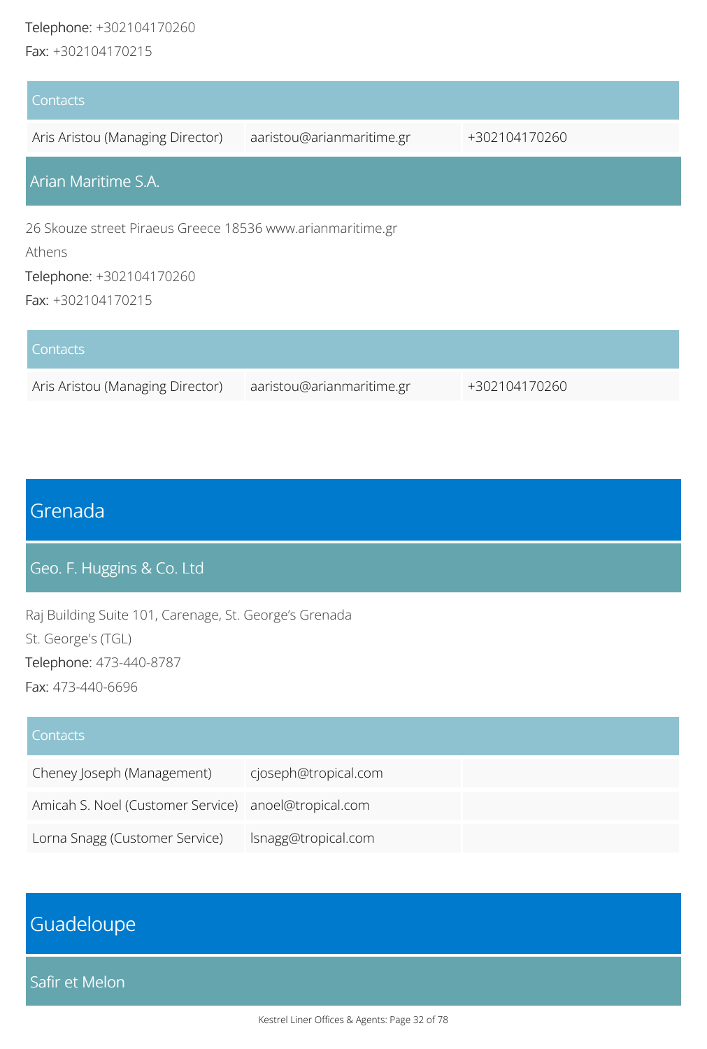Telephone: +302104170260

Fax: +302104170215

| Contacts | | |
|---|---|---|
| Aris Aristou (Managing Director) | aaristou@arianmaritime.gr | +302104170260 |

### Arian Maritime S.A.

26 Skouze street Piraeus Greece 18536 www.arianmaritime.gr

Athens

Telephone: +302104170260

Fax: +302104170215

| Contacts | | |
|---|---|---|
| Aris Aristou (Managing Director) | aaristou@arianmaritime.gr | +302104170260 |

## Grenada

### Geo. F. Huggins & Co. Ltd

Raj Building Suite 101, Carenage, St. George's Grenada

St. George's (TGL)

Telephone: 473-440-8787

Fax: 473-440-6696

| Contacts | | |
|---|---|---|
| Cheney Joseph (Management) | cjoseph@tropical.com | |
| Amicah S. Noel (Customer Service) | anoel@tropical.com | |
| Lorna Snagg (Customer Service) | lsnagg@tropical.com | |

## Guadeloupe

### Safir et Melon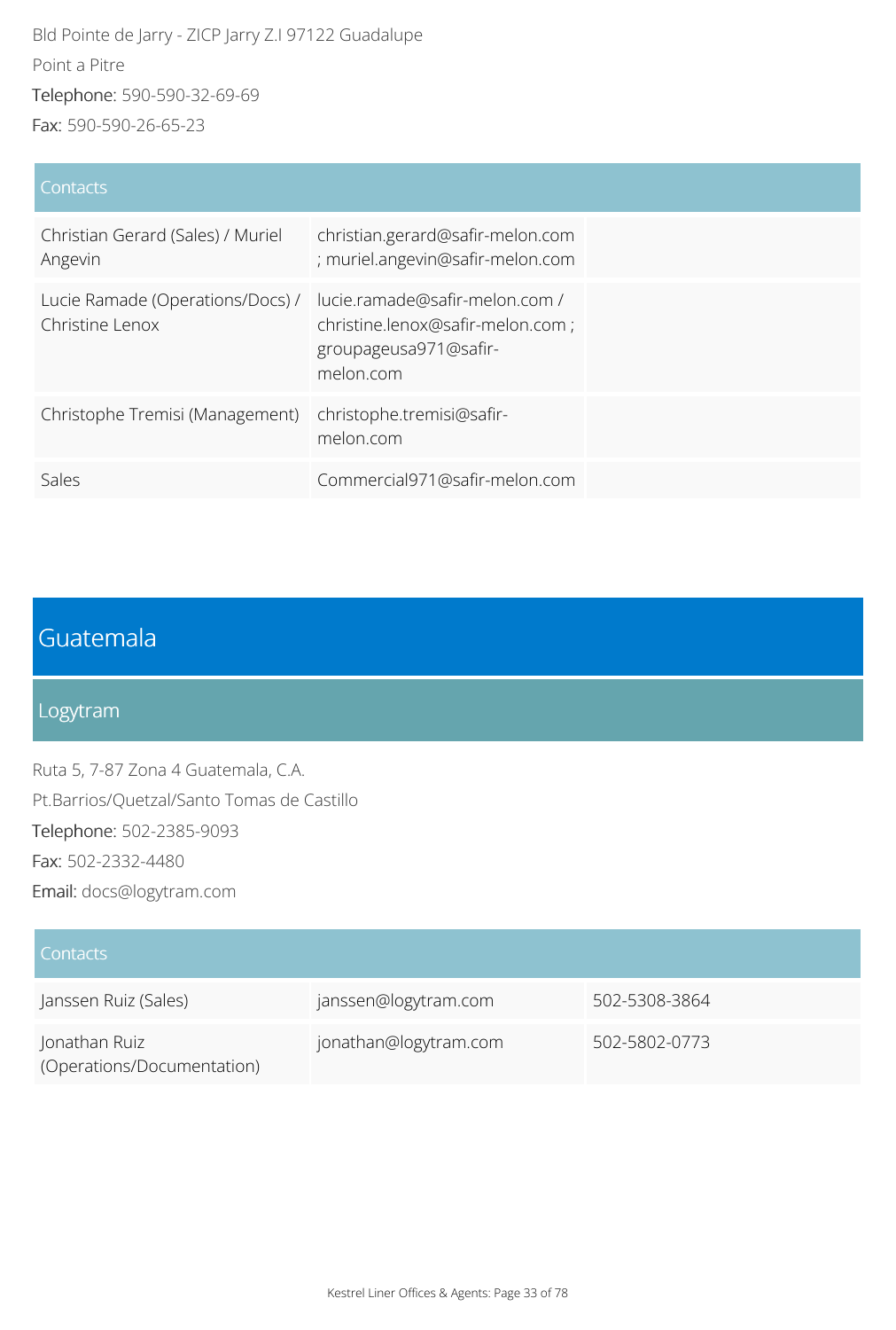Bld Pointe de Jarry - ZICP Jarry Z.I 97122 Guadalupe

Point a Pitre

Telephone: 590-590-32-69-69

Fax: 590-590-26-65-23

| Contacts | | |
|---|---|---|
| Christian Gerard (Sales) / Muriel Angevin | christian.gerard@safir-melon.com ; muriel.angevin@safir-melon.com | |
| Lucie Ramade (Operations/Docs) / Christine Lenox | lucie.ramade@safir-melon.com / christine.lenox@safir-melon.com ; groupageusa971@safir-melon.com | |
| Christophe Tremisi (Management) | christophe.tremisi@safir-melon.com | |
| Sales | Commercial971@safir-melon.com | |

# Guatemala

## Logytram

Ruta 5, 7-87 Zona 4 Guatemala, C.A.

Pt.Barrios/Quetzal/Santo Tomas de Castillo

Telephone: 502-2385-9093

Fax: 502-2332-4480

Email: docs@logytram.com

| Contacts | | |
|---|---|---|
| Janssen Ruiz (Sales) | janssen@logytram.com | 502-5308-3864 |
| Jonathan Ruiz (Operations/Documentation) | jonathan@logytram.com | 502-5802-0773 |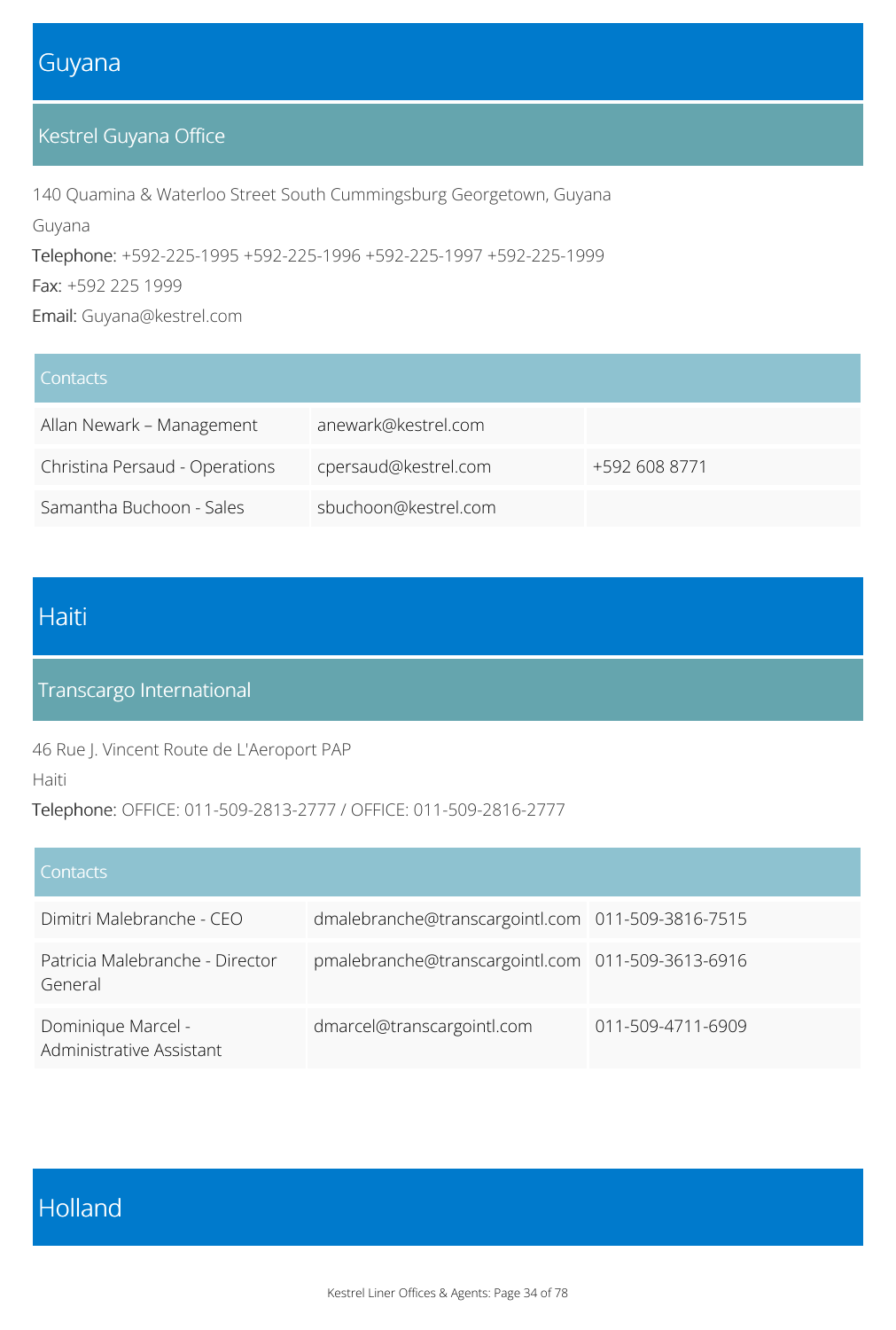# Guyana

## Kestrel Guyana Office

140 Quamina & Waterloo Street South Cummingsburg Georgetown, Guyana

Guyana

Telephone: +592-225-1995 +592-225-1996 +592-225-1997 +592-225-1999

Fax: +592 225 1999

Email: Guyana@kestrel.com

| Contacts | | |
|---|---|---|
| Allan Newark – Management | anewark@kestrel.com | |
| Christina Persaud - Operations | cpersaud@kestrel.com | +592 608 8771 |
| Samantha Buchoon - Sales | sbuchoon@kestrel.com | |

# Haiti

## Transcargo International

46 Rue J. Vincent Route de L'Aeroport PAP

Haiti

Telephone: OFFICE: 011-509-2813-2777 / OFFICE: 011-509-2816-2777

| Contacts | | |
|---|---|---|
| Dimitri Malebranche - CEO | dmalebranche@transcargointl.com | 011-509-3816-7515 |
| Patricia Malebranche - Director General | pmalebranche@transcargointl.com | 011-509-3613-6916 |
| Dominique Marcel - Administrative Assistant | dmarcel@transcargointl.com | 011-509-4711-6909 |

# Holland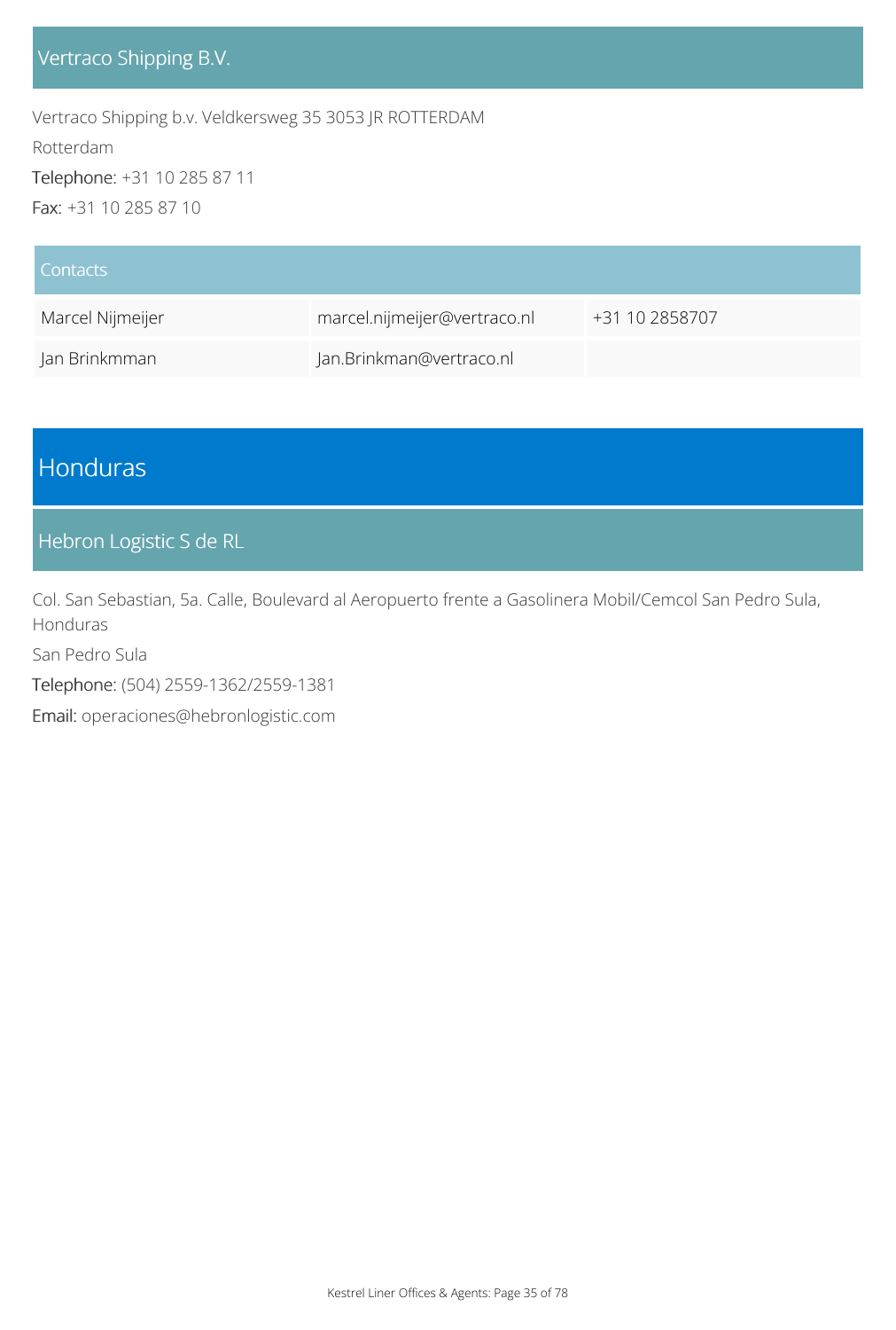### Vertraco Shipping B.V.

Vertraco Shipping b.v. Veldkersweg 35 3053 JR ROTTERDAM

Rotterdam

Telephone: +31 10 285 87 11

Fax: +31 10 285 87 10

| Contacts | | |
|---|---|---|
| Marcel Nijmeijer | marcel.nijmeijer@vertraco.nl | +31 10 2858707 |
| Jan Brinkmman | Jan.Brinkman@vertraco.nl | |

## Honduras

### Hebron Logistic S de RL

Col. San Sebastian, 5a. Calle, Boulevard al Aeropuerto frente a Gasolinera Mobil/Cemcol San Pedro Sula, Honduras

San Pedro Sula

Telephone: (504) 2559-1362/2559-1381

Email: operaciones@hebronlogistic.com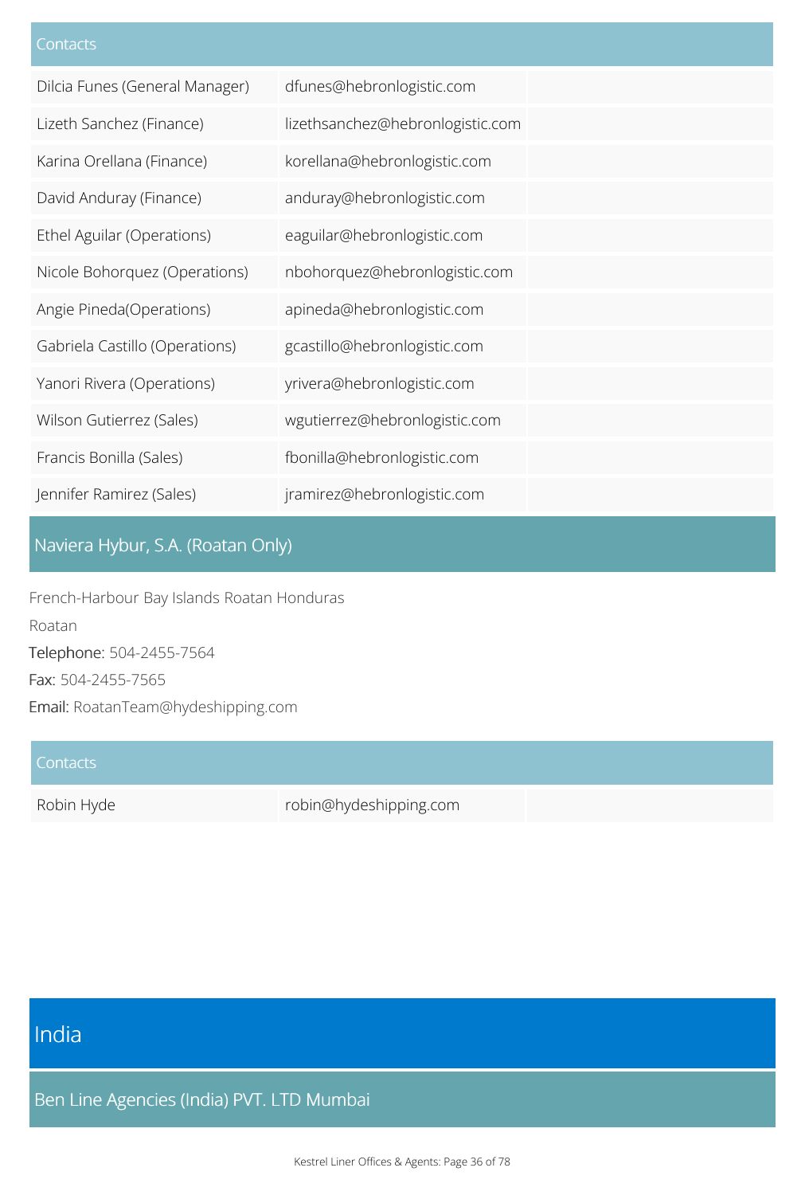| Contacts | | |
|---|---|---|
| Dilcia Funes (General Manager) | dfunes@hebronlogistic.com | |
| Lizeth Sanchez (Finance) | lizethsanchez@hebronlogistic.com | |
| Karina Orellana (Finance) | korellana@hebronlogistic.com | |
| David Anduray (Finance) | anduray@hebronlogistic.com | |
| Ethel Aguilar (Operations) | eaguilar@hebronlogistic.com | |
| Nicole Bohorquez (Operations) | nbohorquez@hebronlogistic.com | |
| Angie Pineda(Operations) | apineda@hebronlogistic.com | |
| Gabriela Castillo (Operations) | gcastillo@hebronlogistic.com | |
| Yanori Rivera (Operations) | yrivera@hebronlogistic.com | |
| Wilson Gutierrez (Sales) | wgutierrez@hebronlogistic.com | |
| Francis Bonilla (Sales) | fbonilla@hebronlogistic.com | |
| Jennifer Ramirez (Sales) | jramirez@hebronlogistic.com | |

## Naviera Hybur, S.A. (Roatan Only)

French-Harbour Bay Islands Roatan Honduras

Roatan

Telephone: 504-2455-7564

Fax: 504-2455-7565

Email: RoatanTeam@hydeshipping.com

| Contacts | | |
|---|---|---|
| Robin Hyde | robin@hydeshipping.com | |

# India

## Ben Line Agencies (India) PVT. LTD Mumbai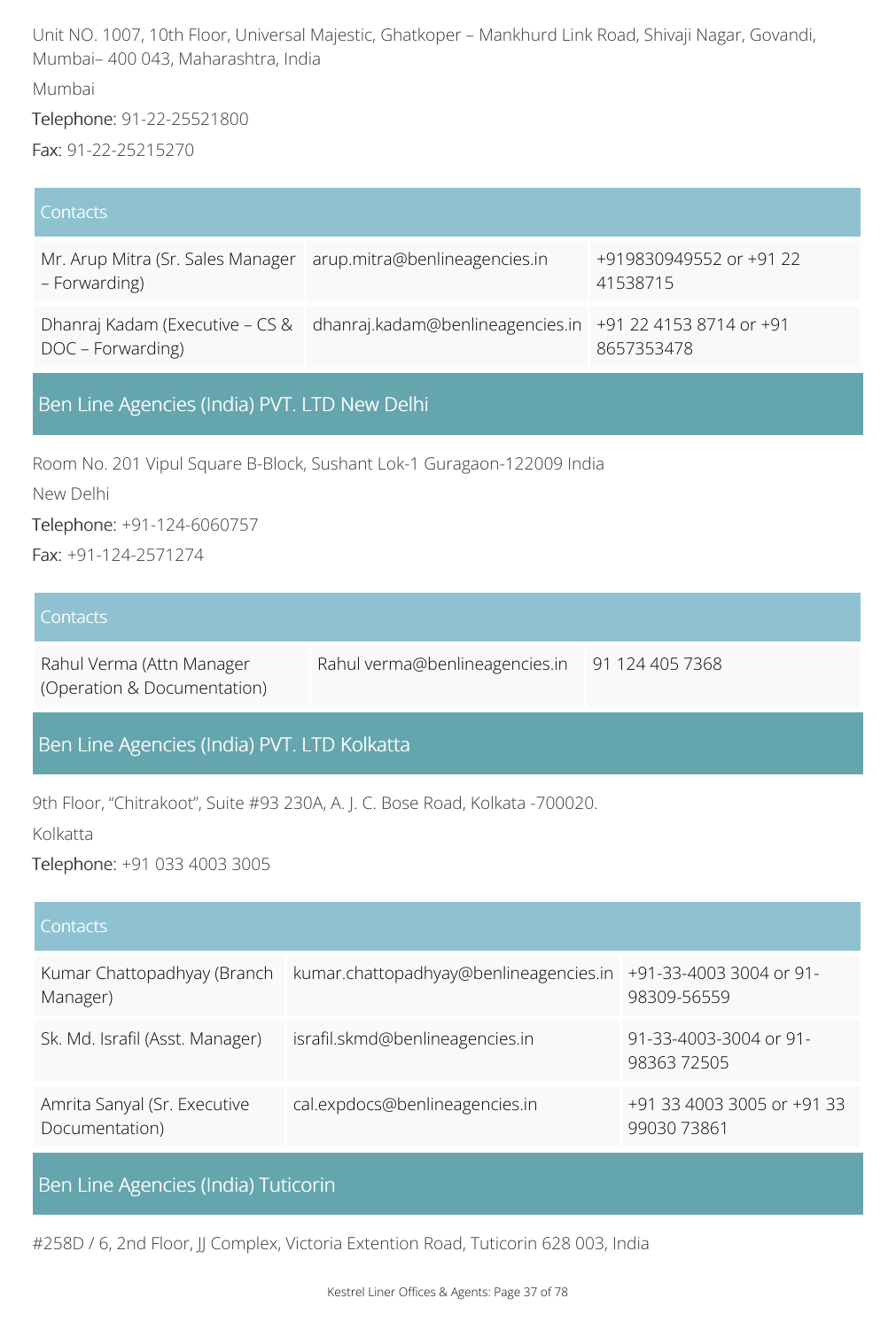Unit NO. 1007, 10th Floor, Universal Majestic, Ghatkoper – Mankhurd Link Road, Shivaji Nagar, Govandi, Mumbai– 400 043, Maharashtra, India

Mumbai

Telephone: 91-22-25521800

Fax: 91-22-25215270

| Contacts | | |
|---|---|---|
| Mr. Arup Mitra (Sr. Sales Manager – Forwarding) | arup.mitra@benlineagencies.in | +919830949552 or +91 22 41538715 |
| Dhanraj Kadam (Executive – CS & DOC – Forwarding) | dhanraj.kadam@benlineagencies.in | +91 22 4153 8714 or +91 8657353478 |

## Ben Line Agencies (India) PVT. LTD New Delhi

Room No. 201 Vipul Square B-Block, Sushant Lok-1 Guragaon-122009 India

New Delhi

Telephone: +91-124-6060757

Fax: +91-124-2571274

| Contacts | | |
|---|---|---|
| Rahul Verma (Attn Manager (Operation & Documentation) | Rahul verma@benlineagencies.in | 91 124 405 7368 |

## Ben Line Agencies (India) PVT. LTD Kolkatta

9th Floor, "Chitrakoot", Suite #93 230A, A. J. C. Bose Road, Kolkata -700020.

Kolkatta

Telephone: +91 033 4003 3005

| Contacts | | |
|---|---|---|
| Kumar Chattopadhyay (Branch Manager) | kumar.chattopadhyay@benlineagencies.in | +91-33-4003 3004 or 91-98309-56559 |
| Sk. Md. Israfil (Asst. Manager) | israfil.skmd@benlineagencies.in | 91-33-4003-3004 or 91-98363 72505 |
| Amrita Sanyal (Sr. Executive Documentation) | cal.expdocs@benlineagencies.in | +91 33 4003 3005 or +91 33 99030 73861 |

## Ben Line Agencies (India) Tuticorin

#258D / 6, 2nd Floor, JJ Complex, Victoria Extention Road, Tuticorin 628 003, India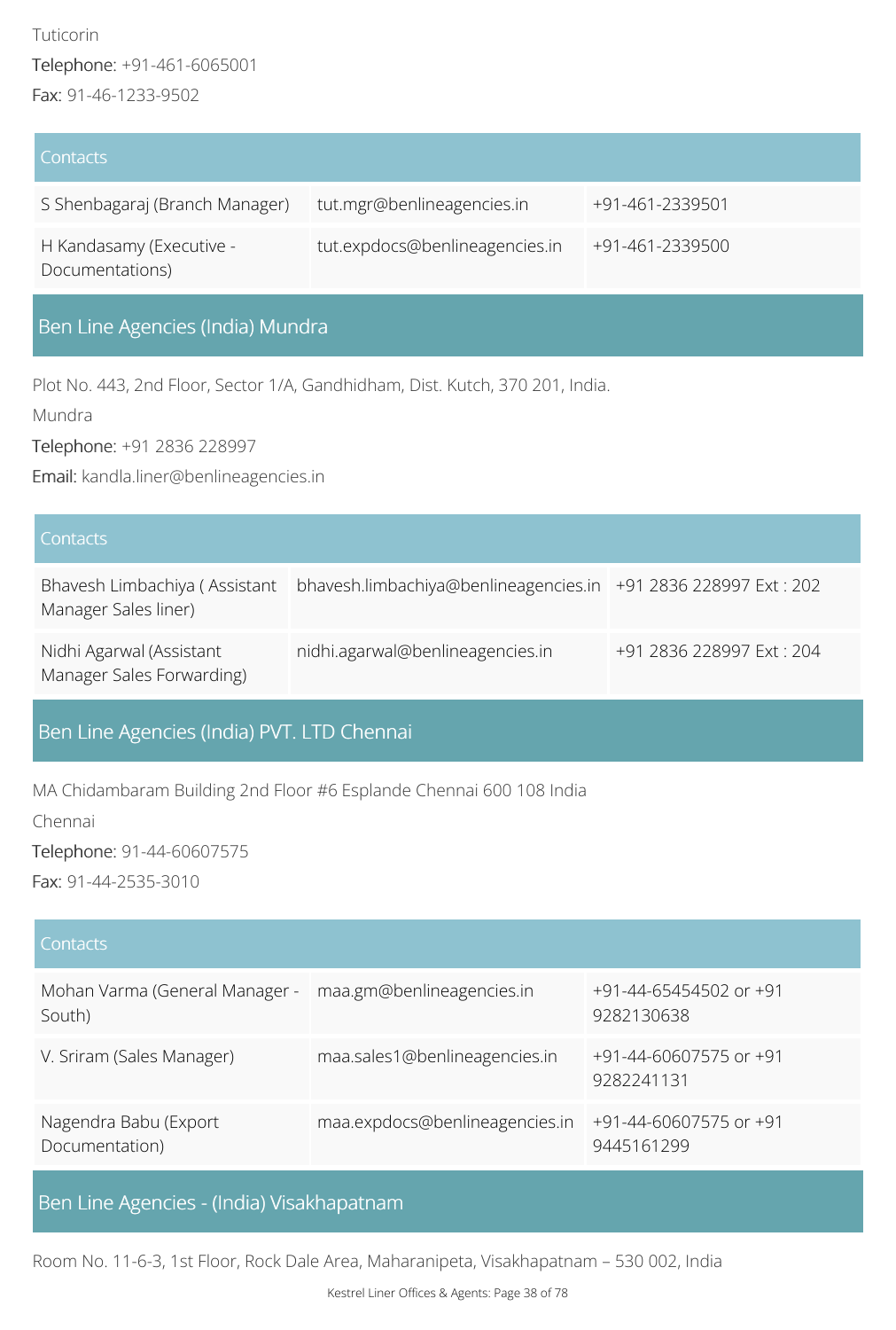Tuticorin

Telephone: +91-461-6065001

Fax: 91-46-1233-9502

| Contacts | | |
|---|---|---|
| S Shenbagaraj (Branch Manager) | tut.mgr@benlineagencies.in | +91-461-2339501 |
| H Kandasamy (Executive - Documentations) | tut.expdocs@benlineagencies.in | +91-461-2339500 |

## Ben Line Agencies (India) Mundra

Plot No. 443, 2nd Floor, Sector 1/A, Gandhidham, Dist. Kutch, 370 201, India.

Mundra

Telephone: +91 2836 228997

Email: kandla.liner@benlineagencies.in

| Contacts | | |
|---|---|---|
| Bhavesh Limbachiya ( Assistant Manager Sales liner) | bhavesh.limbachiya@benlineagencies.in | +91 2836 228997 Ext : 202 |
| Nidhi Agarwal (Assistant Manager Sales Forwarding) | nidhi.agarwal@benlineagencies.in | +91 2836 228997 Ext : 204 |

## Ben Line Agencies (India) PVT. LTD Chennai

MA Chidambaram Building 2nd Floor #6 Esplande Chennai 600 108 India

Chennai

Telephone: 91-44-60607575

Fax: 91-44-2535-3010

| Contacts | | |
|---|---|---|
| Mohan Varma (General Manager - South) | maa.gm@benlineagencies.in | +91-44-65454502 or +91 9282130638 |
| V. Sriram (Sales Manager) | maa.sales1@benlineagencies.in | +91-44-60607575 or +91 9282241131 |
| Nagendra Babu (Export Documentation) | maa.expdocs@benlineagencies.in | +91-44-60607575 or +91 9445161299 |

## Ben Line Agencies - (India) Visakhapatnam

Room No. 11-6-3, 1st Floor, Rock Dale Area, Maharanipeta, Visakhapatnam – 530 002, India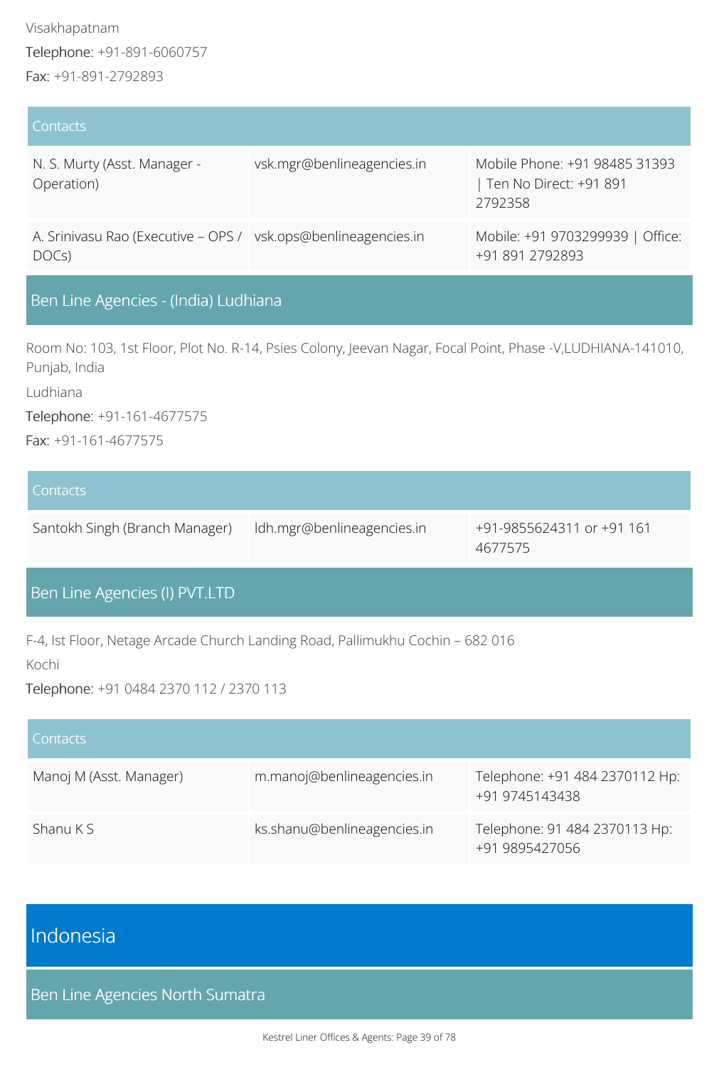Visakhapatnam

Telephone: +91-891-6060757

Fax: +91-891-2792893

| Contacts | | |
|---|---|---|
| N. S. Murty (Asst. Manager - Operation) | vsk.mgr@benlineagencies.in | Mobile Phone: +91 98485 31393 \| Ten No Direct: +91 891 2792358 |
| A. Srinivasu Rao (Executive – OPS / DOCs) | vsk.ops@benlineagencies.in | Mobile: +91 9703299939 \| Office: +91 891 2792893 |

### Ben Line Agencies - (India) Ludhiana

Room No: 103, 1st Floor, Plot No. R-14, Psies Colony, Jeevan Nagar, Focal Point, Phase -V,LUDHIANA-141010, Punjab, India

Ludhiana

Telephone: +91-161-4677575

Fax: +91-161-4677575

| Contacts | | |
|---|---|---|
| Santokh Singh (Branch Manager) | ldh.mgr@benlineagencies.in | +91-9855624311 or +91 161 4677575 |

### Ben Line Agencies (I) PVT.LTD

F-4, Ist Floor, Netage Arcade Church Landing Road, Pallimukhu Cochin – 682 016

Kochi

Telephone: +91 0484 2370 112 / 2370 113

| Contacts | | |
|---|---|---|
| Manoj M (Asst. Manager) | m.manoj@benlineagencies.in | Telephone: +91 484 2370112 Hp: +91 9745143438 |
| Shanu K S | ks.shanu@benlineagencies.in | Telephone: 91 484 2370113 Hp: +91 9895427056 |

## Indonesia

### Ben Line Agencies North Sumatra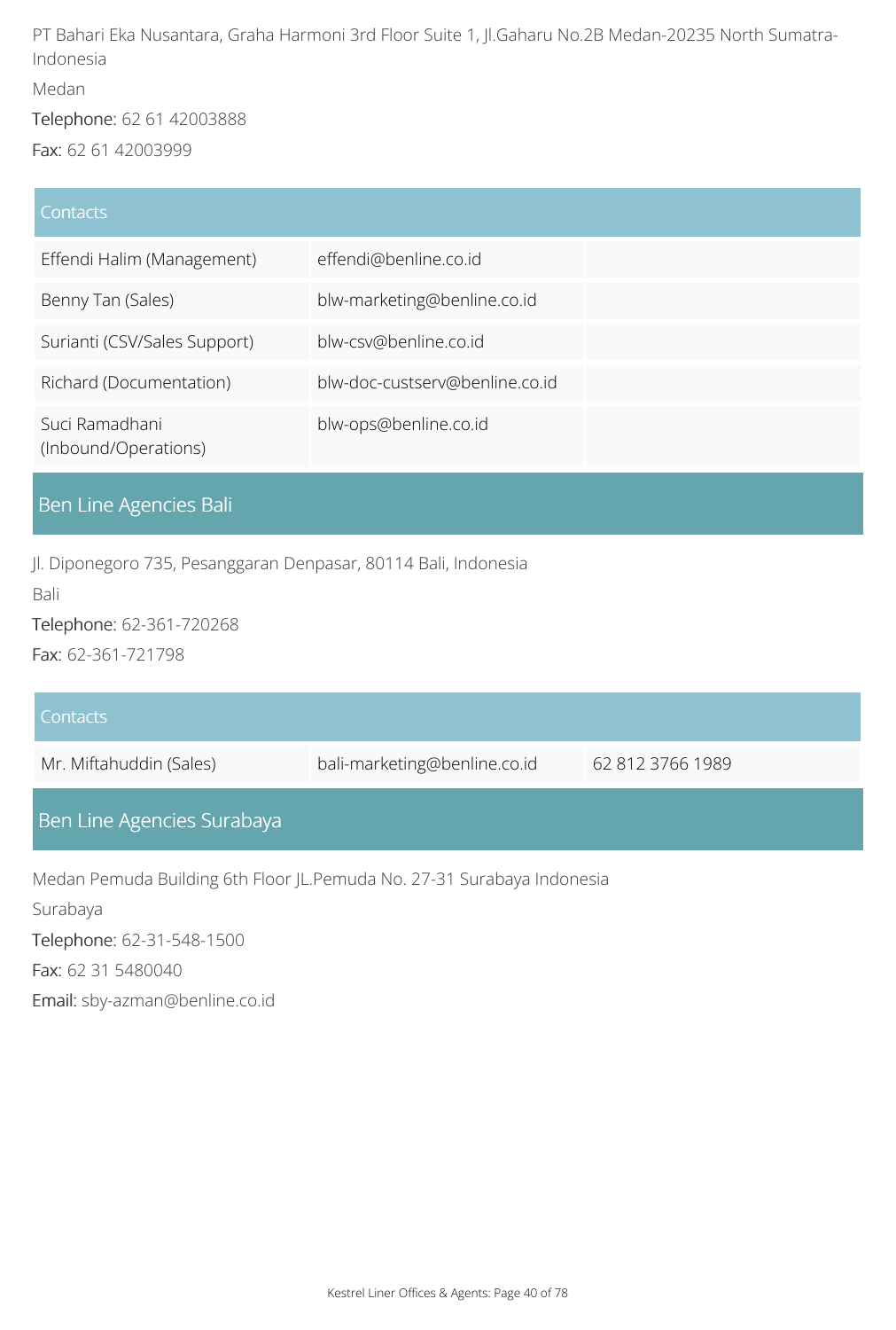PT Bahari Eka Nusantara, Graha Harmoni 3rd Floor Suite 1, Jl.Gaharu No.2B Medan-20235 North Sumatra-Indonesia

Medan

Telephone: 62 61 42003888

Fax: 62 61 42003999

| Contacts | | |
|---|---|---|
| Effendi Halim (Management) | effendi@benline.co.id | |
| Benny Tan (Sales) | blw-marketing@benline.co.id | |
| Surianti (CSV/Sales Support) | blw-csv@benline.co.id | |
| Richard (Documentation) | blw-doc-custserv@benline.co.id | |
| Suci Ramadhani (Inbound/Operations) | blw-ops@benline.co.id | |

## Ben Line Agencies Bali

Jl. Diponegoro 735, Pesanggaran Denpasar, 80114 Bali, Indonesia

Bali

Telephone: 62-361-720268

Fax: 62-361-721798

| Contacts | | |
|---|---|---|
| Mr. Miftahuddin (Sales) | bali-marketing@benline.co.id | 62 812 3766 1989 |

## Ben Line Agencies Surabaya

Medan Pemuda Building 6th Floor JL.Pemuda No. 27-31 Surabaya Indonesia

Surabaya

Telephone: 62-31-548-1500

Fax: 62 31 5480040

Email: sby-azman@benline.co.id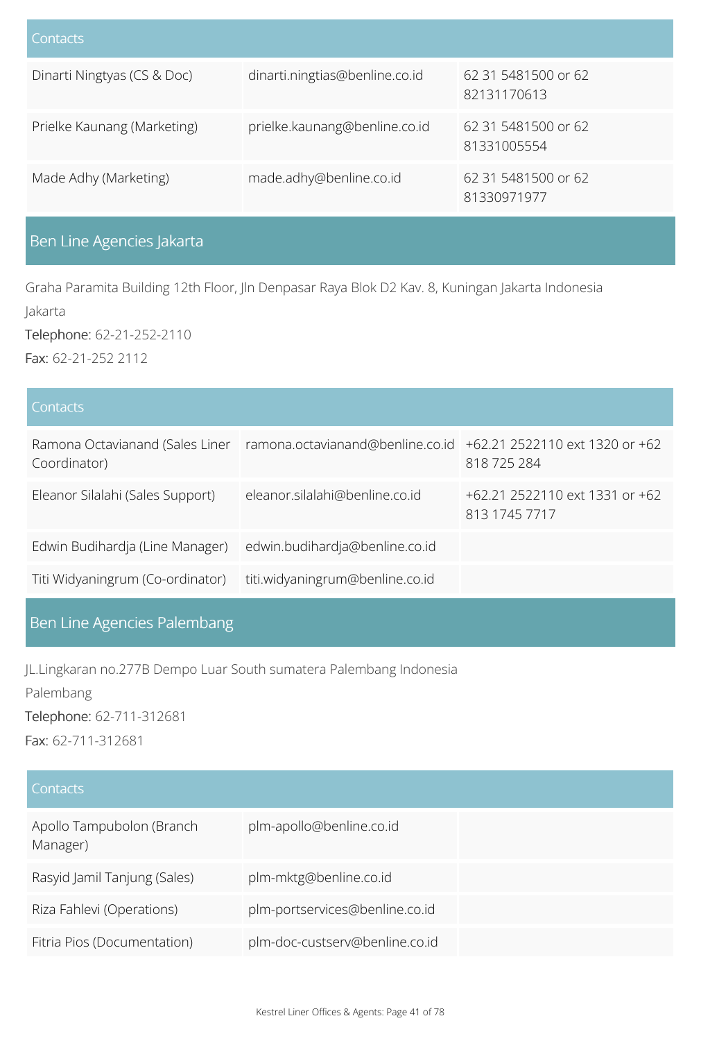| Contacts | | |
|---|---|---|
| Dinarti Ningtyas (CS & Doc) | dinarti.ningtias@benline.co.id | 62 31 5481500 or 62 82131170613 |
| Prielke Kaunang (Marketing) | prielke.kaunang@benline.co.id | 62 31 5481500 or 62 81331005554 |
| Made Adhy (Marketing) | made.adhy@benline.co.id | 62 31 5481500 or 62 81330971977 |

## Ben Line Agencies Jakarta

Graha Paramita Building 12th Floor, Jln Denpasar Raya Blok D2 Kav. 8, Kuningan Jakarta Indonesia

Jakarta

Telephone: 62-21-252-2110

Fax: 62-21-252 2112

| Contacts | | |
|---|---|---|
| Ramona Octavianand (Sales Liner Coordinator) | ramona.octavianand@benline.co.id | +62.21 2522110 ext 1320 or +62 818 725 284 |
| Eleanor Silalahi (Sales Support) | eleanor.silalahi@benline.co.id | +62.21 2522110 ext 1331 or +62 813 1745 7717 |
| Edwin Budihardja (Line Manager) | edwin.budihardja@benline.co.id | |
| Titi Widyaningrum (Co-ordinator) | titi.widyaningrum@benline.co.id | |

## Ben Line Agencies Palembang

JL.Lingkaran no.277B Dempo Luar South sumatera Palembang Indonesia

Palembang

Telephone: 62-711-312681

Fax: 62-711-312681

| Contacts | | |
|---|---|---|
| Apollo Tampubolon (Branch Manager) | plm-apollo@benline.co.id | |
| Rasyid Jamil Tanjung (Sales) | plm-mktg@benline.co.id | |
| Riza Fahlevi (Operations) | plm-portservices@benline.co.id | |
| Fitria Pios (Documentation) | plm-doc-custserv@benline.co.id | |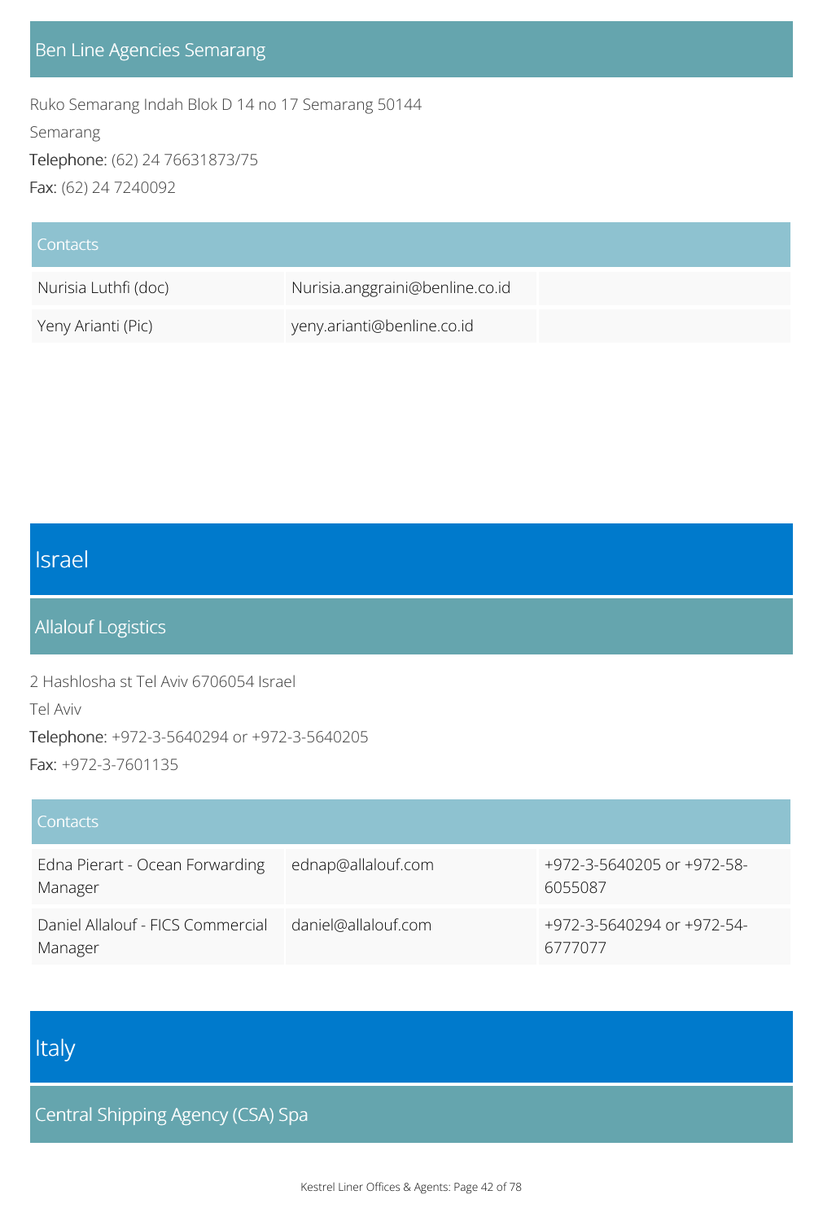### Ben Line Agencies Semarang

Ruko Semarang Indah Blok D 14 no 17 Semarang 50144

Semarang

Telephone: (62) 24 76631873/75

Fax: (62) 24 7240092

| Contacts | | |
|---|---|---|
| Nurisia Luthfi (doc) | Nurisia.anggraini@benline.co.id | |
| Yeny Arianti (Pic) | yeny.arianti@benline.co.id | |

## Israel

### Allalouf Logistics

2 Hashlosha st Tel Aviv 6706054 Israel

Tel Aviv

Telephone: +972-3-5640294 or +972-3-5640205

Fax: +972-3-7601135

| Contacts | | |
|---|---|---|
| Edna Pierart - Ocean Forwarding Manager | ednap@allalouf.com | +972-3-5640205 or +972-58-6055087 |
| Daniel Allalouf - FICS Commercial Manager | daniel@allalouf.com | +972-3-5640294 or +972-54-6777077 |

## Italy

### Central Shipping Agency (CSA) Spa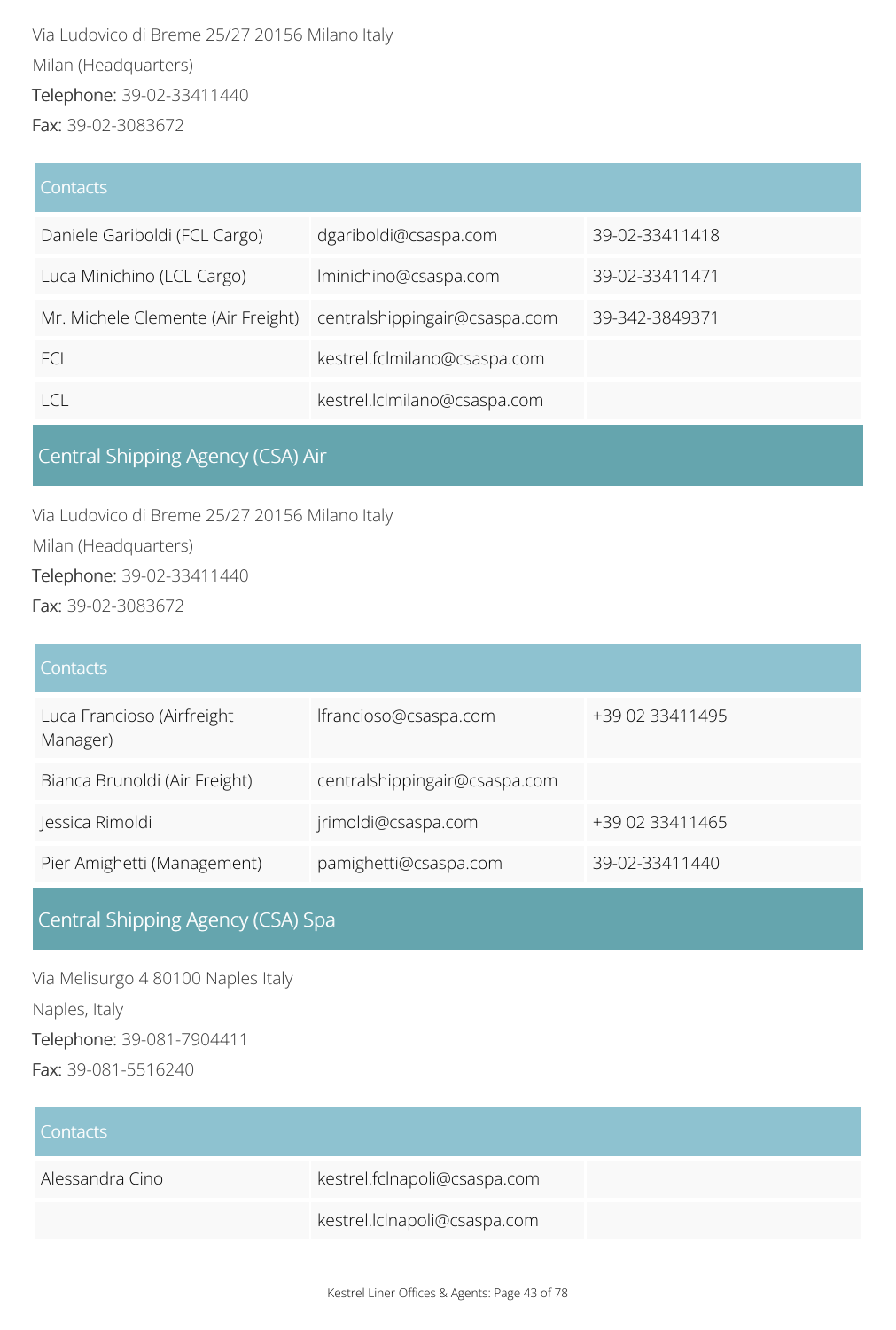Via Ludovico di Breme 25/27 20156 Milano Italy

Milan (Headquarters)

Telephone: 39-02-33411440

Fax: 39-02-3083672

| Contacts | | |
|---|---|---|
| Daniele Gariboldi (FCL Cargo) | dgariboldi@csaspa.com | 39-02-33411418 |
| Luca Minichino (LCL Cargo) | lminichino@csaspa.com | 39-02-33411471 |
| Mr. Michele Clemente (Air Freight) | centralshippingair@csaspa.com | 39-342-3849371 |
| FCL | kestrel.fclmilano@csaspa.com | |
| LCL | kestrel.lclmilano@csaspa.com | |

## Central Shipping Agency (CSA) Air

Via Ludovico di Breme 25/27 20156 Milano Italy

Milan (Headquarters)

Telephone: 39-02-33411440

Fax: 39-02-3083672

| Contacts | | |
|---|---|---|
| Luca Francioso (Airfreight Manager) | lfrancioso@csaspa.com | +39 02 33411495 |
| Bianca Brunoldi (Air Freight) | centralshippingair@csaspa.com | |
| Jessica Rimoldi | jrimoldi@csaspa.com | +39 02 33411465 |
| Pier Amighetti (Management) | pamighetti@csaspa.com | 39-02-33411440 |

## Central Shipping Agency (CSA) Spa

Via Melisurgo 4 80100 Naples Italy

Naples, Italy

Telephone: 39-081-7904411

Fax: 39-081-5516240

| Contacts | | |
|---|---|---|
| Alessandra Cino | kestrel.fclnapoli@csaspa.com | |
| | kestrel.lclnapoli@csaspa.com | |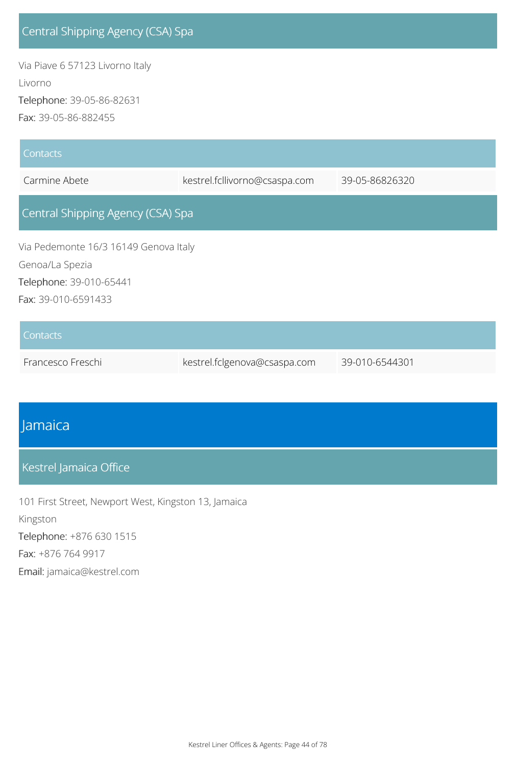### Central Shipping Agency (CSA) Spa

Via Piave 6 57123 Livorno Italy

Livorno

Telephone: 39-05-86-82631

Fax: 39-05-86-882455

| Contacts | | |
|---|---|---|
| Carmine Abete | kestrel.fcllivorno@csaspa.com | 39-05-86826320 |

### Central Shipping Agency (CSA) Spa

Via Pedemonte 16/3 16149 Genova Italy

Genoa/La Spezia

Telephone: 39-010-65441

Fax: 39-010-6591433

| Contacts | | |
|---|---|---|
| Francesco Freschi | kestrel.fclgenova@csaspa.com | 39-010-6544301 |

## Jamaica

### Kestrel Jamaica Office

101 First Street, Newport West, Kingston 13, Jamaica

Kingston

Telephone: +876 630 1515

Fax: +876 764 9917

Email: jamaica@kestrel.com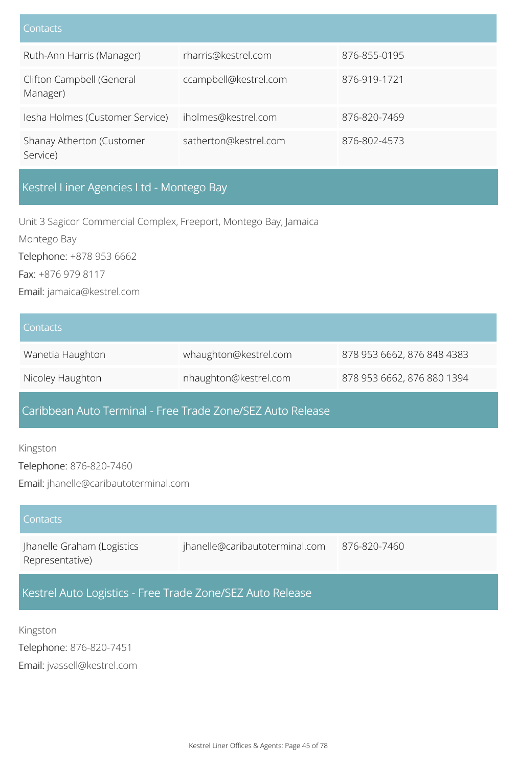| Contacts | | |
|---|---|---|
| Ruth-Ann Harris (Manager) | rharris@kestrel.com | 876-855-0195 |
| Clifton Campbell (General Manager) | ccampbell@kestrel.com | 876-919-1721 |
| Iesha Holmes (Customer Service) | iholmes@kestrel.com | 876-820-7469 |
| Shanay Atherton (Customer Service) | satherton@kestrel.com | 876-802-4573 |

## Kestrel Liner Agencies Ltd - Montego Bay

Unit 3 Sagicor Commercial Complex, Freeport, Montego Bay, Jamaica

Montego Bay

Telephone: +878 953 6662

Fax: +876 979 8117

Email: jamaica@kestrel.com

| Contacts | | |
|---|---|---|
| Wanetia Haughton | whaughton@kestrel.com | 878 953 6662, 876 848 4383 |
| Nicoley Haughton | nhaughton@kestrel.com | 878 953 6662, 876 880 1394 |

## Caribbean Auto Terminal - Free Trade Zone/SEZ Auto Release

Kingston

Telephone: 876-820-7460

Email: jhanelle@caribautoterminal.com

| Contacts | | |
|---|---|---|
| Jhanelle Graham (Logistics Representative) | jhanelle@caribautoterminal.com | 876-820-7460 |

## Kestrel Auto Logistics - Free Trade Zone/SEZ Auto Release

Kingston

Telephone: 876-820-7451

Email: jvassell@kestrel.com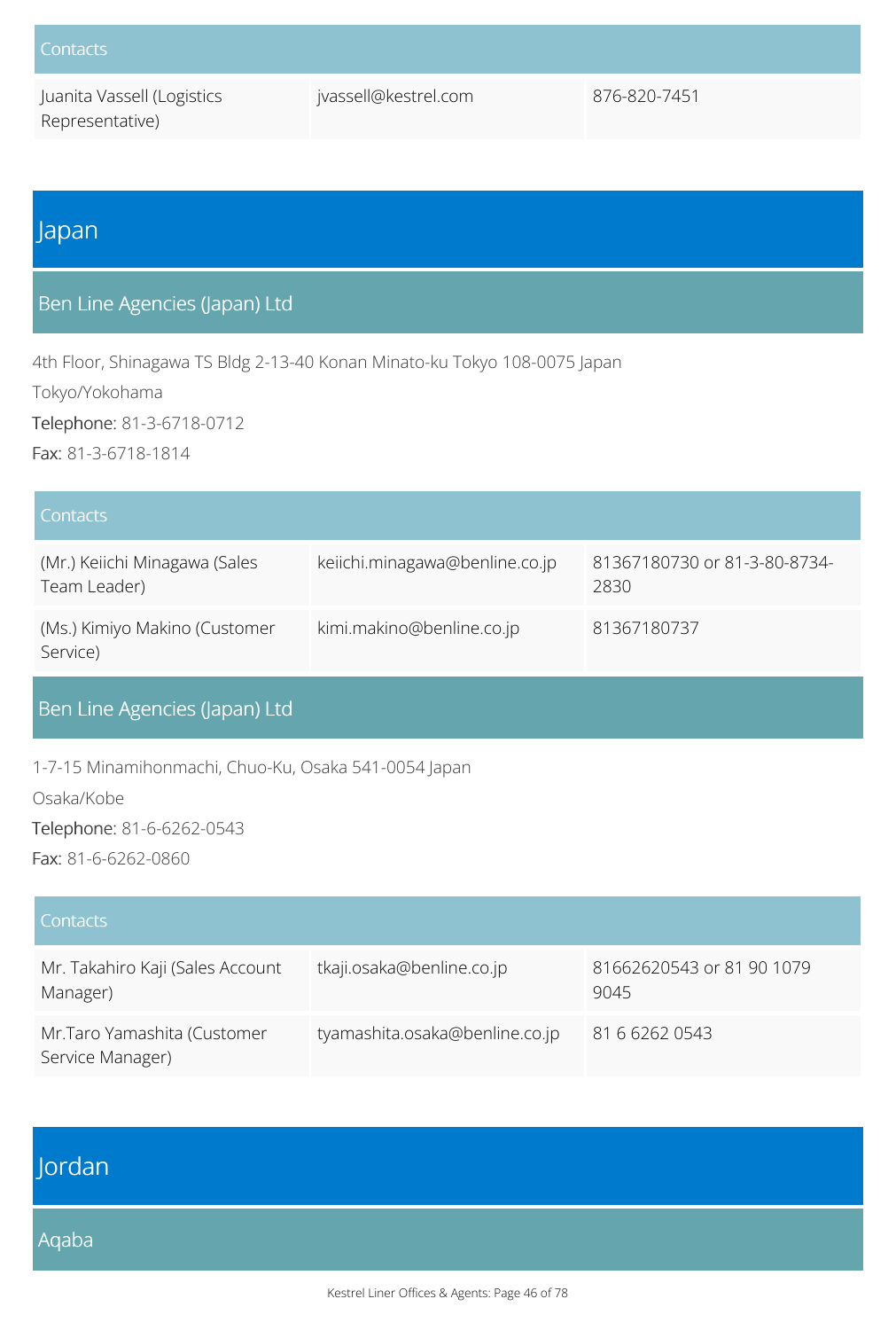| Contacts | | |
|---|---|---|
| Juanita Vassell (Logistics Representative) | jvassell@kestrel.com | 876-820-7451 |

# Japan

## Ben Line Agencies (Japan) Ltd

4th Floor, Shinagawa TS Bldg 2-13-40 Konan Minato-ku Tokyo 108-0075 Japan

Tokyo/Yokohama

Telephone: 81-3-6718-0712

Fax: 81-3-6718-1814

| Contacts | | |
|---|---|---|
| (Mr.) Keiichi Minagawa (Sales Team Leader) | keiichi.minagawa@benline.co.jp | 81367180730 or 81-3-80-8734-2830 |
| (Ms.) Kimiyo Makino (Customer Service) | kimi.makino@benline.co.jp | 81367180737 |

## Ben Line Agencies (Japan) Ltd

1-7-15 Minamihonmachi, Chuo-Ku, Osaka 541-0054 Japan

Osaka/Kobe

Telephone: 81-6-6262-0543

Fax: 81-6-6262-0860

| Contacts | | |
|---|---|---|
| Mr. Takahiro Kaji (Sales Account Manager) | tkaji.osaka@benline.co.jp | 81662620543 or 81 90 1079 9045 |
| Mr.Taro Yamashita (Customer Service Manager) | tyamashita.osaka@benline.co.jp | 81 6 6262 0543 |

# Jordan

## Aqaba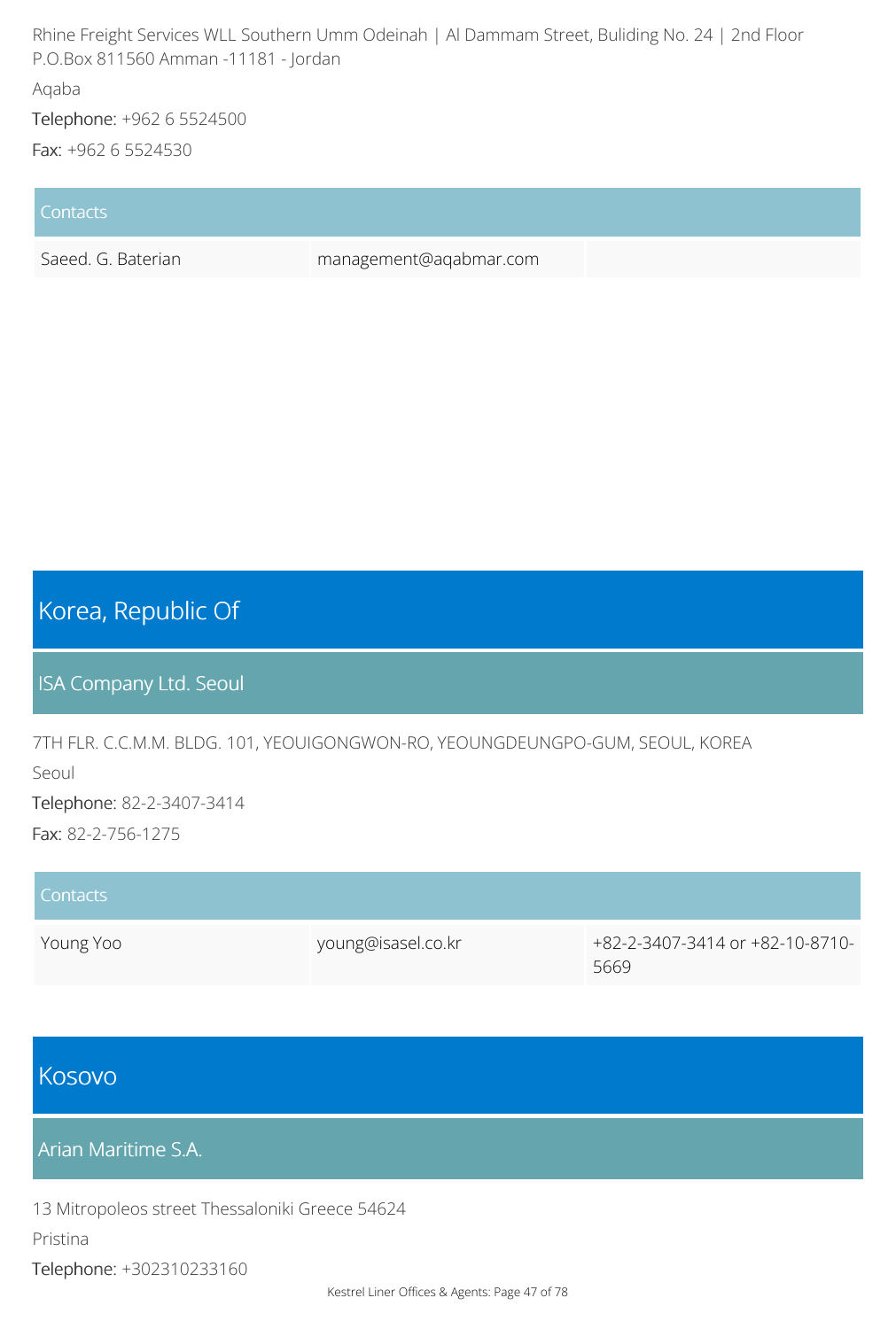Rhine Freight Services WLL Southern Umm Odeinah | Al Dammam Street, Buliding No. 24 | 2nd Floor P.O.Box 811560 Amman -11181 - Jordan

Aqaba

Telephone: +962 6 5524500

Fax: +962 6 5524530

| Contacts | | |
| --- | --- | --- |
| Saeed. G. Baterian | management@aqabmar.com | |

# Korea, Republic Of

## ISA Company Ltd. Seoul

7TH FLR. C.C.M.M. BLDG. 101, YEOUIGONGWON-RO, YEOUNGDEUNGPO-GUM, SEOUL, KOREA

Seoul

Telephone: 82-2-3407-3414

Fax: 82-2-756-1275

| Contacts | | |
| --- | --- | --- |
| Young Yoo | young@isasel.co.kr | +82-2-3407-3414 or +82-10-8710-5669 |

# Kosovo

## Arian Maritime S.A.

13 Mitropoleos street Thessaloniki Greece 54624

Pristina

Telephone: +302310233160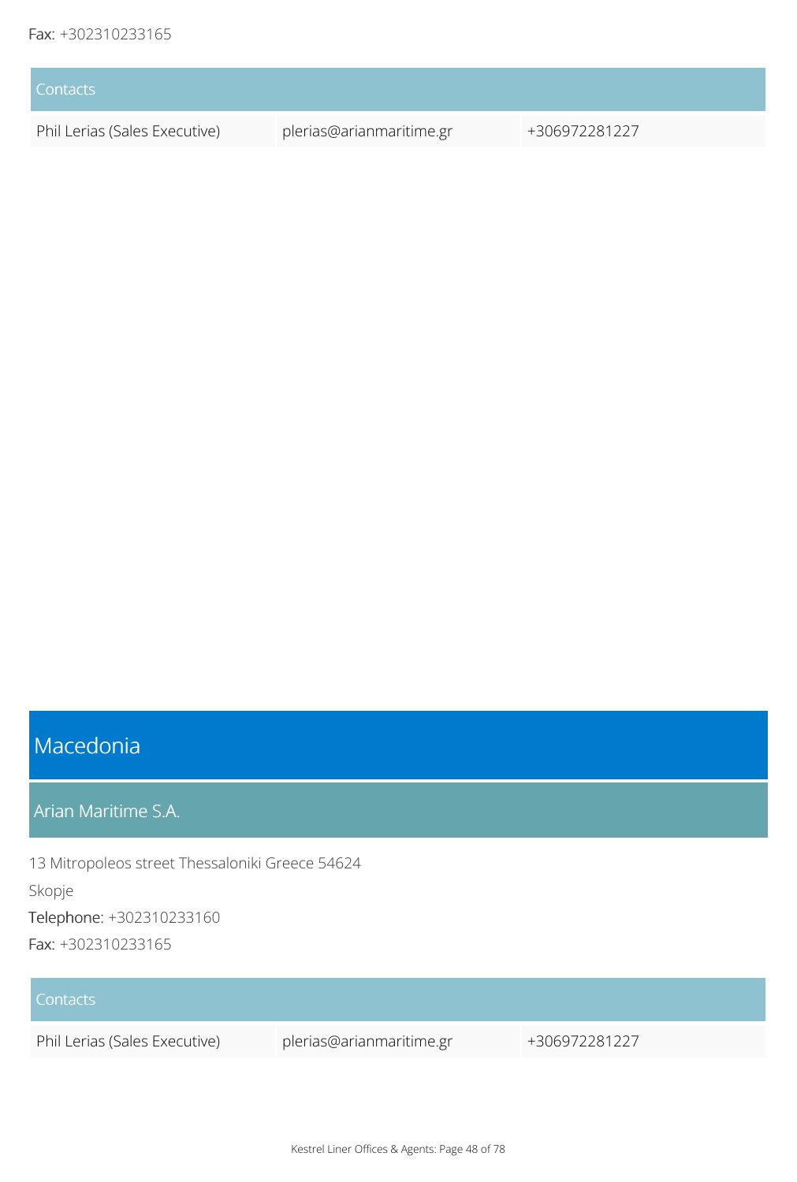Fax: +302310233165

| Contacts | | |
|---|---|---|
| Phil Lerias (Sales Executive) | plerias@arianmaritime.gr | +306972281227 |

# Macedonia

## Arian Maritime S.A.

13 Mitropoleos street Thessaloniki Greece 54624

Skopje

Telephone: +302310233160

Fax: +302310233165

| Contacts | | |
|---|---|---|
| Phil Lerias (Sales Executive) | plerias@arianmaritime.gr | +306972281227 |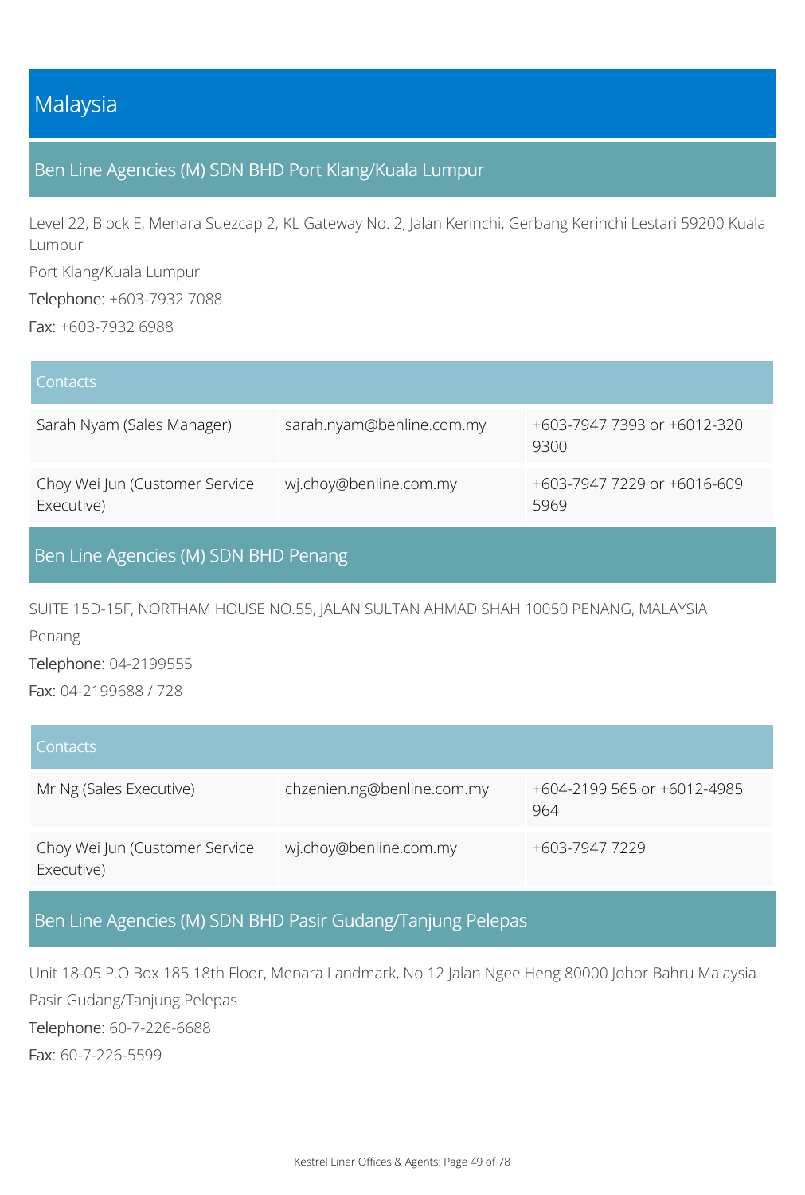# Malaysia

## Ben Line Agencies (M) SDN BHD Port Klang/Kuala Lumpur

Level 22, Block E, Menara Suezcap 2, KL Gateway No. 2, Jalan Kerinchi, Gerbang Kerinchi Lestari 59200 Kuala Lumpur

Port Klang/Kuala Lumpur

Telephone: +603-7932 7088

Fax: +603-7932 6988

| Contacts | | |
|---|---|---|
| Sarah Nyam (Sales Manager) | sarah.nyam@benline.com.my | +603-7947 7393 or +6012-320 9300 |
| Choy Wei Jun (Customer Service Executive) | wj.choy@benline.com.my | +603-7947 7229 or +6016-609 5969 |

## Ben Line Agencies (M) SDN BHD Penang

SUITE 15D-15F, NORTHAM HOUSE NO.55, JALAN SULTAN AHMAD SHAH 10050 PENANG, MALAYSIA

Penang

Telephone: 04-2199555

Fax: 04-2199688 / 728

| Contacts | | |
|---|---|---|
| Mr Ng (Sales Executive) | chzenien.ng@benline.com.my | +604-2199 565 or +6012-4985 964 |
| Choy Wei Jun (Customer Service Executive) | wj.choy@benline.com.my | +603-7947 7229 |

## Ben Line Agencies (M) SDN BHD Pasir Gudang/Tanjung Pelepas

Unit 18-05 P.O.Box 185 18th Floor, Menara Landmark, No 12 Jalan Ngee Heng 80000 Johor Bahru Malaysia

Pasir Gudang/Tanjung Pelepas

Telephone: 60-7-226-6688

Fax: 60-7-226-5599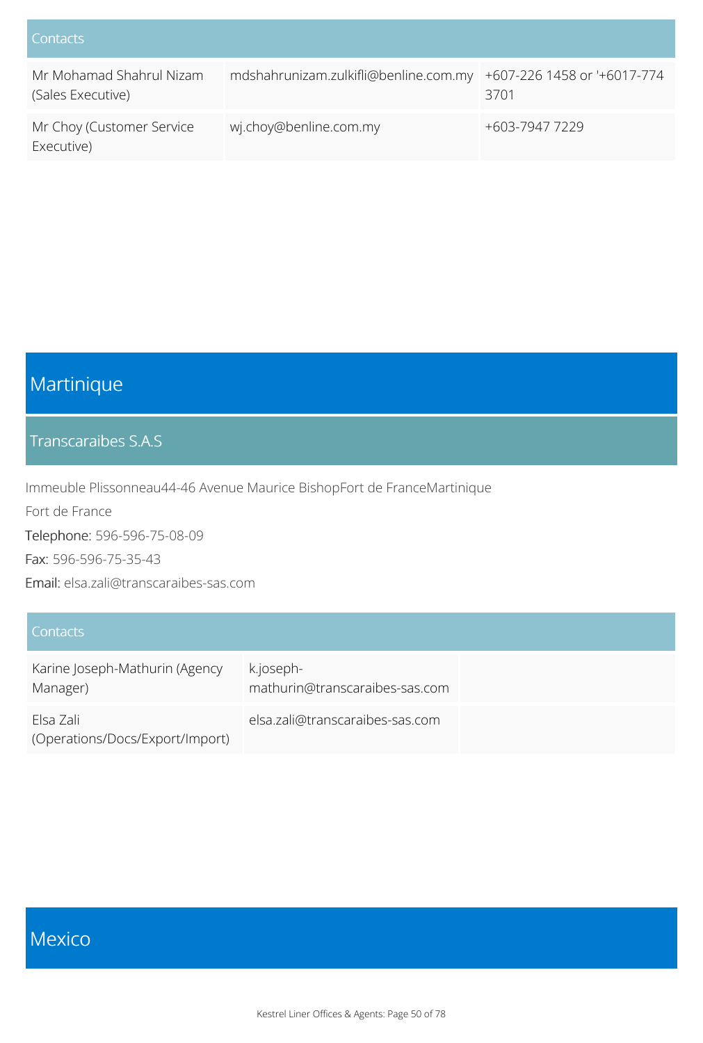| Contacts | | |
|---|---|---|
| Mr Mohamad Shahrul Nizam (Sales Executive) | mdshahrunizam.zulkifli@benline.com.my | +607-226 1458 or '+6017-774 3701 |
| Mr Choy (Customer Service Executive) | wj.choy@benline.com.my | +603-7947 7229 |

# Martinique

## Transcaraibes S.A.S

Immeuble Plissonneau44-46 Avenue Maurice BishopFort de FranceMartinique

Fort de France

Telephone: 596-596-75-08-09

Fax: 596-596-75-35-43

Email: elsa.zali@transcaraibes-sas.com

| Contacts | | |
|---|---|---|
| Karine Joseph-Mathurin (Agency Manager) | k.joseph-mathurin@transcaraibes-sas.com | |
| Elsa Zali (Operations/Docs/Export/Import) | elsa.zali@transcaraibes-sas.com | |

# Mexico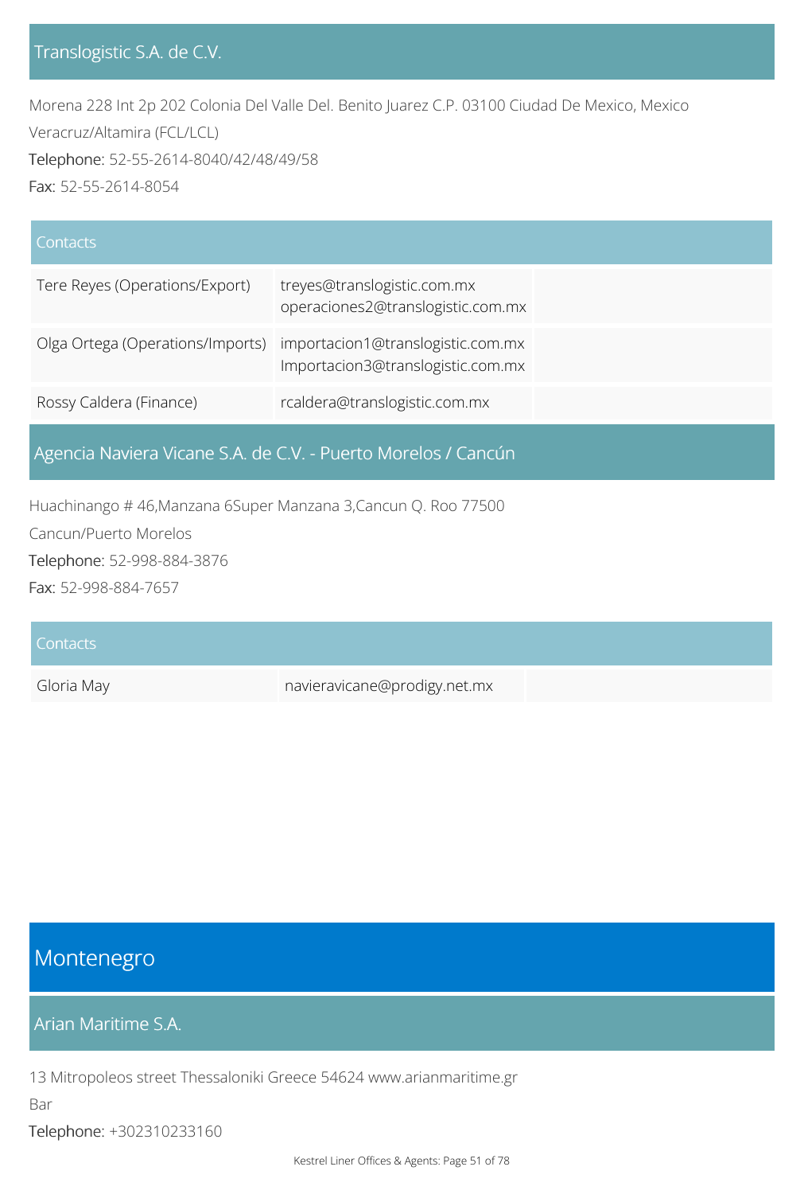### Translogistic S.A. de C.V.

Morena 228 Int 2p 202 Colonia Del Valle Del. Benito Juarez C.P. 03100 Ciudad De Mexico, Mexico

Veracruz/Altamira (FCL/LCL)

Telephone: 52-55-2614-8040/42/48/49/58

Fax: 52-55-2614-8054

| Contacts | | |
|---|---|---|
| Tere Reyes (Operations/Export) | treyes@translogistic.com.mx operaciones2@translogistic.com.mx | |
| Olga Ortega (Operations/Imports) | importacion1@translogistic.com.mx Importacion3@translogistic.com.mx | |
| Rossy Caldera (Finance) | rcaldera@translogistic.com.mx | |

### Agencia Naviera Vicane S.A. de C.V. - Puerto Morelos / Cancún

Huachinango # 46,Manzana 6Super Manzana 3,Cancun Q. Roo 77500

Cancun/Puerto Morelos

Telephone: 52-998-884-3876

Fax: 52-998-884-7657

| Contacts | | |
|---|---|---|
| Gloria May | navieravicane@prodigy.net.mx | |

## Montenegro

### Arian Maritime S.A.

13 Mitropoleos street Thessaloniki Greece 54624 www.arianmaritime.gr

Bar

Telephone: +302310233160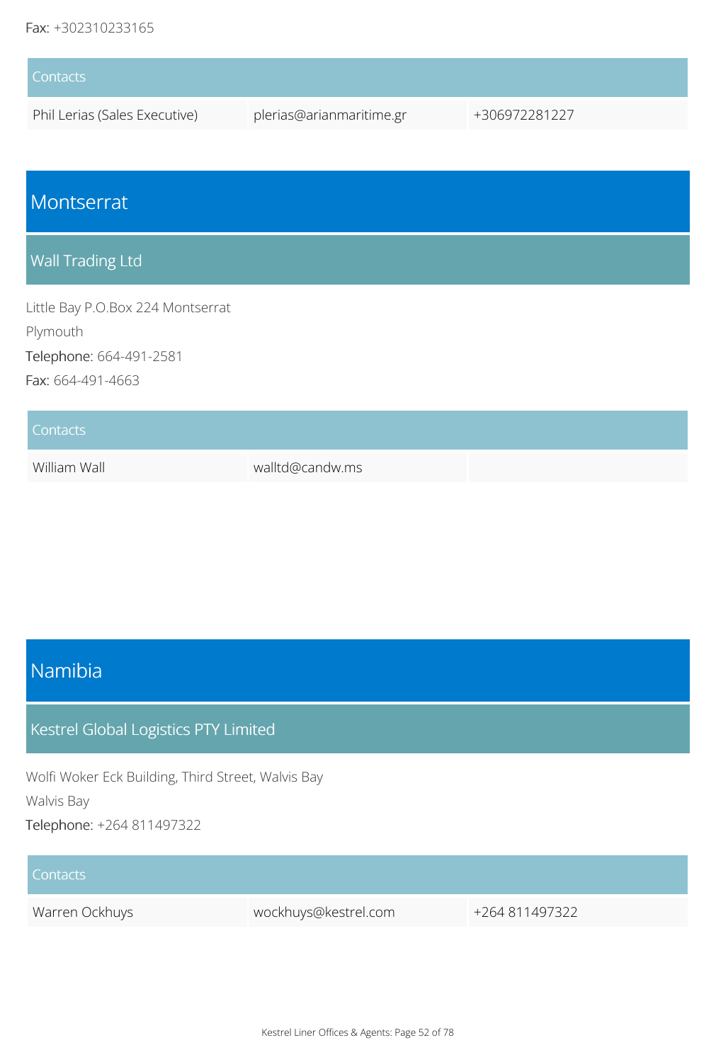Fax: +302310233165

| Contacts | | |
|---|---|---|
| Phil Lerias (Sales Executive) | plerias@arianmaritime.gr | +306972281227 |

# Montserrat

## Wall Trading Ltd

Little Bay P.O.Box 224 Montserrat

Plymouth

Telephone: 664-491-2581

Fax: 664-491-4663

| Contacts | | |
|---|---|---|
| William Wall | walltd@candw.ms | |

# Namibia

## Kestrel Global Logistics PTY Limited

Wolfi Woker Eck Building, Third Street, Walvis Bay

Walvis Bay

Telephone: +264 811497322

| Contacts | | |
|---|---|---|
| Warren Ockhuys | wockhuys@kestrel.com | +264 811497322 |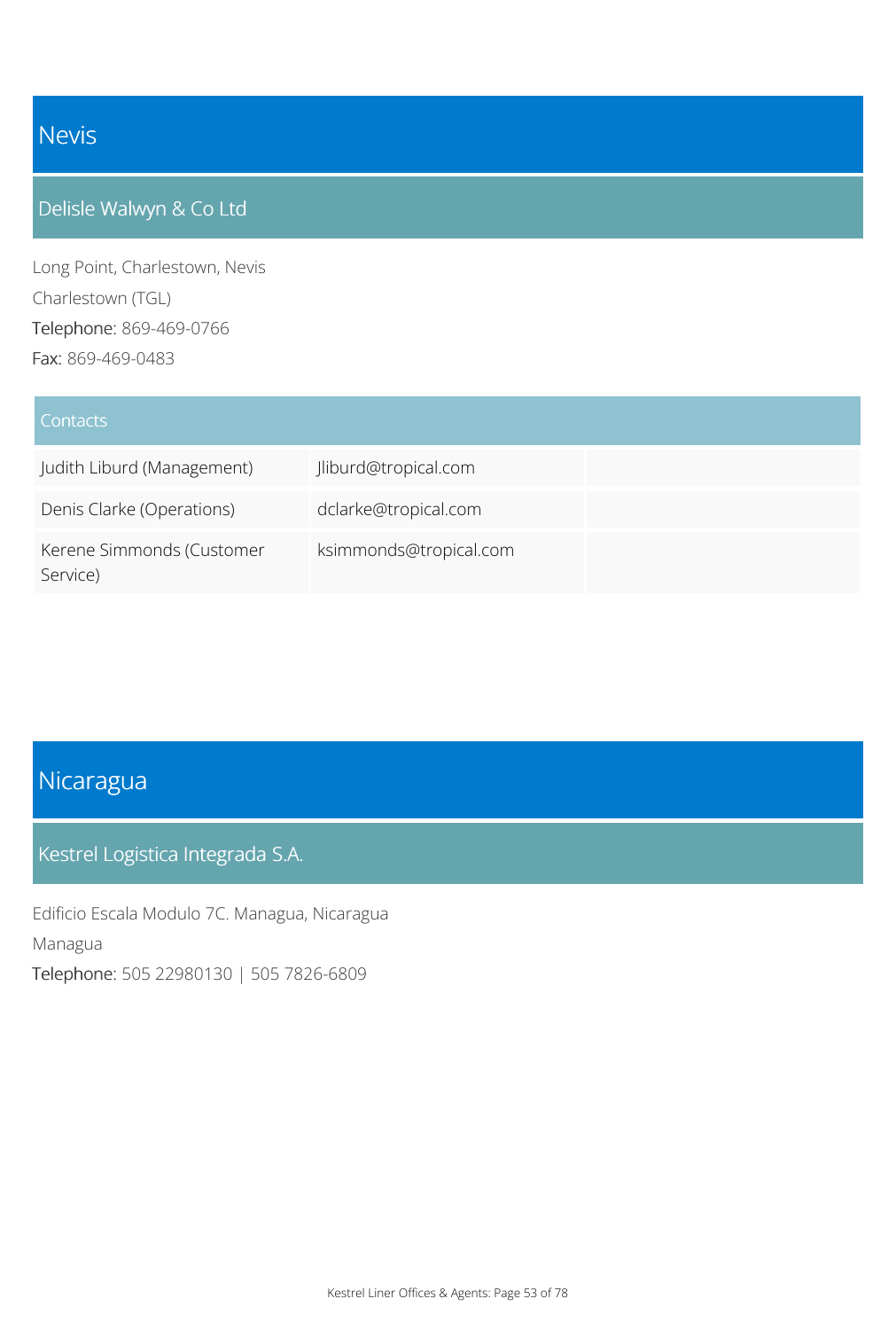# Nevis

## Delisle Walwyn & Co Ltd

Long Point, Charlestown, Nevis

Charlestown (TGL)

Telephone: 869-469-0766

Fax: 869-469-0483

| Contacts | | |
|---|---|---|
| Judith Liburd (Management) | Jliburd@tropical.com | |
| Denis Clarke (Operations) | dclarke@tropical.com | |
| Kerene Simmonds (Customer Service) | ksimmonds@tropical.com | |

# Nicaragua

## Kestrel Logistica Integrada S.A.

Edificio Escala Modulo 7C. Managua, Nicaragua

Managua

Telephone: 505 22980130 | 505 7826-6809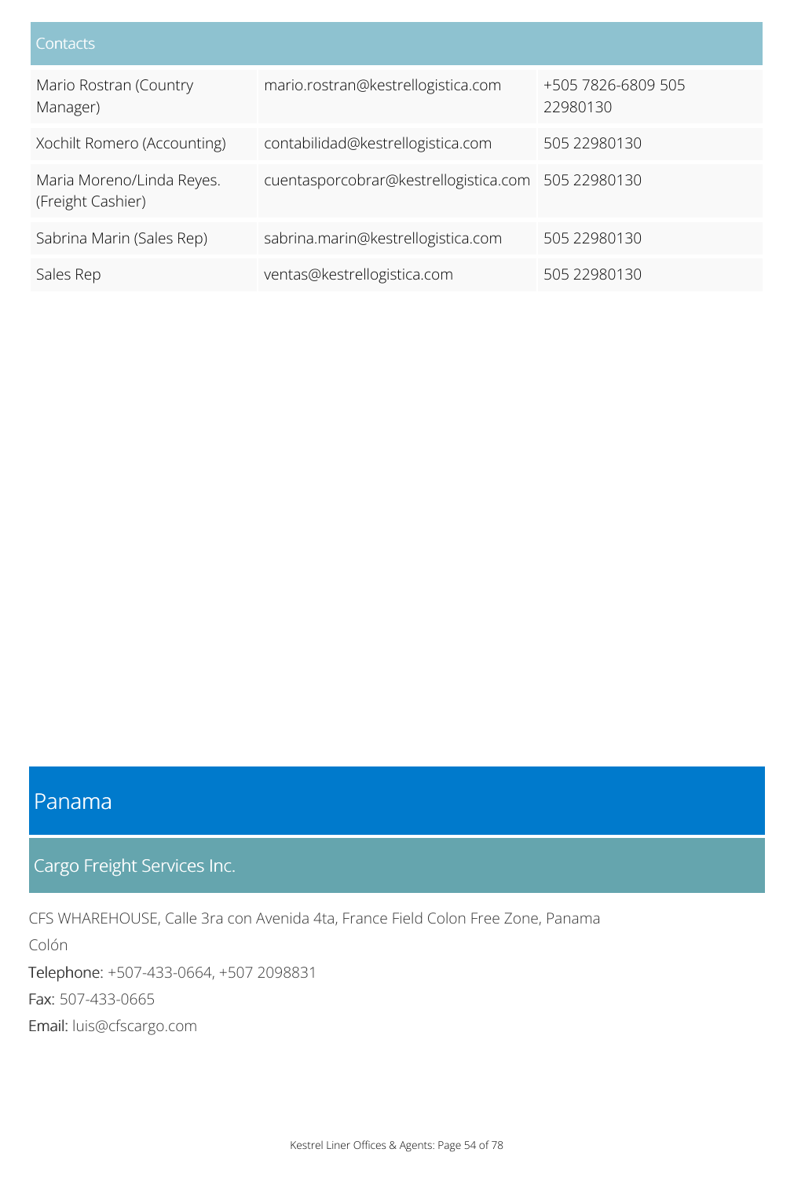| Contacts | | |
|---|---|---|
| Mario Rostran (Country Manager) | mario.rostran@kestrellogistica.com | +505 7826-6809 505 22980130 |
| Xochilt Romero (Accounting) | contabilidad@kestrellogistica.com | 505 22980130 |
| Maria Moreno/Linda Reyes. (Freight Cashier) | cuentasporcobrar@kestrellogistica.com | 505 22980130 |
| Sabrina Marin (Sales Rep) | sabrina.marin@kestrellogistica.com | 505 22980130 |
| Sales Rep | ventas@kestrellogistica.com | 505 22980130 |

# Panama

## Cargo Freight Services Inc.

CFS WHAREHOUSE, Calle 3ra con Avenida 4ta, France Field Colon Free Zone, Panama

Colón

**Telephone:** +507-433-0664, +507 2098831

**Fax:** 507-433-0665

**Email:** luis@cfscargo.com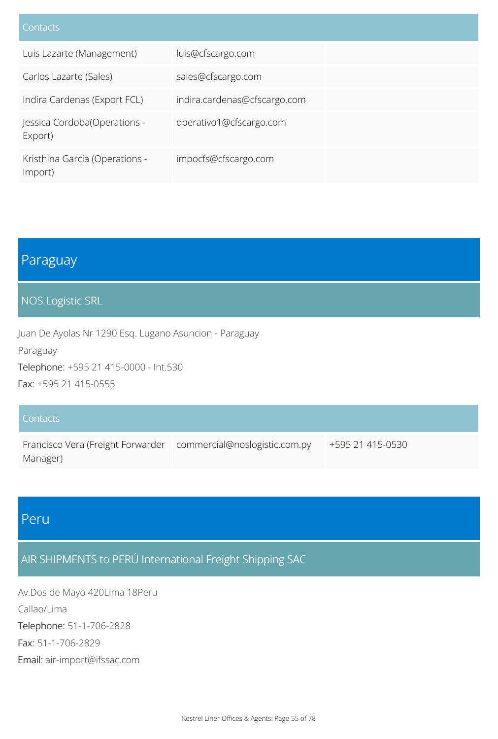| Contacts | | |
|---|---|---|
| Luis Lazarte (Management) | luis@cfscargo.com | |
| Carlos Lazarte (Sales) | sales@cfscargo.com | |
| Indira Cardenas (Export FCL) | indira.cardenas@cfscargo.com | |
| Jessica Cordoba(Operations - Export) | operativo1@cfscargo.com | |
| Kristhina Garcia (Operations - Import) | impocfs@cfscargo.com | |

# Paraguay

## NOS Logistic SRL

Juan De Ayolas Nr 1290 Esq. Lugano Asuncion - Paraguay

Paraguay

Telephone: +595 21 415-0000 - Int.530

Fax: +595 21 415-0555

| Contacts | | |
|---|---|---|
| Francisco Vera (Freight Forwarder Manager) | commercial@noslogistic.com.py | +595 21 415-0530 |

# Peru

## AIR SHIPMENTS to PERÚ International Freight Shipping SAC

Av.Dos de Mayo 420Lima 18Peru

Callao/Lima

Telephone: 51-1-706-2828

Fax: 51-1-706-2829

Email: air-import@ifssac.com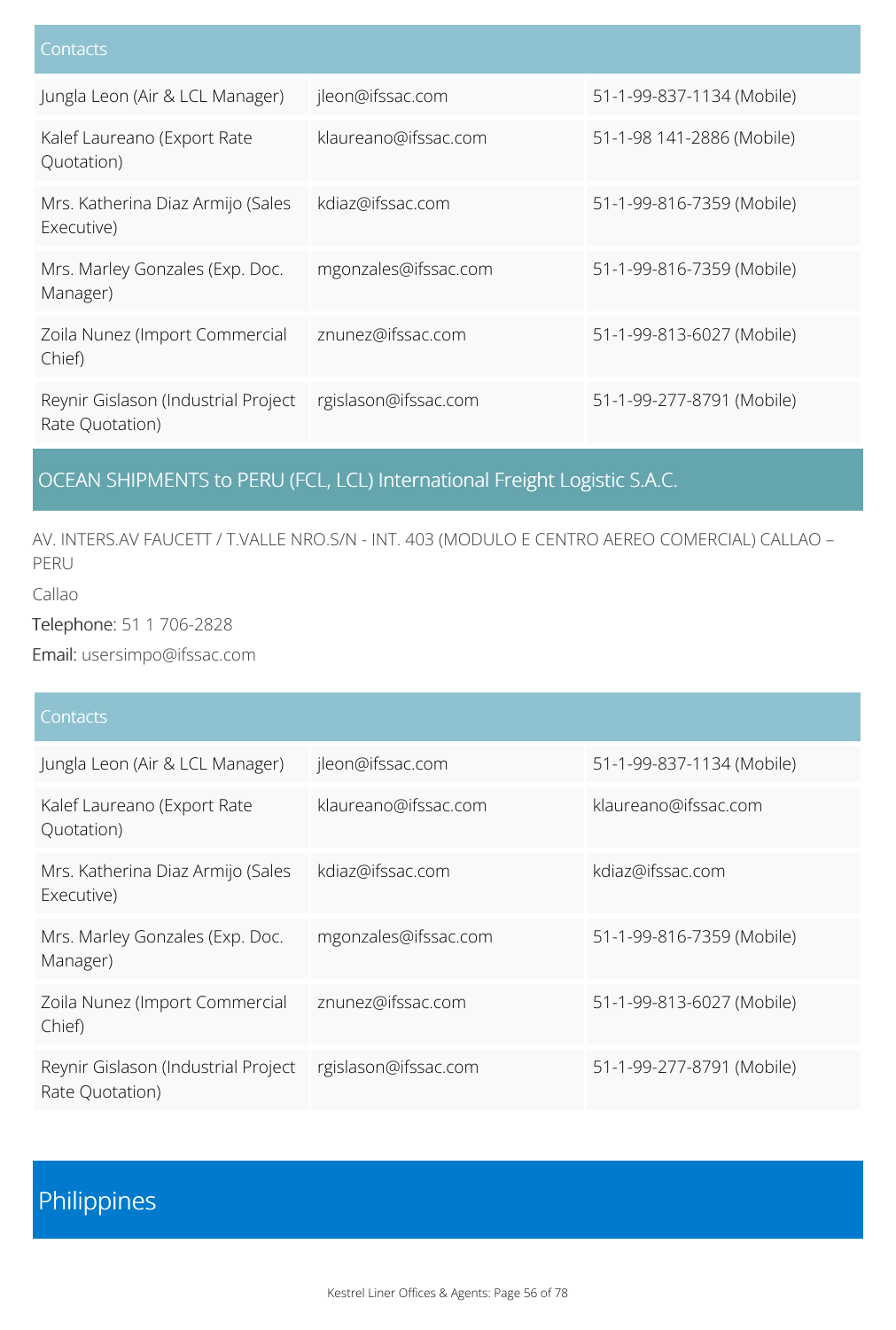| Contacts | | |
|---|---|---|
| Jungla Leon (Air & LCL Manager) | jleon@ifssac.com | 51-1-99-837-1134 (Mobile) |
| Kalef Laureano (Export Rate Quotation) | klaureano@ifssac.com | 51-1-98 141-2886 (Mobile) |
| Mrs. Katherina Diaz Armijo (Sales Executive) | kdiaz@ifssac.com | 51-1-99-816-7359 (Mobile) |
| Mrs. Marley Gonzales (Exp. Doc. Manager) | mgonzales@ifssac.com | 51-1-99-816-7359 (Mobile) |
| Zoila Nunez (Import Commercial Chief) | znunez@ifssac.com | 51-1-99-813-6027 (Mobile) |
| Reynir Gislason (Industrial Project Rate Quotation) | rgislason@ifssac.com | 51-1-99-277-8791 (Mobile) |

## OCEAN SHIPMENTS to PERU (FCL, LCL) International Freight Logistic S.A.C.

AV. INTERS.AV FAUCETT / T.VALLE NRO.S/N - INT. 403 (MODULO E CENTRO AEREO COMERCIAL) CALLAO – PERU

Callao

**Telephone:** 51 1 706-2828

**Email:** usersimpo@ifssac.com

| Contacts | | |
|---|---|---|
| Jungla Leon (Air & LCL Manager) | jleon@ifssac.com | 51-1-99-837-1134 (Mobile) |
| Kalef Laureano (Export Rate Quotation) | klaureano@ifssac.com | klaureano@ifssac.com |
| Mrs. Katherina Diaz Armijo (Sales Executive) | kdiaz@ifssac.com | kdiaz@ifssac.com |
| Mrs. Marley Gonzales (Exp. Doc. Manager) | mgonzales@ifssac.com | 51-1-99-816-7359 (Mobile) |
| Zoila Nunez (Import Commercial Chief) | znunez@ifssac.com | 51-1-99-813-6027 (Mobile) |
| Reynir Gislason (Industrial Project Rate Quotation) | rgislason@ifssac.com | 51-1-99-277-8791 (Mobile) |

# Philippines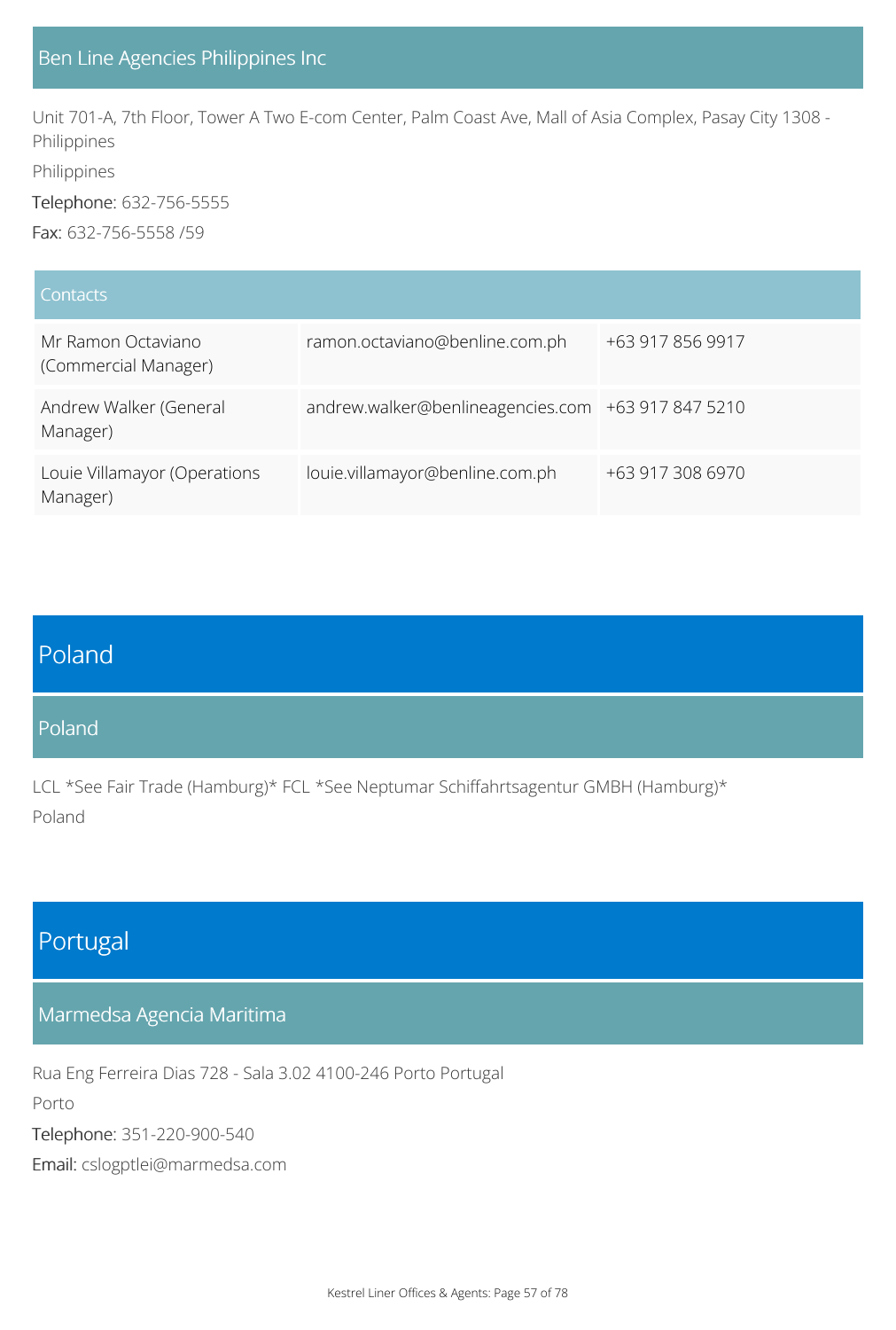### Ben Line Agencies Philippines Inc

Unit 701-A, 7th Floor, Tower A Two E-com Center, Palm Coast Ave, Mall of Asia Complex, Pasay City 1308 - Philippines

Philippines

Telephone: 632-756-5555

Fax: 632-756-5558 /59

| Contacts | | |
| --- | --- | --- |
| Mr Ramon Octaviano (Commercial Manager) | ramon.octaviano@benline.com.ph | +63 917 856 9917 |
| Andrew Walker (General Manager) | andrew.walker@benlineagencies.com | +63 917 847 5210 |
| Louie Villamayor (Operations Manager) | louie.villamayor@benline.com.ph | +63 917 308 6970 |

## Poland

### Poland

LCL *See Fair Trade (Hamburg)* FCL *See Neptumar Schiffahrtsagentur GMBH (Hamburg)*

Poland

## Portugal

### Marmedsa Agencia Maritima

Rua Eng Ferreira Dias 728 - Sala 3.02 4100-246 Porto Portugal

Porto

Telephone: 351-220-900-540

Email: cslogptlei@marmedsa.com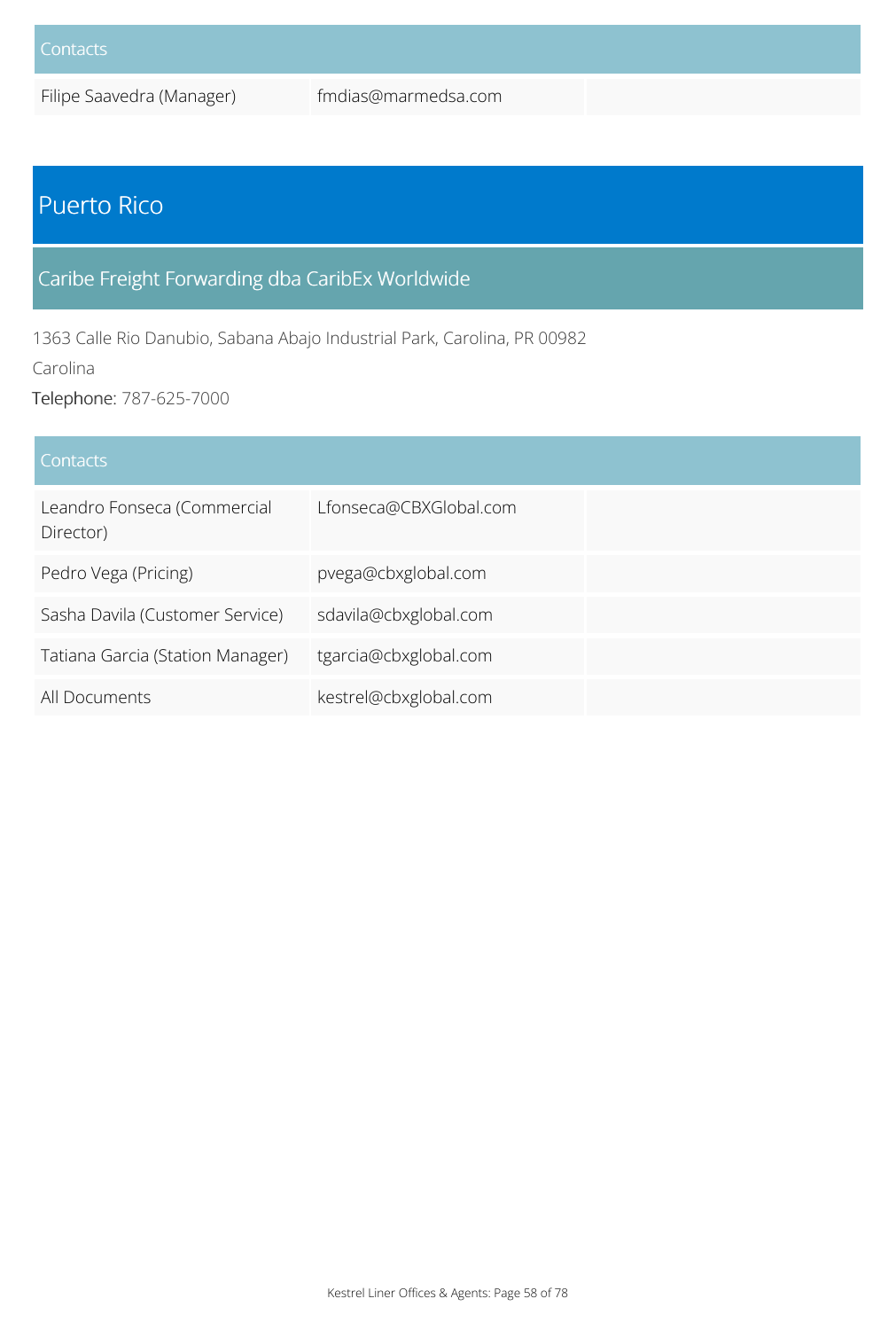| Contacts | | |
|---|---|---|
| Filipe Saavedra (Manager) | fmdias@marmedsa.com | |

# Puerto Rico

## Caribe Freight Forwarding dba CaribEx Worldwide

1363 Calle Rio Danubio, Sabana Abajo Industrial Park, Carolina, PR 00982

Carolina

Telephone: 787-625-7000

| Contacts | | |
|---|---|---|
| Leandro Fonseca (Commercial Director) | Lfonseca@CBXGlobal.com | |
| Pedro Vega (Pricing) | pvega@cbxglobal.com | |
| Sasha Davila (Customer Service) | sdavila@cbxglobal.com | |
| Tatiana Garcia (Station Manager) | tgarcia@cbxglobal.com | |
| All Documents | kestrel@cbxglobal.com | |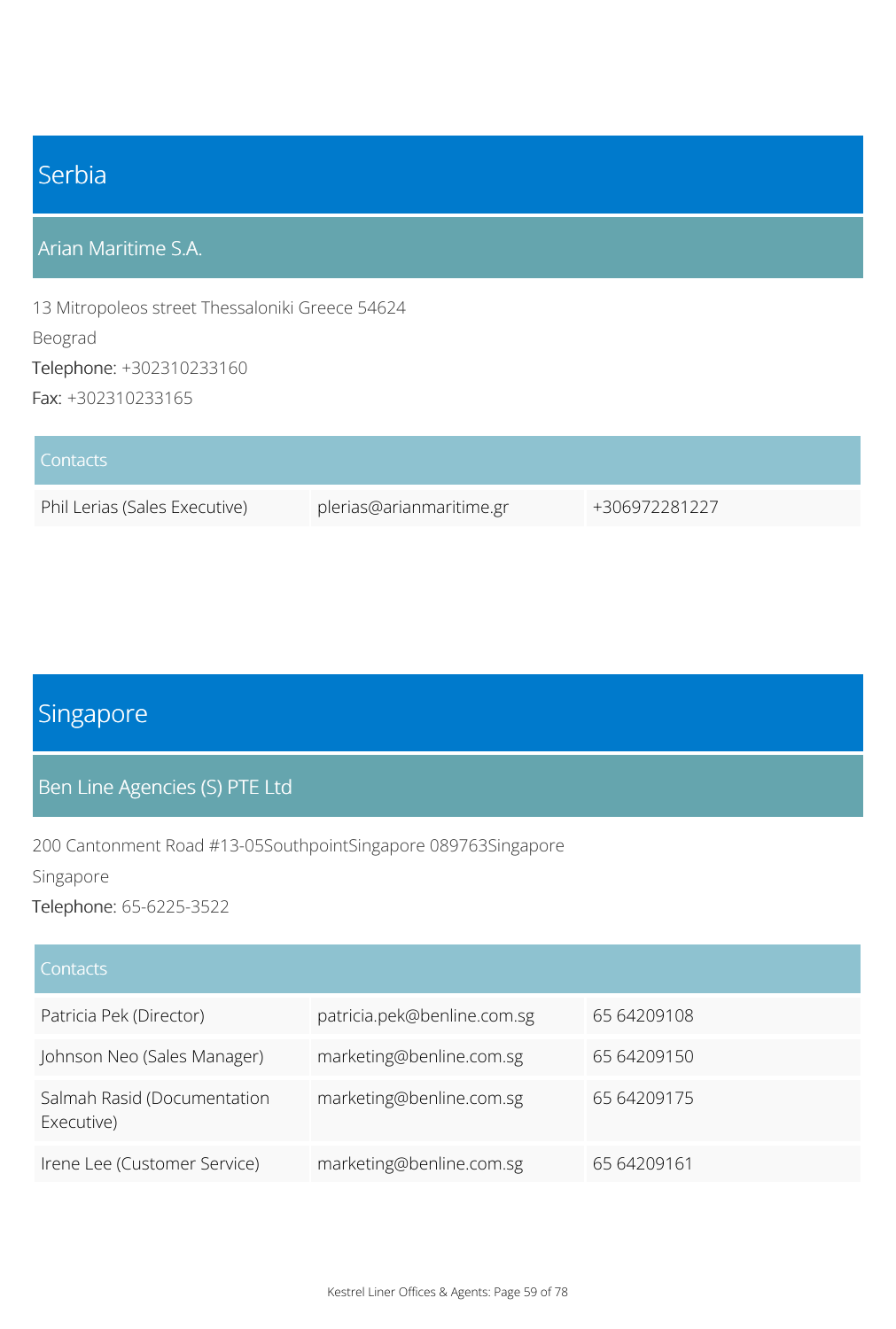# Serbia

## Arian Maritime S.A.

13 Mitropoleos street Thessaloniki Greece 54624

Beograd

Telephone: +302310233160

Fax: +302310233165

| Contacts | | |
|---|---|---|
| Phil Lerias (Sales Executive) | plerias@arianmaritime.gr | +306972281227 |

# Singapore

## Ben Line Agencies (S) PTE Ltd

200 Cantonment Road #13-05SouthpointSingapore 089763Singapore

Singapore

Telephone: 65-6225-3522

| Contacts | | |
|---|---|---|
| Patricia Pek (Director) | patricia.pek@benline.com.sg | 65 64209108 |
| Johnson Neo (Sales Manager) | marketing@benline.com.sg | 65 64209150 |
| Salmah Rasid (Documentation Executive) | marketing@benline.com.sg | 65 64209175 |
| Irene Lee (Customer Service) | marketing@benline.com.sg | 65 64209161 |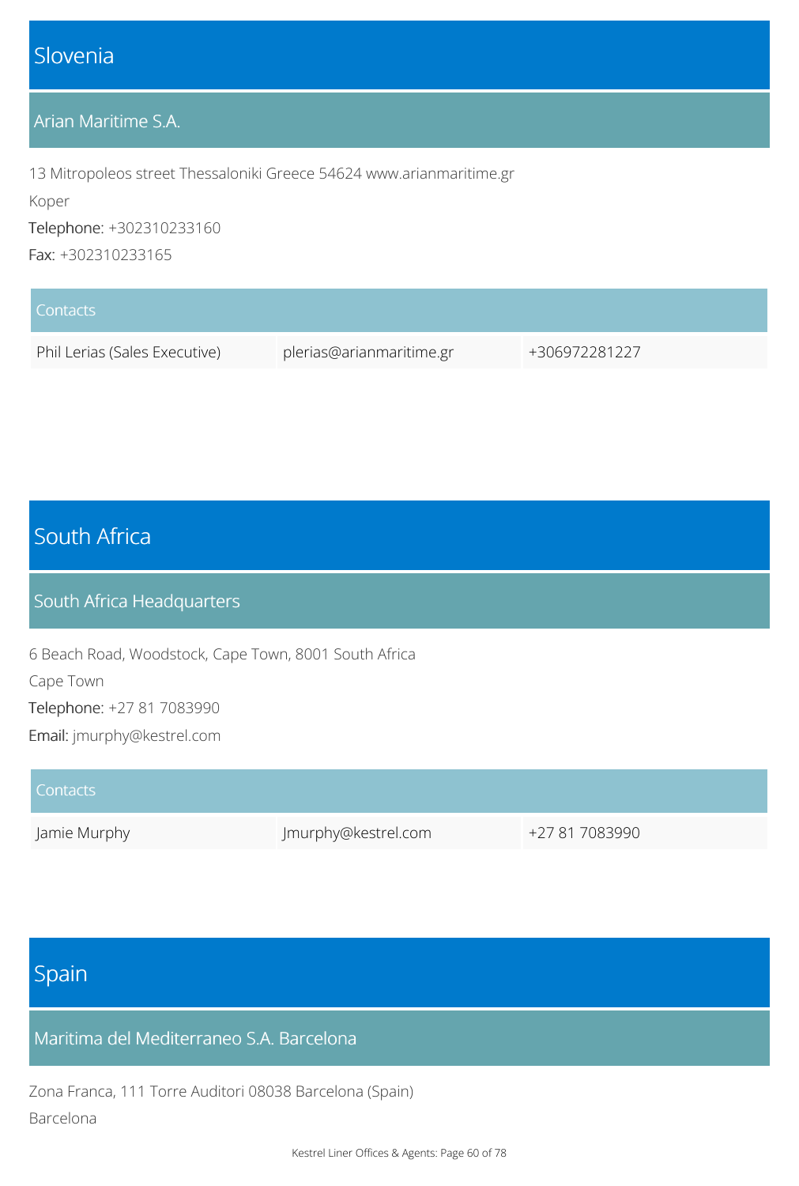# Slovenia

## Arian Maritime S.A.

13 Mitropoleos street Thessaloniki Greece 54624 www.arianmaritime.gr

Koper

Telephone: +302310233160

Fax: +302310233165

| Contacts | | |
|---|---|---|
| Phil Lerias (Sales Executive) | plerias@arianmaritime.gr | +306972281227 |

# South Africa

## South Africa Headquarters

6 Beach Road, Woodstock, Cape Town, 8001 South Africa

Cape Town

Telephone: +27 81 7083990

Email: jmurphy@kestrel.com

| Contacts | | |
|---|---|---|
| Jamie Murphy | Jmurphy@kestrel.com | +27 81 7083990 |

# Spain

## Maritima del Mediterraneo S.A. Barcelona

Zona Franca, 111 Torre Auditori 08038 Barcelona (Spain)

Barcelona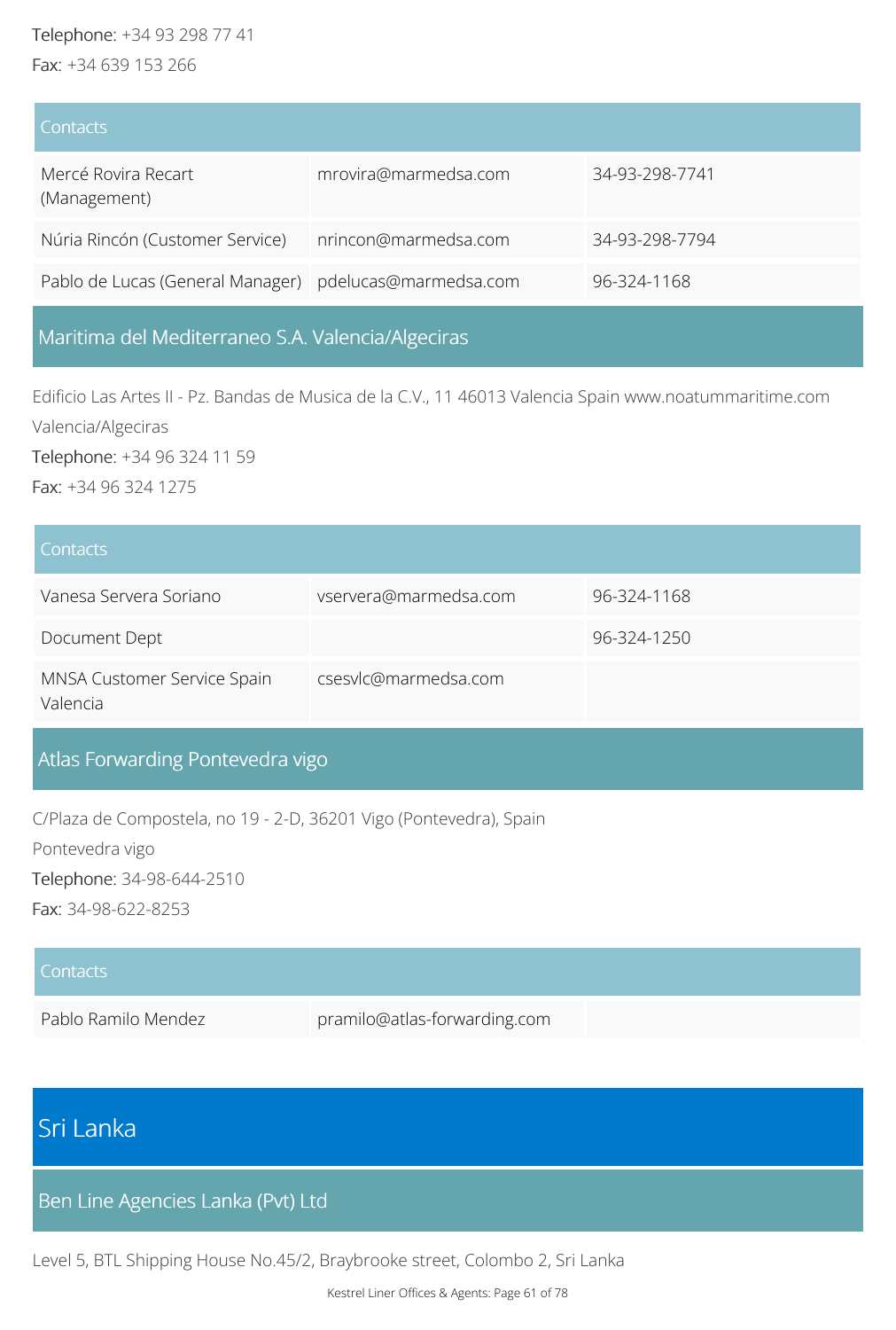Telephone: +34 93 298 77 41

Fax: +34 639 153 266

| Contacts | | |
|---|---|---|
| Mercé Rovira Recart (Management) | mrovira@marmedsa.com | 34-93-298-7741 |
| Núria Rincón (Customer Service) | nrincon@marmedsa.com | 34-93-298-7794 |
| Pablo de Lucas (General Manager) | pdelucas@marmedsa.com | 96-324-1168 |

## Maritima del Mediterraneo S.A. Valencia/Algeciras

Edificio Las Artes II - Pz. Bandas de Musica de la C.V., 11 46013 Valencia Spain www.noatummaritime.com

Valencia/Algeciras

Telephone: +34 96 324 11 59

Fax: +34 96 324 1275

| Contacts | | |
|---|---|---|
| Vanesa Servera Soriano | vservera@marmedsa.com | 96-324-1168 |
| Document Dept | | 96-324-1250 |
| MNSA Customer Service Spain Valencia | csesvlc@marmedsa.com | |

## Atlas Forwarding Pontevedra vigo

C/Plaza de Compostela, no 19 - 2-D, 36201 Vigo (Pontevedra), Spain

Pontevedra vigo

Telephone: 34-98-644-2510

Fax: 34-98-622-8253

| Contacts | | |
|---|---|---|
| Pablo Ramilo Mendez | pramilo@atlas-forwarding.com | |

# Sri Lanka

## Ben Line Agencies Lanka (Pvt) Ltd

Level 5, BTL Shipping House No.45/2, Braybrooke street, Colombo 2, Sri Lanka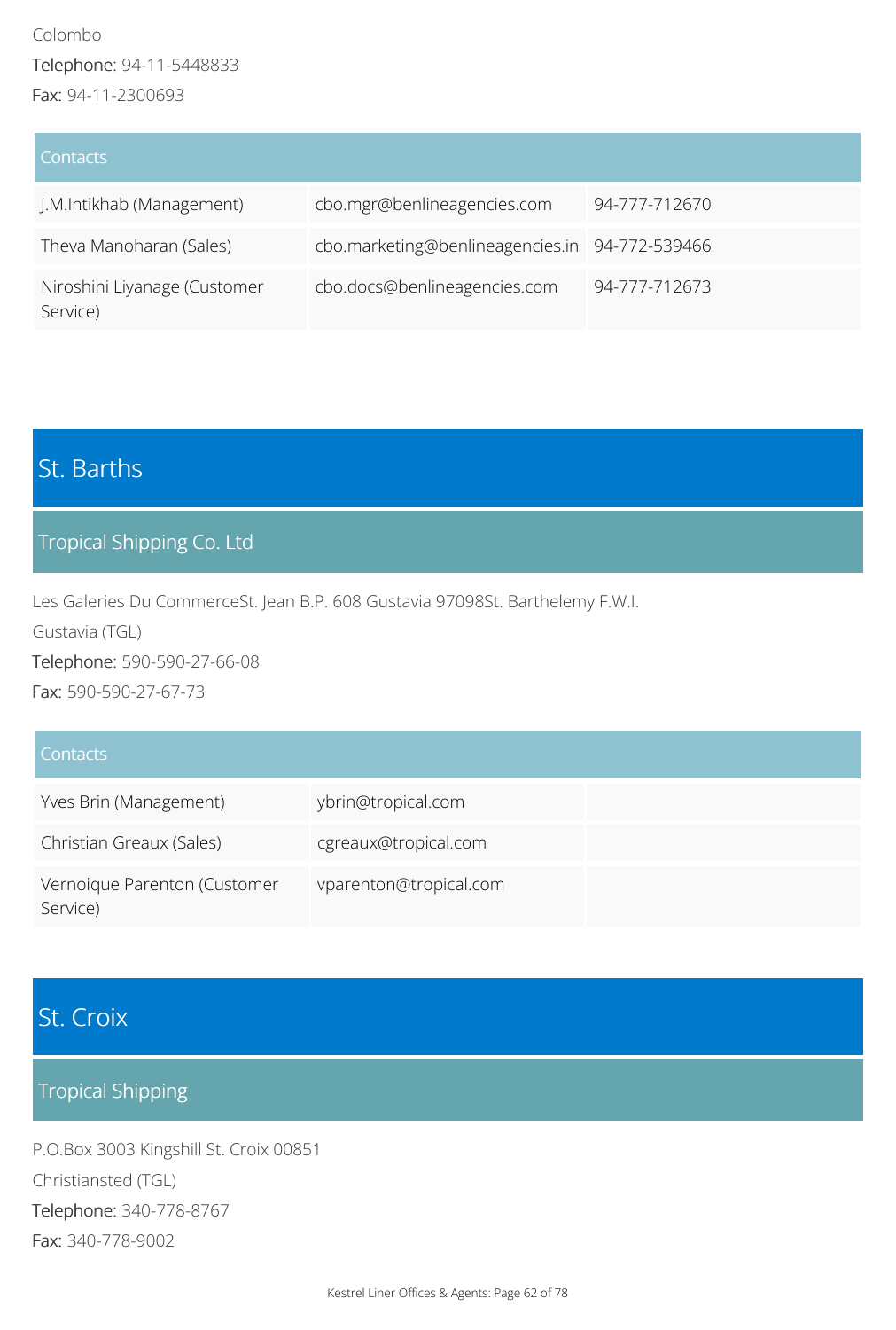Colombo

Telephone: 94-11-5448833

Fax: 94-11-2300693

| Contacts | | |
|---|---|---|
| J.M.Intikhab (Management) | cbo.mgr@benlineagencies.com | 94-777-712670 |
| Theva Manoharan (Sales) | cbo.marketing@benlineagencies.in | 94-772-539466 |
| Niroshini Liyanage (Customer Service) | cbo.docs@benlineagencies.com | 94-777-712673 |

# St. Barths

## Tropical Shipping Co. Ltd

Les Galeries Du CommerceSt. Jean B.P. 608 Gustavia 97098St. Barthelemy F.W.I.

Gustavia (TGL)

Telephone: 590-590-27-66-08

Fax: 590-590-27-67-73

| Contacts | | |
|---|---|---|
| Yves Brin (Management) | ybrin@tropical.com | |
| Christian Greaux (Sales) | cgreaux@tropical.com | |
| Vernoique Parenton (Customer Service) | vparenton@tropical.com | |

# St. Croix

## Tropical Shipping

P.O.Box 3003 Kingshill St. Croix 00851

Christiansted (TGL)

Telephone: 340-778-8767

Fax: 340-778-9002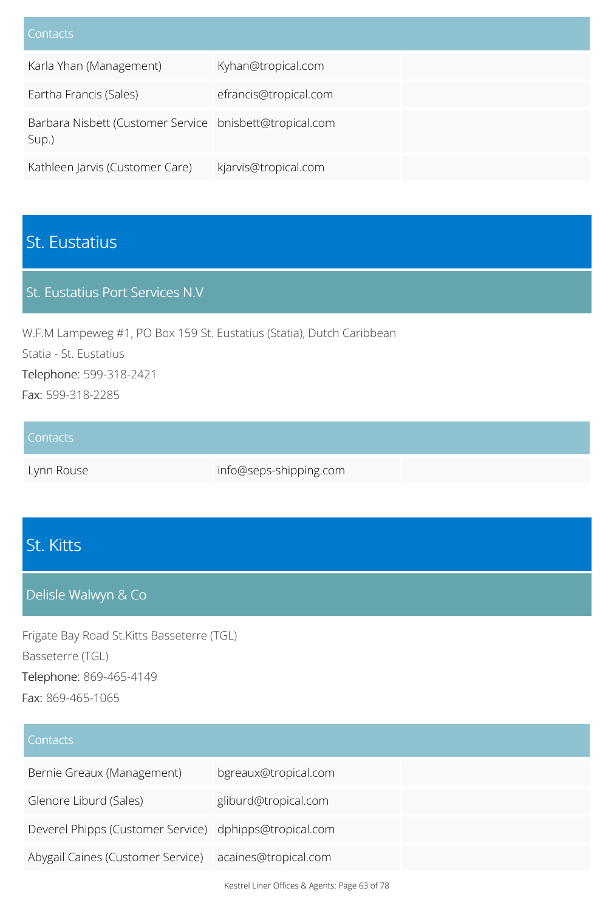| Contacts | | |
|---|---|---|
| Karla Yhan (Management) | Kyhan@tropical.com | |
| Eartha Francis (Sales) | efrancis@tropical.com | |
| Barbara Nisbett (Customer Service Sup.) | bnisbett@tropical.com | |
| Kathleen Jarvis (Customer Care) | kjarvis@tropical.com | |

# St. Eustatius

## St. Eustatius Port Services N.V

W.F.M Lampeweg #1, PO Box 159 St. Eustatius (Statia), Dutch Caribbean

Statia - St. Eustatius

Telephone: 599-318-2421

Fax: 599-318-2285

| Contacts | | |
|---|---|---|
| Lynn Rouse | info@seps-shipping.com | |

# St. Kitts

## Delisle Walwyn & Co

Frigate Bay Road St.Kitts Basseterre (TGL)

Basseterre (TGL)

Telephone: 869-465-4149

Fax: 869-465-1065

| Contacts | | |
|---|---|---|
| Bernie Greaux (Management) | bgreaux@tropical.com | |
| Glenore Liburd (Sales) | gliburd@tropical.com | |
| Deverel Phipps (Customer Service) | dphipps@tropical.com | |
| Abygail Caines (Customer Service) | acaines@tropical.com | |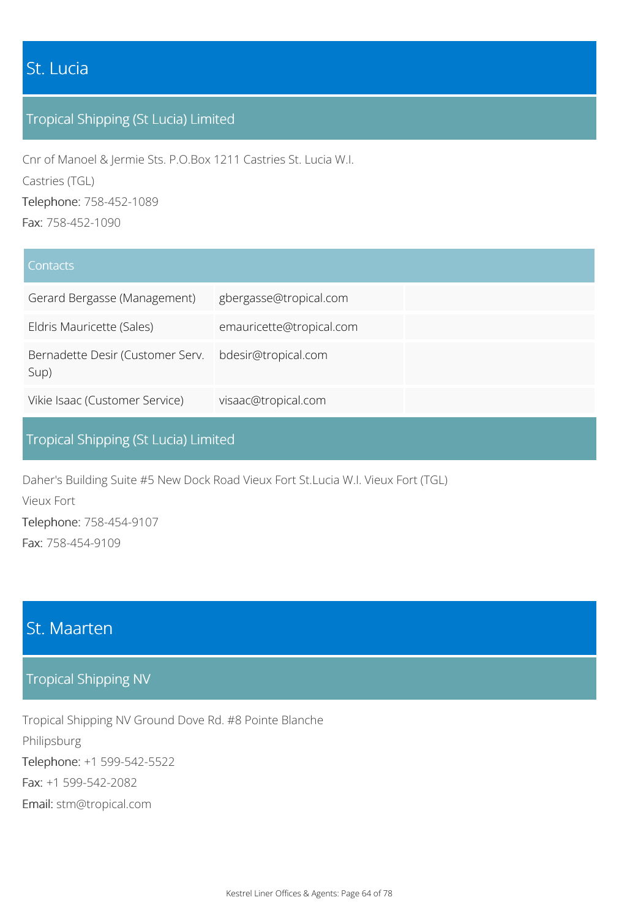# St. Lucia

## Tropical Shipping (St Lucia) Limited

Cnr of Manoel & Jermie Sts. P.O.Box 1211 Castries St. Lucia W.I.

Castries (TGL)

Telephone: 758-452-1089

Fax: 758-452-1090

| Contacts | | |
| --- | --- | --- |
| Gerard Bergasse (Management) | gbergasse@tropical.com | |
| Eldris Mauricette (Sales) | emauricette@tropical.com | |
| Bernadette Desir (Customer Serv. Sup) | bdesir@tropical.com | |
| Vikie Isaac (Customer Service) | visaac@tropical.com | |

## Tropical Shipping (St Lucia) Limited

Daher's Building Suite #5 New Dock Road Vieux Fort St.Lucia W.I. Vieux Fort (TGL)

Vieux Fort

Telephone: 758-454-9107

Fax: 758-454-9109

# St. Maarten

## Tropical Shipping NV

Tropical Shipping NV Ground Dove Rd. #8 Pointe Blanche

Philipsburg

Telephone: +1 599-542-5522

Fax: +1 599-542-2082

Email: stm@tropical.com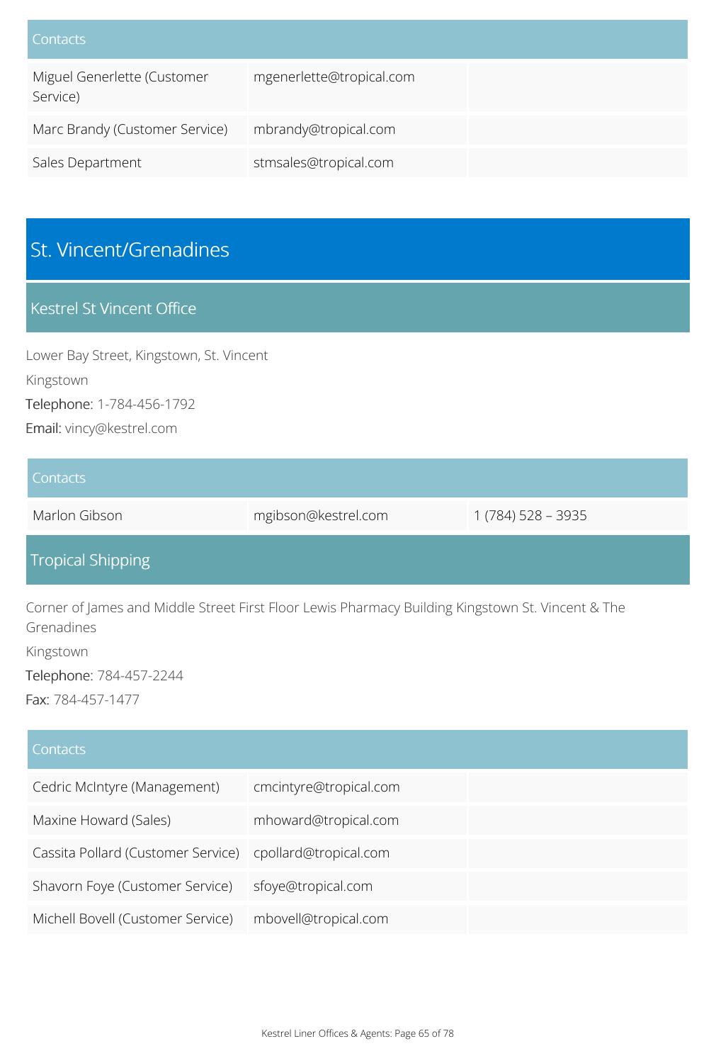| Contacts | | |
|---|---|---|
| Miguel Generlette (Customer Service) | mgenerlette@tropical.com | |
| Marc Brandy (Customer Service) | mbrandy@tropical.com | |
| Sales Department | stmsales@tropical.com | |

# St. Vincent/Grenadines

## Kestrel St Vincent Office

Lower Bay Street, Kingstown, St. Vincent

Kingstown

Telephone: 1-784-456-1792

Email: vincy@kestrel.com

| Contacts | | |
|---|---|---|
| Marlon Gibson | mgibson@kestrel.com | 1 (784) 528 – 3935 |

## Tropical Shipping

Corner of James and Middle Street First Floor Lewis Pharmacy Building Kingstown St. Vincent & The Grenadines

Kingstown

Telephone: 784-457-2244

Fax: 784-457-1477

| Contacts | | |
|---|---|---|
| Cedric McIntyre (Management) | cmcintyre@tropical.com | |
| Maxine Howard (Sales) | mhoward@tropical.com | |
| Cassita Pollard (Customer Service) | cpollard@tropical.com | |
| Shavorn Foye (Customer Service) | sfoye@tropical.com | |
| Michell Bovell (Customer Service) | mbovell@tropical.com | |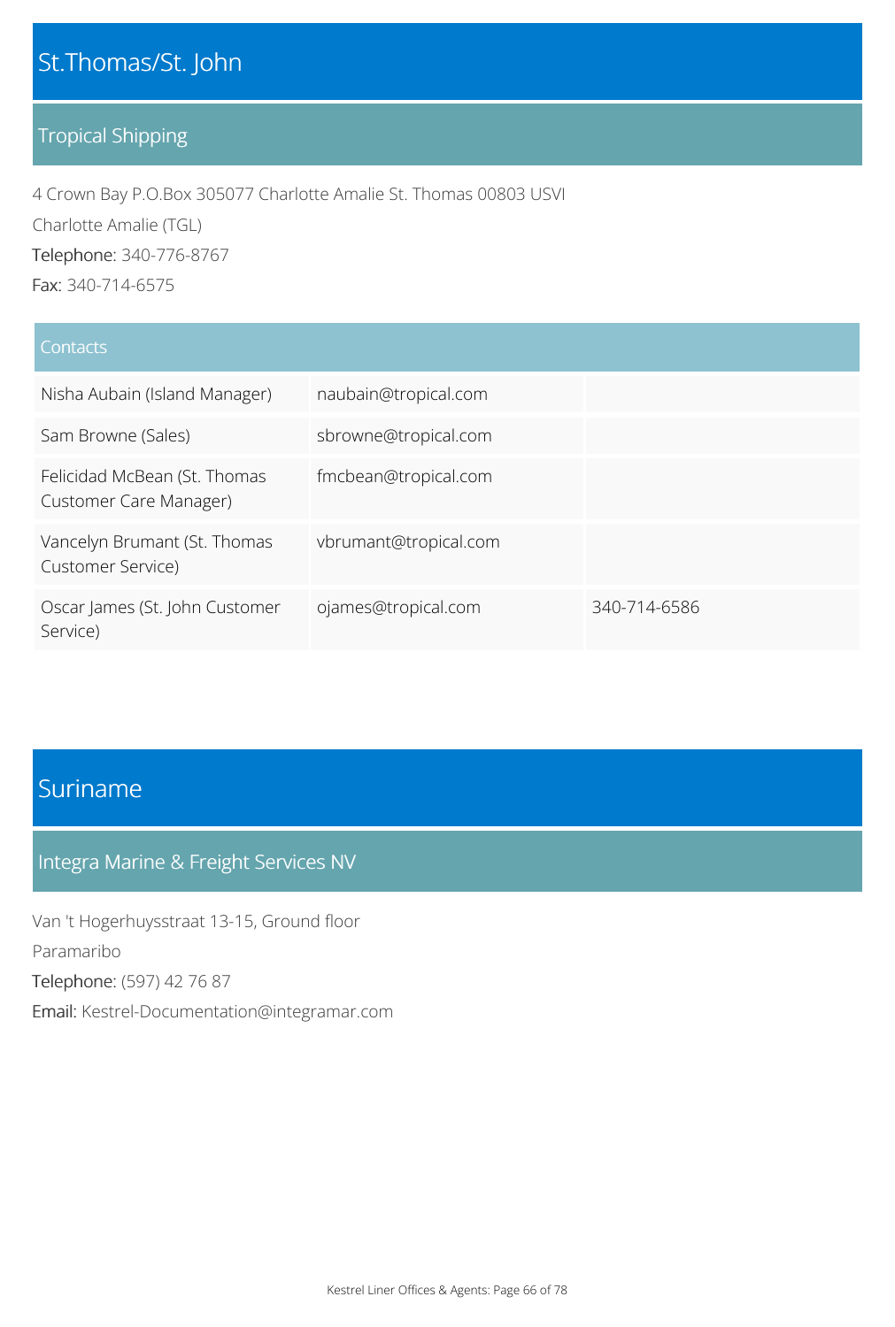# St.Thomas/St. John

## Tropical Shipping

4 Crown Bay P.O.Box 305077 Charlotte Amalie St. Thomas 00803 USVI

Charlotte Amalie (TGL)

Telephone: 340-776-8767

Fax: 340-714-6575

| Contacts | | |
|---|---|---|
| Nisha Aubain (Island Manager) | naubain@tropical.com | |
| Sam Browne (Sales) | sbrowne@tropical.com | |
| Felicidad McBean (St. Thomas Customer Care Manager) | fmcbean@tropical.com | |
| Vancelyn Brumant (St. Thomas Customer Service) | vbrumant@tropical.com | |
| Oscar James (St. John Customer Service) | ojames@tropical.com | 340-714-6586 |

# Suriname

## Integra Marine & Freight Services NV

Van 't Hogerhuysstraat 13-15, Ground floor

Paramaribo

Telephone: (597) 42 76 87

Email: Kestrel-Documentation@integramar.com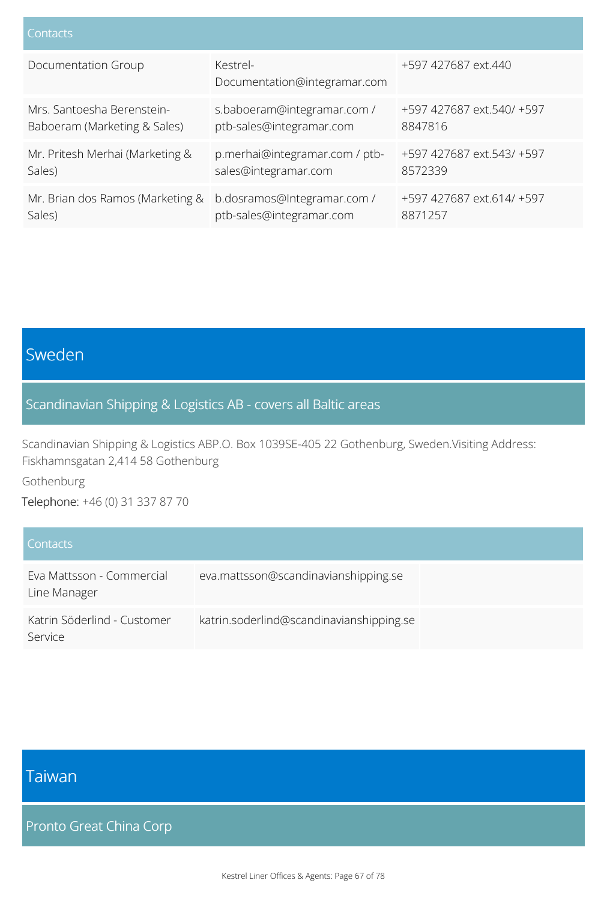| Contacts | | |
|---|---|---|
| Documentation Group | Kestrel-Documentation@integramar.com | +597 427687 ext.440 |
| Mrs. Santoesha Berenstein-Baboeram (Marketing & Sales) | s.baboeram@integramar.com / ptb-sales@integramar.com | +597 427687 ext.540/ +597 8847816 |
| Mr. Pritesh Merhai (Marketing & Sales) | p.merhai@integramar.com / ptb-sales@integramar.com | +597 427687 ext.543/ +597 8572339 |
| Mr. Brian dos Ramos (Marketing & Sales) | b.dosramos@Integramar.com / ptb-sales@integramar.com | +597 427687 ext.614/ +597 8871257 |

# Sweden

## Scandinavian Shipping & Logistics AB - covers all Baltic areas

Scandinavian Shipping & Logistics ABP.O. Box 1039SE-405 22 Gothenburg, Sweden.Visiting Address: Fiskhamnsgatan 2,414 58 Gothenburg

Gothenburg

Telephone: +46 (0) 31 337 87 70

| Contacts | | |
|---|---|---|
| Eva Mattsson - Commercial Line Manager | eva.mattsson@scandinavianshipping.se | |
| Katrin Söderlind - Customer Service | katrin.soderlind@scandinavianshipping.se | |

# Taiwan

## Pronto Great China Corp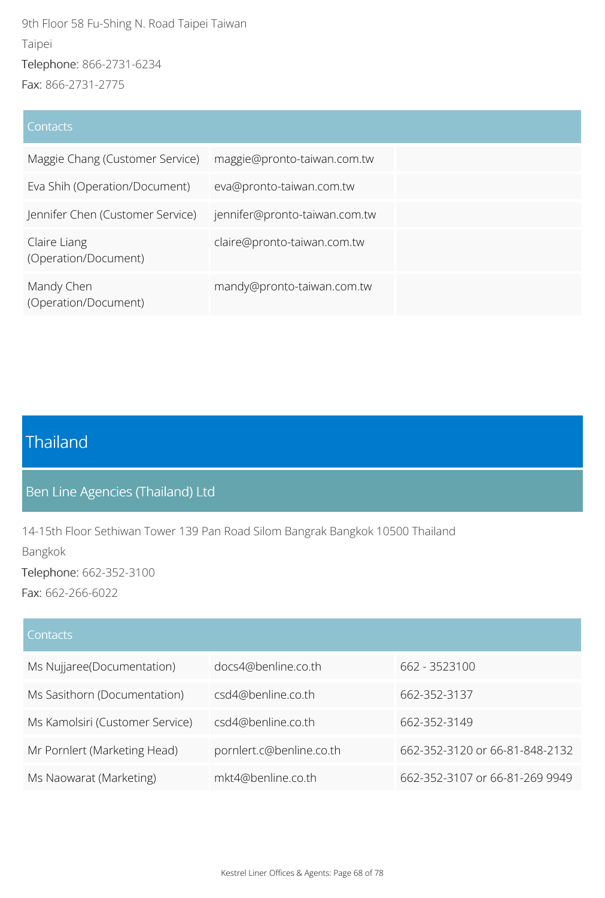9th Floor 58 Fu-Shing N. Road Taipei Taiwan

Taipei

Telephone: 866-2731-6234

Fax: 866-2731-2775

| Contacts | | |
| --- | --- | --- |
| Maggie Chang (Customer Service) | maggie@pronto-taiwan.com.tw | |
| Eva Shih (Operation/Document) | eva@pronto-taiwan.com.tw | |
| Jennifer Chen (Customer Service) | jennifer@pronto-taiwan.com.tw | |
| Claire Liang (Operation/Document) | claire@pronto-taiwan.com.tw | |
| Mandy Chen (Operation/Document) | mandy@pronto-taiwan.com.tw | |

# Thailand

## Ben Line Agencies (Thailand) Ltd

14-15th Floor Sethiwan Tower 139 Pan Road Silom Bangrak Bangkok 10500 Thailand

Bangkok

Telephone: 662-352-3100

Fax: 662-266-6022

| Contacts | | |
| --- | --- | --- |
| Ms Nujjaree(Documentation) | docs4@benline.co.th | 662 - 3523100 |
| Ms Sasithorn (Documentation) | csd4@benline.co.th | 662-352-3137 |
| Ms Kamolsiri (Customer Service) | csd4@benline.co.th | 662-352-3149 |
| Mr Pornlert (Marketing Head) | pornlert.c@benline.co.th | 662-352-3120 or 66-81-848-2132 |
| Ms Naowarat (Marketing) | mkt4@benline.co.th | 662-352-3107 or 66-81-269 9949 |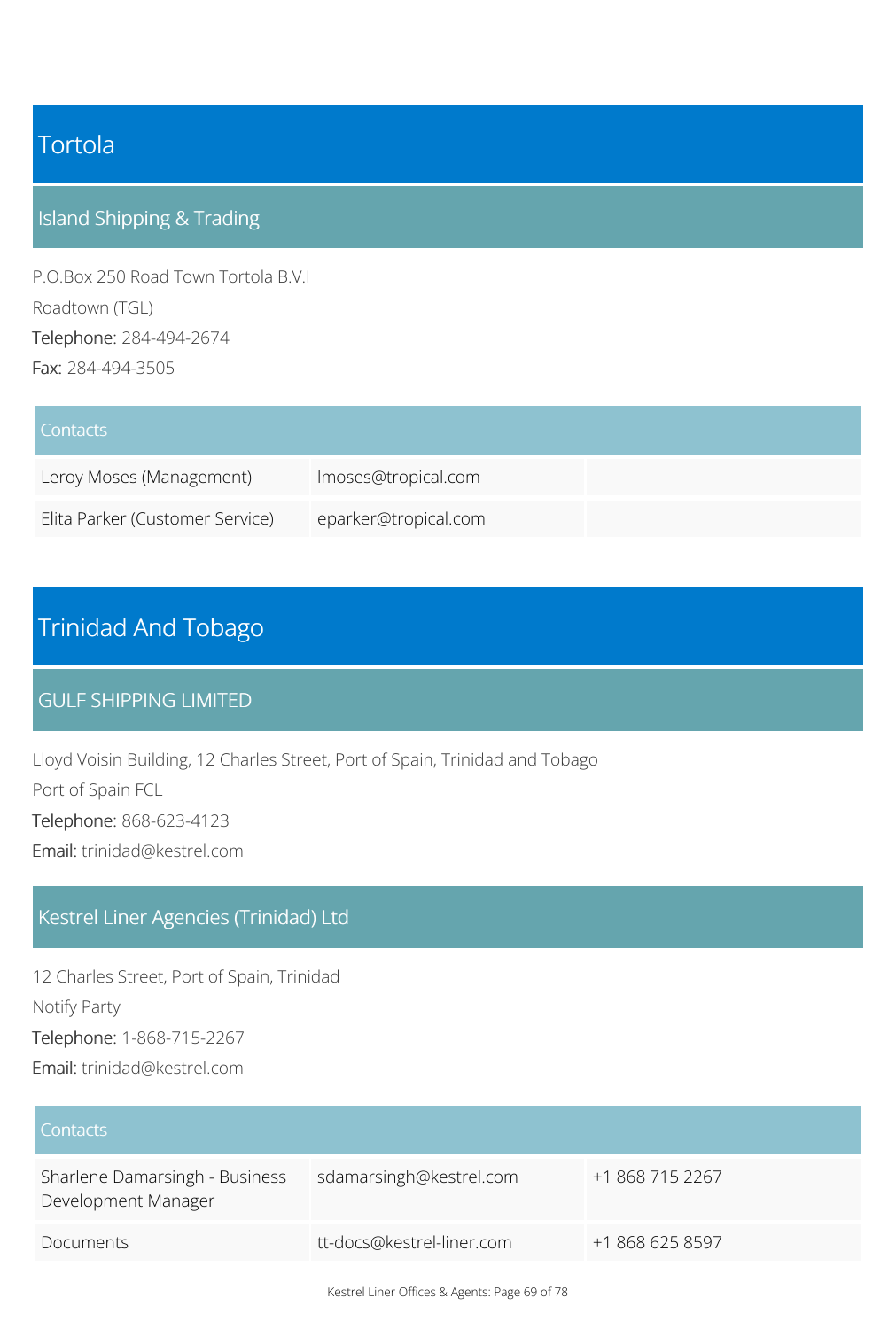# Tortola

## Island Shipping & Trading

P.O.Box 250 Road Town Tortola B.V.I

Roadtown (TGL)

Telephone: 284-494-2674

Fax: 284-494-3505

| Contacts | | |
|---|---|---|
| Leroy Moses (Management) | lmoses@tropical.com | |
| Elita Parker (Customer Service) | eparker@tropical.com | |

# Trinidad And Tobago

## GULF SHIPPING LIMITED

Lloyd Voisin Building, 12 Charles Street, Port of Spain, Trinidad and Tobago

Port of Spain FCL

Telephone: 868-623-4123

Email: trinidad@kestrel.com

## Kestrel Liner Agencies (Trinidad) Ltd

12 Charles Street, Port of Spain, Trinidad

Notify Party

Telephone: 1-868-715-2267

Email: trinidad@kestrel.com

| Contacts | | |
|---|---|---|
| Sharlene Damarsingh - Business Development Manager | sdamarsingh@kestrel.com | +1 868 715 2267 |
| Documents | tt-docs@kestrel-liner.com | +1 868 625 8597 |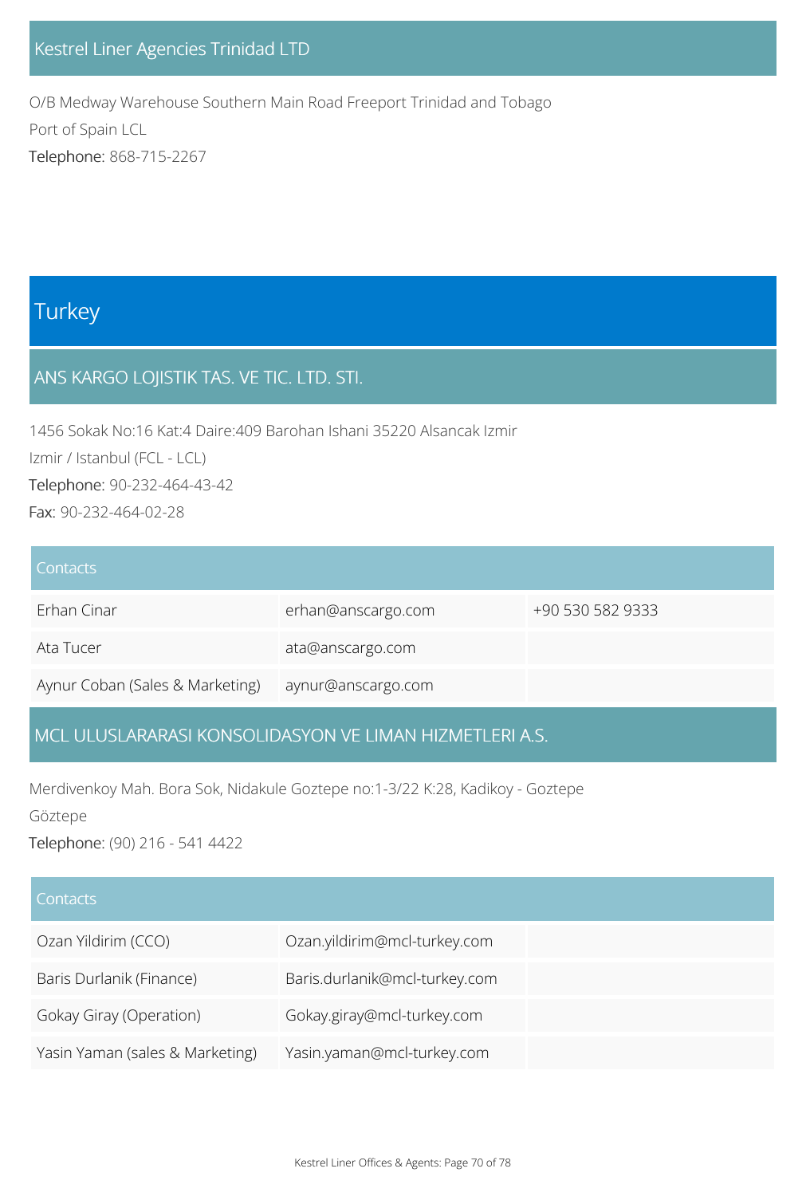### Kestrel Liner Agencies Trinidad LTD

O/B Medway Warehouse Southern Main Road Freeport Trinidad and Tobago

Port of Spain LCL

Telephone: 868-715-2267

## Turkey

### ANS KARGO LOJISTIK TAS. VE TIC. LTD. STI.

1456 Sokak No:16 Kat:4 Daire:409 Barohan Ishani 35220 Alsancak Izmir

Izmir / Istanbul (FCL - LCL)

Telephone: 90-232-464-43-42

Fax: 90-232-464-02-28

| Contacts | | |
|---|---|---|
| Erhan Cinar | erhan@anscargo.com | +90 530 582 9333 |
| Ata Tucer | ata@anscargo.com | |
| Aynur Coban (Sales & Marketing) | aynur@anscargo.com | |

### MCL ULUSLARARASI KONSOLIDASYON VE LIMAN HIZMETLERI A.S.

Merdivenkoy Mah. Bora Sok, Nidakule Goztepe no:1-3/22 K:28, Kadikoy - Goztepe

Göztepe

Telephone: (90) 216 - 541 4422

| Contacts | | |
|---|---|---|
| Ozan Yildirim (CCO) | Ozan.yildirim@mcl-turkey.com | |
| Baris Durlanik (Finance) | Baris.durlanik@mcl-turkey.com | |
| Gokay Giray (Operation) | Gokay.giray@mcl-turkey.com | |
| Yasin Yaman (sales & Marketing) | Yasin.yaman@mcl-turkey.com | |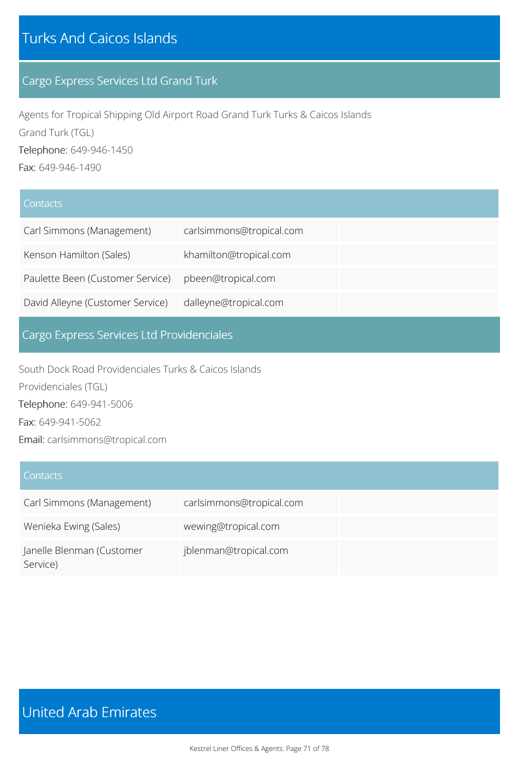# Turks And Caicos Islands

## Cargo Express Services Ltd Grand Turk

Agents for Tropical Shipping Old Airport Road Grand Turk Turks & Caicos Islands

Grand Turk (TGL)

Telephone: 649-946-1450

Fax: 649-946-1490

| Contacts | | |
| --- | --- | --- |
| Carl Simmons (Management) | carlsimmons@tropical.com | |
| Kenson Hamilton (Sales) | khamilton@tropical.com | |
| Paulette Been (Customer Service) | pbeen@tropical.com | |
| David Alleyne (Customer Service) | dalleyne@tropical.com | |

## Cargo Express Services Ltd Providenciales

South Dock Road Providenciales Turks & Caicos Islands

Providenciales (TGL)

Telephone: 649-941-5006

Fax: 649-941-5062

Email: carlsimmons@tropical.com

| Contacts | | |
| --- | --- | --- |
| Carl Simmons (Management) | carlsimmons@tropical.com | |
| Wenieka Ewing (Sales) | wewing@tropical.com | |
| Janelle Blenman (Customer Service) | jblenman@tropical.com | |

# United Arab Emirates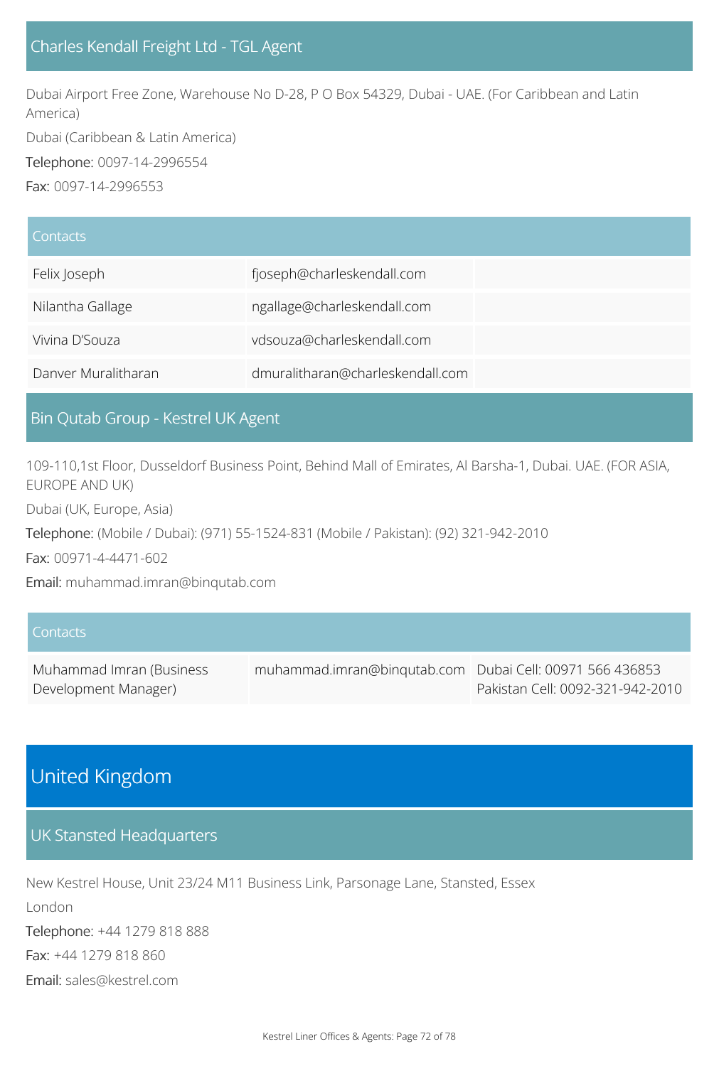## Charles Kendall Freight Ltd - TGL Agent

Dubai Airport Free Zone, Warehouse No D-28, P O Box 54329, Dubai - UAE. (For Caribbean and Latin America)

Dubai (Caribbean & Latin America)

Telephone: 0097-14-2996554

Fax: 0097-14-2996553

| Contacts | | |
|---|---|---|
| Felix Joseph | fjoseph@charleskendall.com | |
| Nilantha Gallage | ngallage@charleskendall.com | |
| Vivina D'Souza | vdsouza@charleskendall.com | |
| Danver Muralitharan | dmuralitharan@charleskendall.com | |

## Bin Qutab Group - Kestrel UK Agent

109-110,1st Floor, Dusseldorf Business Point, Behind Mall of Emirates, Al Barsha-1, Dubai. UAE. (FOR ASIA, EUROPE AND UK)

Dubai (UK, Europe, Asia)

Telephone: (Mobile / Dubai): (971) 55-1524-831 (Mobile / Pakistan): (92) 321-942-2010

Fax: 00971-4-4471-602

Email: muhammad.imran@binqutab.com

| Contacts | | |
|---|---|---|
| Muhammad Imran (Business Development Manager) | muhammad.imran@binqutab.com | Dubai Cell: 00971 566 436853 Pakistan Cell: 0092-321-942-2010 |

# United Kingdom

## UK Stansted Headquarters

New Kestrel House, Unit 23/24 M11 Business Link, Parsonage Lane, Stansted, Essex

London

Telephone: +44 1279 818 888

Fax: +44 1279 818 860

Email: sales@kestrel.com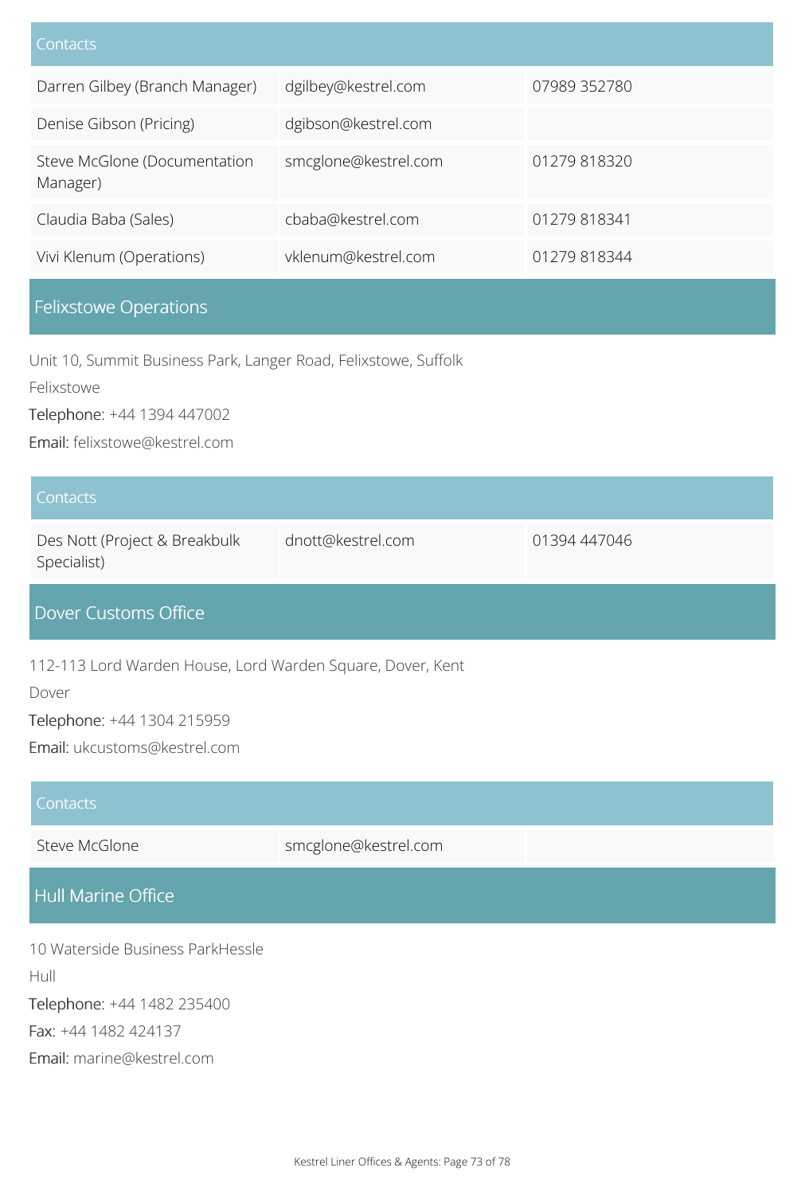| Contacts | | |
|---|---|---|
| Darren Gilbey (Branch Manager) | dgilbey@kestrel.com | 07989 352780 |
| Denise Gibson (Pricing) | dgibson@kestrel.com | |
| Steve McGlone (Documentation Manager) | smcglone@kestrel.com | 01279 818320 |
| Claudia Baba (Sales) | cbaba@kestrel.com | 01279 818341 |
| Vivi Klenum (Operations) | vklenum@kestrel.com | 01279 818344 |

## Felixstowe Operations

Unit 10, Summit Business Park, Langer Road, Felixstowe, Suffolk

Felixstowe

Telephone: +44 1394 447002

Email: felixstowe@kestrel.com

| Contacts | | |
|---|---|---|
| Des Nott (Project & Breakbulk Specialist) | dnott@kestrel.com | 01394 447046 |

## Dover Customs Office

112-113 Lord Warden House, Lord Warden Square, Dover, Kent

Dover

Telephone: +44 1304 215959

Email: ukcustoms@kestrel.com

| Contacts | | |
|---|---|---|
| Steve McGlone | smcglone@kestrel.com | |

## Hull Marine Office

10 Waterside Business ParkHessle

Hull

Telephone: +44 1482 235400

Fax: +44 1482 424137

Email: marine@kestrel.com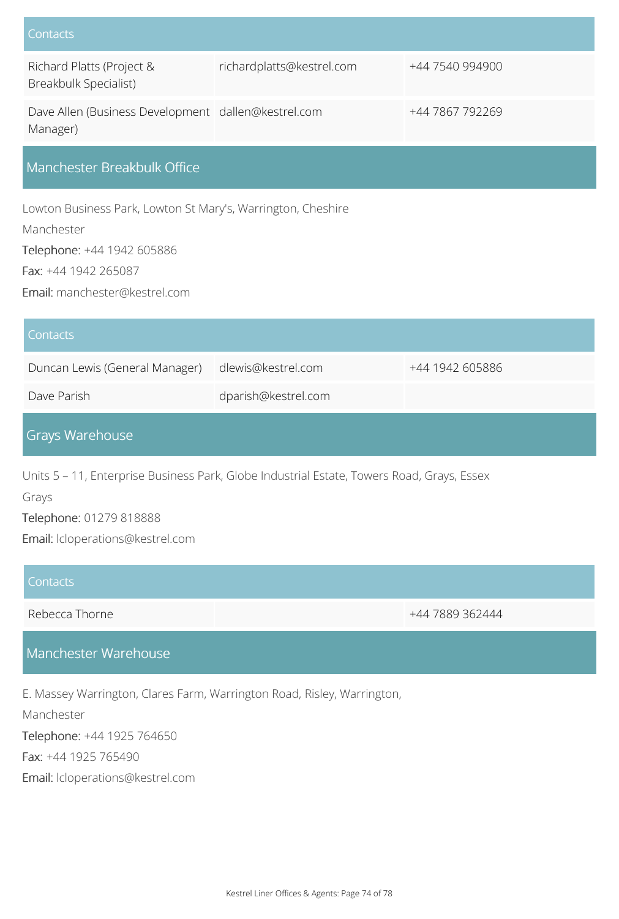| Contacts | | |
|---|---|---|
| Richard Platts (Project & Breakbulk Specialist) | richardplatts@kestrel.com | +44 7540 994900 |
| Dave Allen (Business Development Manager) | dallen@kestrel.com | +44 7867 792269 |

## Manchester Breakbulk Office

Lowton Business Park, Lowton St Mary's, Warrington, Cheshire

Manchester

Telephone: +44 1942 605886

Fax: +44 1942 265087

Email: manchester@kestrel.com

| Contacts | | |
|---|---|---|
| Duncan Lewis (General Manager) | dlewis@kestrel.com | +44 1942 605886 |
| Dave Parish | dparish@kestrel.com | |

## Grays Warehouse

Units 5 – 11, Enterprise Business Park, Globe Industrial Estate, Towers Road, Grays, Essex

Grays

Telephone: 01279 818888

Email: lcloperations@kestrel.com

| Contacts | | |
|---|---|---|
| Rebecca Thorne | | +44 7889 362444 |

## Manchester Warehouse

E. Massey Warrington, Clares Farm, Warrington Road, Risley, Warrington,

Manchester

Telephone: +44 1925 764650

Fax: +44 1925 765490

Email: lcloperations@kestrel.com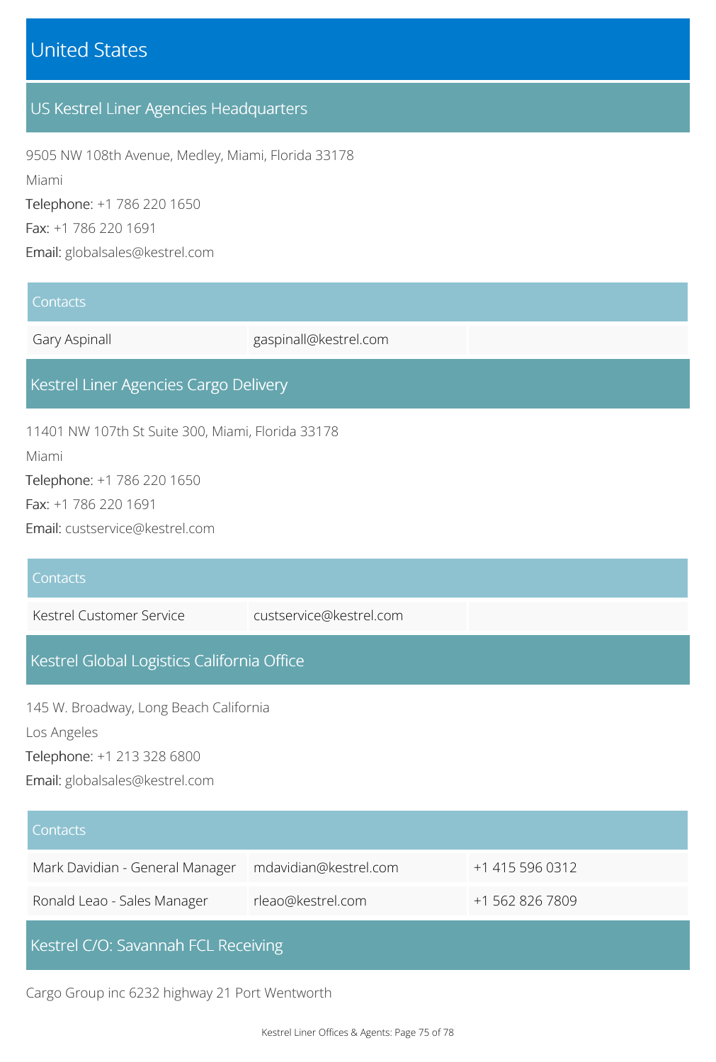# United States

## US Kestrel Liner Agencies Headquarters

9505 NW 108th Avenue, Medley, Miami, Florida 33178

Miami

Telephone: +1 786 220 1650

Fax: +1 786 220 1691

Email: globalsales@kestrel.com

| Contacts | | |
|---|---|---|
| Gary Aspinall | gaspinall@kestrel.com | |

## Kestrel Liner Agencies Cargo Delivery

11401 NW 107th St Suite 300, Miami, Florida 33178

Miami

Telephone: +1 786 220 1650

Fax: +1 786 220 1691

Email: custservice@kestrel.com

| Contacts | | |
|---|---|---|
| Kestrel Customer Service | custservice@kestrel.com | |

## Kestrel Global Logistics California Office

145 W. Broadway, Long Beach California

Los Angeles

Telephone: +1 213 328 6800

Email: globalsales@kestrel.com

| Contacts | | |
|---|---|---|
| Mark Davidian - General Manager | mdavidian@kestrel.com | +1 415 596 0312 |
| Ronald Leao - Sales Manager | rleao@kestrel.com | +1 562 826 7809 |

## Kestrel C/O: Savannah FCL Receiving

Cargo Group inc 6232 highway 21 Port Wentworth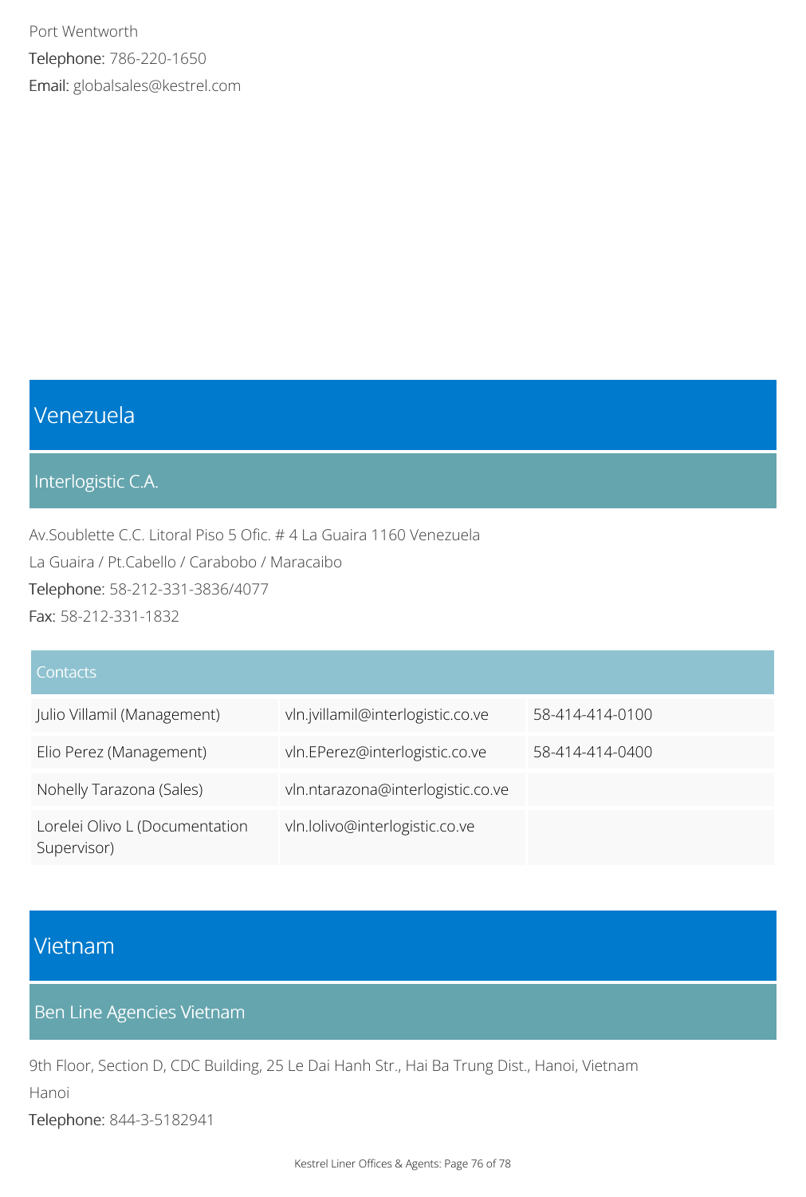Port Wentworth

Telephone: 786-220-1650

Email: globalsales@kestrel.com

# Venezuela

## Interlogistic C.A.

Av.Soublette C.C. Litoral Piso 5 Ofic. # 4 La Guaira 1160 Venezuela

La Guaira / Pt.Cabello / Carabobo / Maracaibo

Telephone: 58-212-331-3836/4077

Fax: 58-212-331-1832

| Contacts | | |
|---|---|---|
| Julio Villamil (Management) | vln.jvillamil@interlogistic.co.ve | 58-414-414-0100 |
| Elio Perez (Management) | vln.EPerez@interlogistic.co.ve | 58-414-414-0400 |
| Nohelly Tarazona (Sales) | vln.ntarazona@interlogistic.co.ve | |
| Lorelei Olivo L (Documentation Supervisor) | vln.lolivo@interlogistic.co.ve | |

# Vietnam

## Ben Line Agencies Vietnam

9th Floor, Section D, CDC Building, 25 Le Dai Hanh Str., Hai Ba Trung Dist., Hanoi, Vietnam

Hanoi

Telephone: 844-3-5182941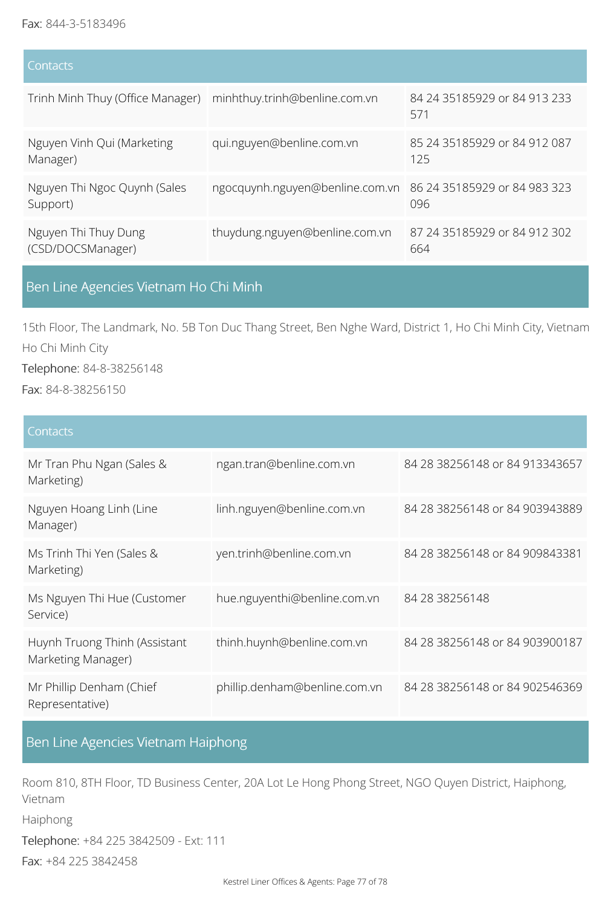**Fax:** 844-3-5183496

| Contacts | | |
|---|---|---|
| Trinh Minh Thuy (Office Manager) | minhthuy.trinh@benline.com.vn | 84 24 35185929 or 84 913 233 571 |
| Nguyen Vinh Qui (Marketing Manager) | qui.nguyen@benline.com.vn | 85 24 35185929 or 84 912 087 125 |
| Nguyen Thi Ngoc Quynh (Sales Support) | ngocquynh.nguyen@benline.com.vn | 86 24 35185929 or 84 983 323 096 |
| Nguyen Thi Thuy Dung (CSD/DOCSManager) | thuydung.nguyen@benline.com.vn | 87 24 35185929 or 84 912 302 664 |

## Ben Line Agencies Vietnam Ho Chi Minh

15th Floor, The Landmark, No. 5B Ton Duc Thang Street, Ben Nghe Ward, District 1, Ho Chi Minh City, Vietnam

Ho Chi Minh City

**Telephone:** 84-8-38256148

**Fax:** 84-8-38256150

| Contacts | | |
|---|---|---|
| Mr Tran Phu Ngan (Sales & Marketing) | ngan.tran@benline.com.vn | 84 28 38256148 or 84 913343657 |
| Nguyen Hoang Linh (Line Manager) | linh.nguyen@benline.com.vn | 84 28 38256148 or 84 903943889 |
| Ms Trinh Thi Yen (Sales & Marketing) | yen.trinh@benline.com.vn | 84 28 38256148 or 84 909843381 |
| Ms Nguyen Thi Hue (Customer Service) | hue.nguyenthi@benline.com.vn | 84 28 38256148 |
| Huynh Truong Thinh (Assistant Marketing Manager) | thinh.huynh@benline.com.vn | 84 28 38256148 or 84 903900187 |
| Mr Phillip Denham (Chief Representative) | phillip.denham@benline.com.vn | 84 28 38256148 or 84 902546369 |

## Ben Line Agencies Vietnam Haiphong

Room 810, 8TH Floor, TD Business Center, 20A Lot Le Hong Phong Street, NGO Quyen District, Haiphong, Vietnam

Haiphong

**Telephone:** +84 225 3842509 - Ext: 111

**Fax:** +84 225 3842458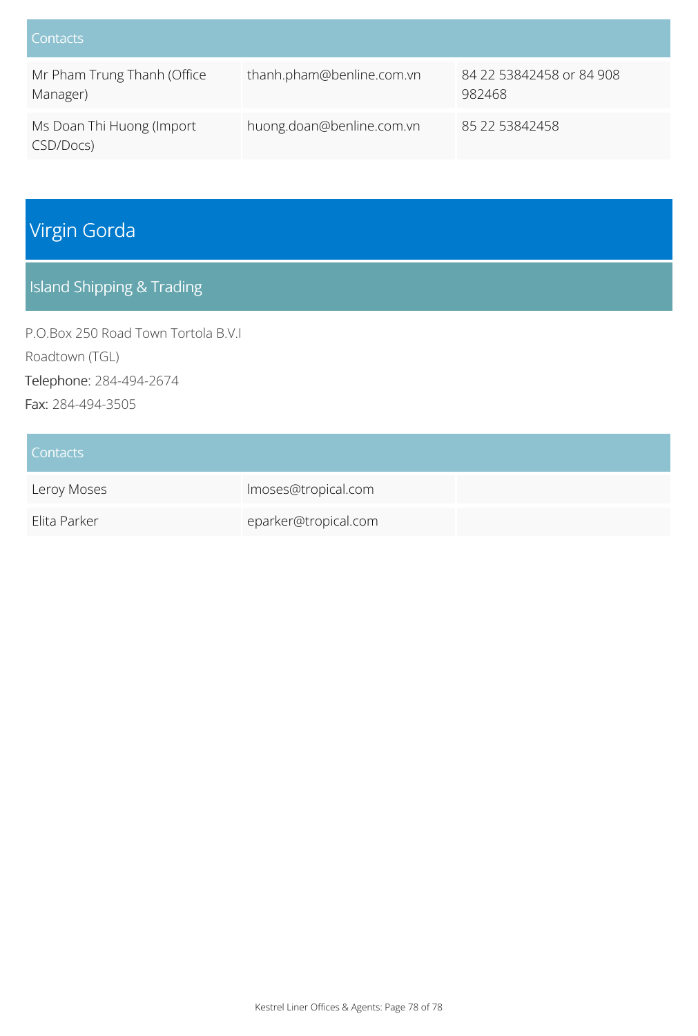| Contacts | | |
|---|---|---|
| Mr Pham Trung Thanh (Office Manager) | thanh.pham@benline.com.vn | 84 22 53842458 or 84 908 982468 |
| Ms Doan Thi Huong (Import CSD/Docs) | huong.doan@benline.com.vn | 85 22 53842458 |

# Virgin Gorda

## Island Shipping & Trading

P.O.Box 250 Road Town Tortola B.V.I

Roadtown (TGL)

Telephone: 284-494-2674

Fax: 284-494-3505

| Contacts | | |
|---|---|---|
| Leroy Moses | lmoses@tropical.com | |
| Elita Parker | eparker@tropical.com | |